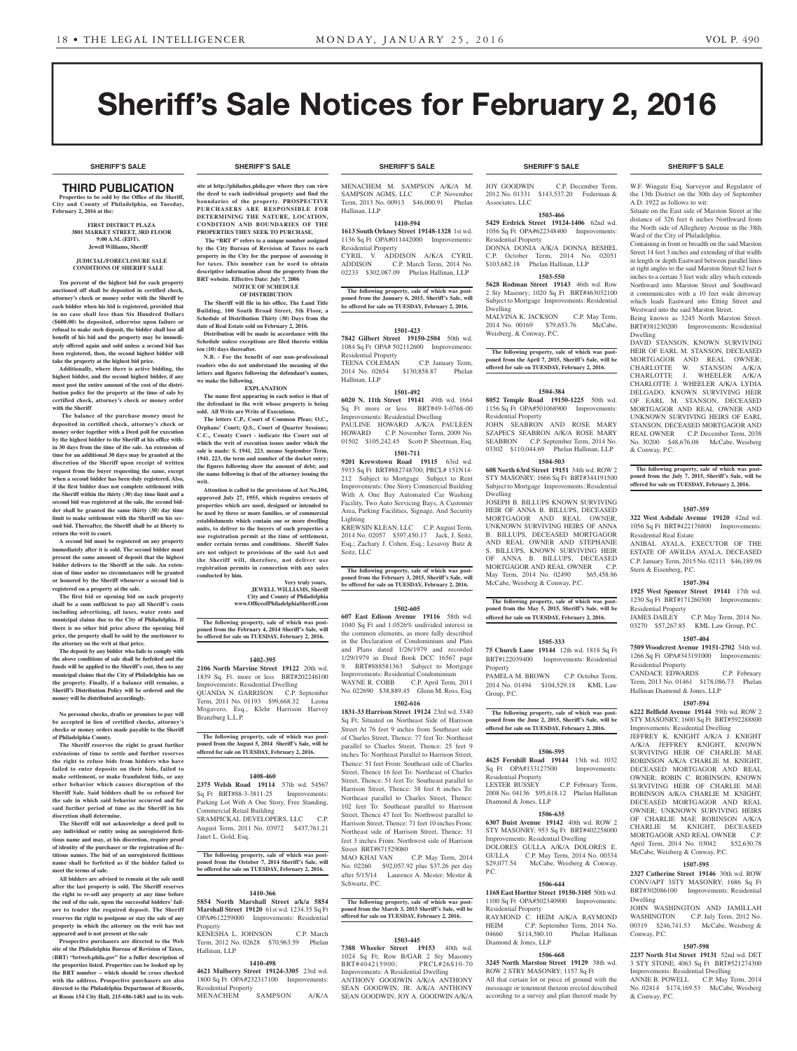# Sheriff's Sale Notices for February 2, 2016

SHERIFF'S SALE

## THIRD PUBLICATION

**Properties to be sold by the Office of the Sheriff, City and County of Philadelphia, on Tuesday, February 2, 2016 at the:**

**FIRST DISTRICT PLAZA**
**3801 MARKET STREET, 3RD FLOOR**
**9:00 A.M. (EDT).**
**Jewell Williams, Sheriff**

**JUDICIAL/FORECLOSURE SALE CONDITIONS OF SHERIFF SALE**

**Ten percent of the highest bid for each property auctioned off shall be deposited in certified check, attorney's check or money order with the Sheriff by each bidder when his bid is registered, provided that in no case shall less than Six Hundred Dollars ($600.00) be deposited, otherwise upon failure or refusal to make such deposit, the bidder shall lose all benefit of his bid and the property may be immediately offered again and sold unless a second bid has been registered, then, the second highest bidder will take the property at the highest bid price.**

**Additionally, where there is active bidding, the highest bidder, and the second highest bidder, if any must post the entire amount of the cost of the distribution policy for the property at the time of sale by certified check, attorney's check or money order with the Sheriff**

**The balance of the purchase money must be deposited in certified check, attorney's check or money order together with a Deed poll for execution by the highest bidder to the Sheriff at his office within 30 days from the time of the sale. An extension of time for an additional 30 days may be granted at the discretion of the Sheriff upon receipt of written request from the buyer requesting the same, except when a second bidder has been duly registered. Also, if the first bidder does not complete settlement with the Sheriff within the thirty (30) day time limit and a second bid was registered at the sale, the second bidder shall be granted the same thirty (30) day time limit to make settlement with the Sheriff on his second bid. Thereafter, the Sheriff shall be at liberty to return the writ to court.**

**A second bid must be registered on any property immediately after it is sold. The second bidder must present the same amount of deposit that the highest bidder delivers to the Sheriff at the sale. An extension of time under no circumstances will be granted or honored by the Sheriff whenever a second bid is registered on a property at the sale.**

**The first bid or opening bid on each property shall be a sum sufficient to pay all Sheriff's costs including advertising, all taxes, water rents and municipal claims due to the City of Philadelphia. If there is no other bid price above the opening bid price, the property shall be sold by the auctioneer to the attorney on the writ at that price.**

**The deposit by any bidder who fails to comply with the above conditions of sale shall be forfeited and the funds will be applied to the Sheriff's cost, then to any municipal claims that the City of Philadelphia has on the property. Finally, if a balance still remains, a Sheriff's Distribution Policy will be ordered and the money will be distributed accordingly.**

**No personal checks, drafts or promises to pay will be accepted in lieu of certified checks, attorney's checks or money orders made payable to the Sheriff of Philadelphia County.**

**The Sheriff reserves the right to grant further extensions of time to settle and further reserves the right to refuse bids from bidders who have failed to enter deposits on their bids, failed to make settlement, or make fraudulent bids, or any other behavior which causes disruption of the Sheriff Sale. Said bidders shall be so refused for the sale in which said behavior occurred and for said further period of time as the Sheriff in his discretion shall determine.**

**The Sheriff will not acknowledge a deed poll to any individual or entity using an unregistered fictitious name and may, at his discretion, require proof of identity of the purchaser or the registration of fictitious names. The bid of an unregistered fictitious name shall be forfeited as if the bidder failed to meet the terms of sale.**

**All bidders are advised to remain at the sale until after the last property is sold. The Sheriff reserves the right to re-sell any property at any time before the end of the sale, upon the successful bidders' failure to tender the required deposit. The Sheriff reserves the right to postpone or stay the sale of any property in which the attorney on the writ has not appeared and is not present at the sale**

**Prospective purchasers are directed to the Web site of the Philadelphia Bureau of Revision of Taxes, (BRT) "brtweb.phila.gov" for a fuller description of the properties listed. Properties can be looked up by the BRT number – which should be cross checked with the address. Prospective purchasers are also directed to the Philadelphia Department of Records, at Room 154 City Hall, 215-686-1483 and to its web-site at http://philadox.phila.gov where they can view the deed to each individual property and find the boundaries of the property. PROSPECTIVE PURCHASERS ARE RESPONSIBLE FOR DETERMINING THE NATURE, LOCATION, CONDITION AND BOUNDARIES OF THE PROPERTIES THEY SEEK TO PURCHASE.**

**The "BRT #" refers to a unique number assigned by the City Bureau of Revision of Taxes to each property in the City for the purpose of assessing it for taxes. This number can be used to obtain descriptive information about the property from the BRT website. Effective Date: July 7, 2006**

**NOTICE OF SCHEDULE OF DISTRIBUTION**

**The Sheriff will file in his office, The Land Title Building, 100 South Broad Street, 5th Floor, a Schedule of Distribution Thirty (30) Days from the date of Real Estate sold on February 2, 2016.**

**Distribution will be made in accordance with the Schedule unless exceptions are filed thereto within ten (10) days thereafter.**

**N.B. - For the benefit of our non-professional readers who do not understand the meaning of the letters and figures following the defendant's names, we make the following.**

**EXPLANATION**

**The name first appearing in each notice is that of the defendant in the writ whose property is being sold. All Writs are Writs of Executions.**

**The letters C.P., Court of Common Pleas; O.C., Orphans' Court; Q.S., Court of Quarter Sessions; C.C., County Court - indicate the Court out of which the writ of execution issues under which the sale is made: S. 1941. 223. means September Term, 1941. 223, the term and number of the docket entry; the figures following show the amount of debt; and the name following is that of the attorney issuing the writ.**

**Attention is called to the provisions of Act No.104, approved July 27, 1955, which requires owners of properties which are used, designed or intended to be used by three or more families, or of commercial establishments which contain one or more dwelling units, to deliver to the buyers of such properties a use registration permit at the time of settlement, under certain terms and conditions. Sheriff Sales are not subject to provisions of the said Act and the Sheriff will, therefore, not deliver use registration permits in connection with any sales conducted by him.**

**Very truly yours,**
**JEWELL WILLIAMS, Sheriff**
**City and County of Philadelphia**
**www.OfficeofPhiladelphiaSheriff.com**

**The following property, sale of which was postponed from the February 4, 2014 Sheriff's Sale, will be offered for sale on TUESDAY, February 2, 2016.**

**1402-395**

**2106 North Marvine Street 19122** 20th wd. 1839 Sq. Ft. more or less BRT#202246100 Improvements: Residential Dwelling
QUANDA N. GARRISON C.P. September Term, 2011 No. 01193 $99,668.32 Leona Mogavero, Esq., Klehr Harrison Harvey Branzburg L.L.P.

**The following property, sale of which was postponed from the August 5, 2014 Sheriff's Sale, will be offered for sale on TUESDAY, February 2, 2016.**

**1408-460**

**2375 Welsh Road 19114** 57th wd. 54567 Sq Ft BRT#88-3-3811-25 Improvements: Parking Lot With A One Story, Free Standing, Commercial Retail Building
SRAMPICKAL DEVELOPERS, LLC C.P. August Term, 2011 No. 03972 $437,761.21 Janet L. Gold, Esq.

**The following property, sale of which was postponed from the October 7, 2014 Sheriff's Sale, will be offered for sale on TUESDAY, February 2, 2016.**

**1410-366**

**5854 North Marshall Street a/k/a 5854 Marshall Street 19120** 61st wd. 1234.35 Sq Ft OPA#612259000 Improvements: Residential Property
KENESHA L. JOHNSON C.P. March Term, 2012 No. 02628 $70,963.59 Phelan Hallinan, LLP

**1410-498**

**4621 Mulberry Street 19124-3305** 23rd wd. 1800 Sq Ft OPA#232317100 Improvements: Residential Property
MENACHEM SAMPSON A/K/A MENACHEM M. SAMPSON AGMS, LLC C.P. November Term, 2013 No. 00913 $46,000.91 Phelan Hallinan, LLP

**1410-594**

**1613 South Orkney Street 19148-1328** 1st wd. 1136 Sq Ft OPA#011442000 Improvements: Residential Property
CYRIL V. ADDISON A/K/A CYRIL ADDISON C.P. March Term, 2014 No. 02233 $302,087.09 Phelan Hallinan, LLP

**The following property, sale of which was postponed from the January 6, 2015, Sheriff's Sale, will be offered for sale on TUESDAY, February 2, 2016.**

**1501-423**

**7842 Gilbert Street 19150-2504** 50th wd. 1084 Sq Ft OPA# 502112600 Improvements: Residential Property
TEENA COLEMAN C.P. January Term, 2014 No. 02654 $130,858.87 Phelan Hallinan, LLP

**1501-492**

**6020 N. 11th Street 19141** 49th wd. 1664 Sq Ft more or less BRT#49-3-0768-00 Improvements: Residential Dwelling
PAULINE HOWARD A/K/A PAULEEN HOWARD C.P. November Term, 2009 No. 01502 $105,242.45 Scott P. Sheetman, Esq.

**1501-711**

**9201 Krewstown Road 19115** 63rd wd. 5933 Sq Ft BRT#882748700; PRCL# 151N14-212 Subject to Mortgage Subject to Rent Improvements: One Story Commercial Building With A One Bay Automated Car Washing Facility, Two Auto Servicing Bays, A Customer Area, Parking Facilities, Signage, And Security Lighting
KREWSIN KLEAN, LLC C.P. August Term, 2014 No. 02057 $397,450.17 Jack, J. Seitz, Esq.; Zachary J. Cohen, Esq.; Lesavoy Butz & Seitz, LLC

**The following property, sale of which was postponed from the February 3, 2015, Sheriff's Sale, will be offered for sale on TUESDAY, February 2, 2016.**

**1502-605**

**607 East Edison Avenue 19116** 58th wd. 1040 Sq Ft and 1.0526% undivided interest in the common elements, as more fully described in the Declaration of Condominium and Plats and Plans dated 1/26/1979 and recorded 1/29/1979 in Deed Book DCC 16567 page 9. BRT#888581363 Subject to Mortgage Improvements: Residential Condominium
WAYNE R. COBB C.P. April Term, 2011 No. 022690 $38,889.45 Glenn M. Ross, Esq.

**1502-616**

**1831-33 Harrison Street 19124** 23rd wd. 3340 Sq Ft; Situated on Northeast Side of Harrison Street At 76 feet 9 inches from Southeast side of Charles Street, Thence: 77 feet To: Northeast parallel to Charles Street, Thence: 25 feet 9 inches To: Northeast Parallel to Harrison Street, Thence: 51 feet From: Southeast side of Charles Street, Thence 16 feet To: Northeast of Charles Street, Thence: 51 feet To: Southeast parallel to Harrison Street, Thence: 38 feet 6 inches To: Northeast parallel to Charles Street, Thence: 102 feet To: Southeast parallel to Harrison Street, Thence 47 feet To: Northwest parallel to Harrison Street, Thence: 71 feet 10 inches From: Northeast side of Harrison Street, Thence: 31 feet 3 inches From: Northwest side of Harrison Street BRT#871529080
MAO KHAI VAN C.P. May Term, 2014 No. 02260 $92,057.92 plus $37.26 per day after 5/15/14 Laurence A. Mester; Mester & Schwartz, P.C.

**The following property, sale of which was postponed from the March 3, 2015 Sheriff's Sale, will be offered for sale on TUESDAY, February 2, 2016.**

**1503-445**

**7388 Wheeler Street 19153** 40th wd. 1024 Sq Ft; Row B/GAR 2 Sty Masonry BRT#404215900; PRCL#26S10-70 Improvements: A Residential Dwelling
ANTHONY GOODWIN A/K/A ANTHONY SEAN GOODWIN, JR. A/K/A ANTHONY SEAN GOODWIN; JOY A. GOODWIN A/K/A JOY GOODWIN C.P. December Term, 2012 No. 01331 $143,537.20 Federman & Associates, LLC

**1503-466**

**5429 Erdrick Street 19124-1406** 62nd wd. 1056 Sq Ft OPA#622348400 Improvements: Residential Property
DONNA DONIA A/K/A DONNA BESHEL C.P. October Term, 2014 No. 02051 $103,682.18 Phelan Hallinan, LLP

**1503-550**

**5628 Rodman Street 19143** 46th wd. Row 2 Sty Masonry; 1020 Sq Ft BRT#463032100 Subject to Mortgage Improvements: Residential Dwelling
MALVINA K. JACKSON C.P. May Term, 2014 No. 00169 $79,653.76 McCabe, Weisberg & Conway, P.C.

**The following property, sale of which was postponed from the April 7, 2015, Sheriff's Sale, will be offered for sale on TUESDAY, February 2, 2016.**

**1504-384**

**8052 Temple Road 19150-1225** 50th wd. 1156 Sq Ft OPA#501068900 Improvements: Residential Property
JOHN SEABRON AND ROSE MARY SZAPECS SEABRON A/K/A ROSE MARY SEABRON C.P. September Term, 2014 No. 03302 $110,044.69 Phelan Hallinan, LLP

**1504-503**

**608 North 63rd Street 19151** 34th wd. ROW 2 STY MASONRY; 1666 Sq Ft BRT#344191500 Subject to Mortgage Improvements: Residential Dwelling
JOSEPH B. BILLUPS KNOWN SURVIVING HEIR OF ANNA B. BILLUPS, DECEASED MORTGAGOR AND REAL OWNER, UNKNOWN SURVIVING HEIRS OF ANNA B. BILLUPS, DECEASED MORTGAGOR AND REAL OWNER AND STEPHANIE S. BILLUPS, KNOWN SURVIVING HEIR OF ANNA B. BILLUPS, DECEASED MORTGAGOR AND REAL OWNER C.P. May Term, 2014 No. 02490 $65,458.86 McCabe, Weisberg & Conway, P.C.

**The following property, sale of which was postponed from the May 5, 2015, Sheriff's Sale, will be offered for sale on TUESDAY, February 2, 2016.**

**1505-333**

**75 Church Lane 19144** 12th wd. 1818 Sq Ft BRT#122039400 Improvements: Residential Property
PAMELA M. BROWN C.P. October Term, 2014 No. 01494 $104,529.18 KML Law Group, P.C.

**The following property, sale of which was postponed from the June 2, 2015, Sheriff's Sale, will be offered for sale on TUESDAY, February 2, 2016.**

**1506-595**

**4625 Fernhill Road 19144** 13th wd. 1032 Sq Ft OPA#133127500 Improvements: Residential Property
LESTER BUSSEY C.P. February Term, 2008 No. 04136 $95,618.12 Phelan Hallinan Diamond & Jones, LLP

**1506-635**

**6307 Buist Avenue 19142** 40th wd. ROW 2 STY MASONRY; 953 Sq Ft BRT#402258000 Improvements: Residential Dwelling
DOLORES GULLA A/K/A DOLORES E. GULLA C.P. May Term, 2014 No. 00334 $29,077.54 McCabe, Weisberg & Conway, P.C.

**1506-644**

**1168 East Hortter Street 19150-3105** 50th wd. 1100 Sq Ft OPA#502340900 Improvements: Residential Property
RAYMOND C. HEIM A/K/A RAYMOND HEIM C.P. September Term, 2014 No. 04660 $114,580.10 Phelan Hallinan Diamond & Jones, LLP

**1506-668**

**3245 North Marston Street 19129** 38th wd. ROW 2 STRY MASONRY; 1157 Sq Ft
All that certain lot or piece of ground with the messuage or tenement thereon erected described according to a survey and plan thereof made by W.F. Wingate Esq. Surveyor and Regulator of the 13th District on the 30th day of September A.D. 1922 as follows to wit:
Situate on the East side of Marston Street at the distance of 326 feet 6 inches Northward from the North side of Allegheny Avenue in the 38th Ward of the City of Philadelphia.
Containing in front or breadth on the said Marston Street 14 feet 3 inches and extending of that width in length or depth Eastward between parallel lines at right angles to the said Marston Street 62 feet 6 inches to a certain 3 feet wide alley which extends Northward into Marston Street and Southward it communicates with a 10 feet wide driveway which leads Eastward into Etting Street and Westward into the said Marston Street.
Being known as 3245 North Marston Street. BRT#381230200 Improvements: Residential Dwelling
DAVID STANSON, KNOWN SURVIVING HEIR OF EARL M. STANSON, DECEASED MORTGAGOR AND REAL OWNER; CHARLOTTE W. STANSON A/K/A CHARLOTTE J. WHEELER A/K/A CHARLOTTE J. WHEELER A/K/A LYDIA DELGADO, KNOWN SURVIVING HEIR OF EARL M. STANSON, DECEASED MORTGAGOR AND REAL OWNER AND UNKNOWN SURVIVING HEIRS OF EARL STANSON, DECEASED MORTGAGOR AND REAL OWNER C.P. December Term, 2038 No. 30200 $48,676.08 McCabe, Weisberg & Conway, P.C.

**The following property, sale of which was postponed from the July 7, 2015, Sheriff's Sale, will be offered for sale on TUESDAY, February 2, 2016.**

**1507-359**

**322 West Ashdale Avenue 19120** 42nd wd. 1056 Sq Ft BRT#422176800 Improvements: Residential Real Estate
ANIBAL AYALA, EXECUTOR OF THE ESTATE OF AWILDA AYALA, DECEASED C.P. January Term, 2015 No. 02113 $46,189.98 Stern & Eisenberg, P.C.

**1507-394**

**1925 West Spencer Street 19141** 17th wd. 1230 Sq Ft BRT#171260300 Improvements: Residential Property
JAMES DAILEY C.P. May Term, 2014 No. 03270 $57,267.85 KML Law Group, P.C.

**1507-404**

**7509 Woodcrest Avenue 19151-2702** 34th wd. 1266 Sq Ft OPA#343191000 Improvements: Residential Property
CANDACE EDWARDS C.P. February Term, 2013 No. 01461 $178,086.73 Phelan Hallinan Diamond & Jones, LLP

**1507-594**

**6222 Belfield Avenue 19144** 59th wd. ROW 2 STY MASONRY; 1600 Sq Ft BRT#592288800 Improvements: Residential Dwelling
JEFFREY K. KNIGHT A/K/A J. KNIGHT A/K/A JEFFREY KNIGHT, KNOWN SURVIVING HEIR OF CHARLIE MAE ROBINSON A/K/A CHARLIE M. KNIGHT, DECEASED MORTGAGOR AND REAL OWNER; ROBIN C. ROBINSON, KNOWN SURVIVING HEIR OF CHARLIE MAE ROBINSON A/K/A CHARLIE M. KNIGHT, DECEASED MORTGAGOR AND REAL OWNER; UNKNOWN SURVIVING HEIRS OF CHARLIE MAE ROBINSON A/K/A CHARLIE M. KNIGHT, DECEASED MORTGAGOR AND REAL OWNER C.P. April Term, 2014 No. 03042 $52,630.78 McCabe, Weisberg & Conway, P.C.

**1507-595**

**2327 Catherine Street 19146** 30th wd. ROW CONV/APT 3STY MASONRY; 1686 Sq Ft BRT#302086100 Improvements: Residential Dwelling
JOHN WASHINGTON AND JAMILLAH WASHINGTON C.P. July Term, 2012 No. 00319 $246,741.53 McCabe, Weisberg & Conway, P.C.

**1507-598**

**2237 North 51st Street 19131** 52nd wd. DET 3 STY STONE; 4063 Sq Ft BRT#521274300 Improvements: Residential Dwelling
ANNIE B. POWELL C.P. May Term, 2014 No. 02414 $174,169.53 McCabe, Weisberg & Conway, P.C.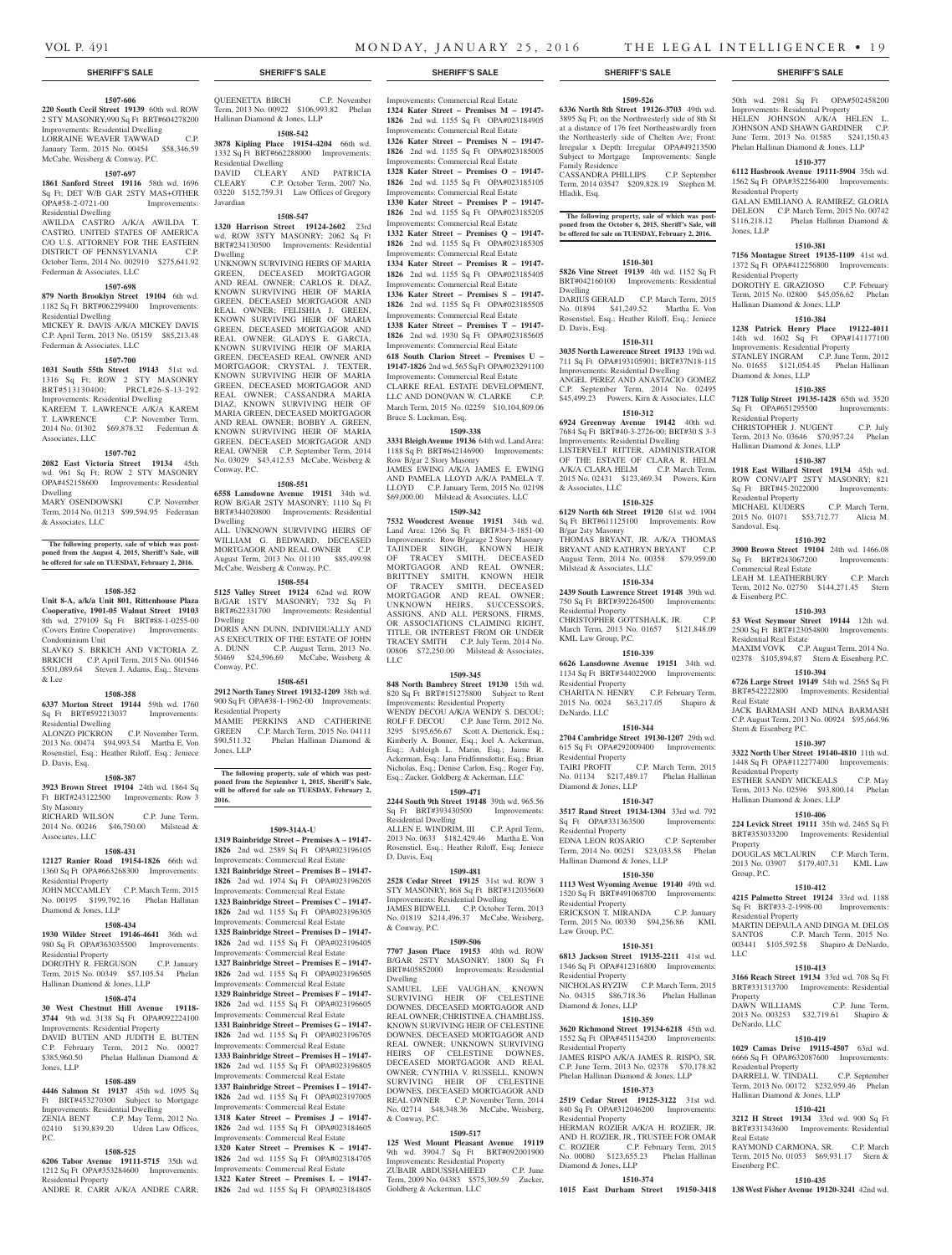## SHERIFF'S SALE

**1507-606**

**220 South Cecil Street 19139** 60th wd. ROW 2 STY MASONRY;990 Sq Ft BRT#604278200 Improvements: Residential Dwelling

LORRAINE WEAVER TAWWAD C.P. January Term, 2015 No. 00454 $58,346.59 McCabe, Weisberg & Conway, P.C.

**1507-697**

**1861 Sanford Street 19116** 58th wd. 1696 Sq Ft; DET W/B GAR 2STY MAS+OTHER OPA#58-2-0721-00 Improvements: Residential Dwelling

AWILDA CASTRO A/K/A AWILDA T. CASTRO, UNITED STATES OF AMERICA C/O U.S. ATTORNEY FOR THE EASTERN DISTRICT OF PENNSYLVANIA C.P. October Term, 2014 No. 002910 $275,641.92 Federman & Associates, LLC

**1507-698**

**879 North Brooklyn Street 19104** 6th wd. 1182 Sq Ft BRT#062299400 Improvements: Residential Dwelling

MICKEY R. DAVIS A/K/A MICKEY DAVIS C.P. April Term, 2013 No. 05159 $85,213.48 Federman & Associates, LLC

**1507-700**

**1031 South 55th Street 19143** 51st wd. 1316 Sq Ft; ROW 2 STY MASONRY BRT#513130400; PRCL#26-S-13-292 Improvements: Residential Dwelling

KAREEM T. LAWRENCE A/K/A KAREM T. LAWRENCE C.P. November Term, 2014 No. 01302 $69,878.32 Federman & Associates, LLC

**1507-702**

**2082 East Victoria Street 19134** 45th wd. 961 Sq Ft; ROW 2 STY MASONRY OPA#452158600 Improvements: Residential Dwelling

MARY OSENDOWSKI C.P. November Term, 2014 No. 01213 $99,594.95 Federman & Associates, LLC

**The following property, sale of which was postponed from the August 4, 2015, Sheriff's Sale, will be offered for sale on TUESDAY, February 2, 2016.**

**1508-352**

**Unit 8-A, a/k/a Unit 801, Rittenhouse Plaza Cooperative, 1901-05 Walnut Street 19103** 8th wd. 279109 Sq Ft BRT#88-1-0255-00 (Covers Entire Cooperative) Improvements: Condominium Unit

SLAVKO S. BRKICH AND VICTORIA Z. BRKICH C.P. April Term, 2015 No. 001546 $501,089.64 Steven J. Adams, Esq.; Stevens & Lee

**1508-358**

**6337 Morton Street 19144** 59th wd. 1760 Sq Ft BRT#592213037 Improvements: Residential Dwelling

ALONZO PICKRON C.P. November Term, 2013 No. 00474 $94,993.54 Martha E. Von Rosenstiel, Esq.; Heather Riloff, Esq.; Jeniece D. Davis, Esq.

**1508-387**

**3923 Brown Street 19104** 24th wd. 1864 Sq Ft BRT#243122500 Improvements: Row 3 Sty Masonry

RICHARD WILSON C.P. June Term, 2014 No. 00246 $46,750.00 Milstead & Associates, LLC

**1508-431**

**12127 Ranier Road 19154-1826** 66th wd. 1360 Sq Ft OPA#663268300 Improvements: Residential Property

JOHN MCCAMLEY C.P. March Term, 2015 No. 00195 $199,792.16 Phelan Hallinan Diamond & Jones, LLP

**1508-434**

**1930 Wilder Street 19146-4641** 36th wd. 980 Sq Ft OPA#363035500 Improvements: Residential Property

DOROTHY R. FERGUSON C.P. January Term, 2015 No. 00349 $57,105.54 Phelan Hallinan Diamond & Jones, LLP

**1508-474**

**30 West Chestnut Hill Avenue 19118-3744** 9th wd. 3138 Sq Ft OPA#092224100 Improvements: Residential Property

DAVID BUTEN AND JUDITH E. BUTEN C.P. February Term, 2012 No. 00027 $385,960.50 Phelan Hallinan Diamond & Jones, LLP

**1508-489**

**4446 Salmon St 19137** 45th wd. 1095 Sq Ft BRT#453270300 Subject to Mortgage Improvements: Residential Dwelling

ZENIA BENT C.P. May Term, 2012 No. 02410 $139,839.20 Udren Law Offices, P.C.

**1508-525**

**6206 Tabor Avenue 19111-5715** 35th wd. 1212 Sq Ft OPA#353284600 Improvements: Residential Property

ANDRE R. CARR A/K/A ANDRE CARR; QUEENETTA BIRCH C.P. November Term, 2013 No. 00922 $106,993.82 Phelan Hallinan Diamond & Jones, LLP

**1508-542**

**3878 Kipling Place 19154-4204** 66th wd. 1332 Sq Ft BRT#662288000 Improvements: Residential Dwelling

DAVID CLEARY AND PATRICIA CLEARY C.P. October Term, 2007 No. 03220 $152,759.31 Law Offices of Gregory Javardian

**1508-547**

**1320 Harrison Street 19124-2602** 23rd wd. ROW 3STY MASONRY; 2062 Sq Ft BRT#234130500 Improvements: Residential Dwelling

UNKNOWN SURVIVING HEIRS OF MARIA GREEN, DECEASED MORTGAGOR AND REAL OWNER; CARLOS R. DIAZ, KNOWN SURVIVING HEIR OF MARIA GREEN, DECEASED MORTGAGOR AND REAL OWNER; FELISHIA J. GREEN, KNOWN SURVIVING HEIR OF MARIA GREEN, DECEASED MORTGAGOR AND REAL OWNER; GLADYS E. GARCIA, KNOWN SURVIVING HEIR OF MARIA GREEN, DECEASED REAL OWNER AND MORTGAGOR; CRYSTAL J. TEXTER, KNOWN SURVIVING HEIR OF MARIA GREEN, DECEASED MORTGAGOR AND REAL OWNER; CASSANDRA MARIA DIAZ, KNOWN SURVIVING HEIR OF MARIA GREEN, DECEASED MORTGAGOR AND REAL OWNER; BOBBY A. GREEN, KNOWN SURVIVING HEIR OF MARIA GREEN, DECEASED MORTGAGOR AND REAL OWNER C.P. September Term, 2014 No. 03029 $43,412.53 McCabe, Weisberg & Conway, P.C.

**1508-551**

**6558 Lansdowne Avenue 19151** 34th wd. ROW B/GAR 2STY MASONRY; 1110 Sq Ft BRT#344020800 Improvements: Residential Dwelling

ALL UNKNOWN SURVIVING HEIRS OF WILLIAM G. BEDWARD, DECEASED MORTGAGOR AND REAL OWNER C.P. August Term, 2013 No. 01110 $85,499.98 McCabe, Weisberg & Conway, P.C.

**1508-554**

**5125 Valley Street 19124** 62nd wd. ROW B/GAR 1STY MASONRY; 732 Sq Ft BRT#622331700 Improvements: Residential Dwelling

DORIS ANN DUNN, INDIVIDUALLY AND AS EXECUTRIX OF THE ESTATE OF JOHN A. DUNN C.P. August Term, 2013 No. 50469 $24,596.69 McCabe, Weisberg & Conway, P.C.

**1508-651**

**2912 North Taney Street 19132-1209** 38th wd. 900 Sq Ft OPA#38-1-1962-00 Improvements: Residential Property

MAMIE PERKINS AND CATHERINE GREEN C.P. March Term, 2015 No. 04111 $90,511.32 Phelan Hallinan Diamond & Jones, LLP

**The following property, sale of which was postponed from the September 1, 2015, Sheriff's Sale, will be offered for sale on TUESDAY, February 2, 2016.**

**1509-314A-U**

**1319 Bainbridge Street – Premises A – 19147-1826** 2nd wd. 2589 Sq Ft OPA#023196105 Improvements: Commercial Real Estate

**1321 Bainbridge Street – Premises B – 19147-1826** 2nd wd. 1974 Sq Ft OPA#023196205 Improvements: Commercial Real Estate

**1323 Bainbridge Street – Premises C – 19147-1826** 2nd wd. 1155 Sq Ft OPA#023196305 Improvements: Commercial Real Estate

**1325 Bainbridge Street – Premises D – 19147-1826** 2nd wd. 1155 Sq Ft OPA#023196405 Improvements: Commercial Real Estate

**1327 Bainbridge Street – Premises E – 19147-1826** 2nd wd. 1155 Sq Ft OPA#023196505 Improvements: Commercial Real Estate

**1329 Bainbridge Street – Premises F – 19147-1826** 2nd wd. 1155 Sq Ft OPA#023196605 Improvements: Commercial Real Estate

**1331 Bainbridge Street – Premises G – 19147-1826** 2nd wd. 1155 Sq Ft OPA#023196705 Improvements: Commercial Real Estate

**1333 Bainbridge Street – Premises H – 19147-1826** 2nd wd. 1155 Sq Ft OPA#023196805 Improvements: Commercial Real Estate

**1337 Bainbridge Street – Premises I – 19147-1826** 2nd wd. 1155 Sq Ft OPA#023197005 Improvements: Commercial Real Estate

**1318 Kater Street – Premises J – 19147-1826** 2nd wd. 1155 Sq Ft OPA#023184605 Improvements: Commercial Real Estate

**1320 Kater Street – Premises K – 19147-1826** 2nd wd. 1155 Sq Ft OPA#023184705 Improvements: Commercial Real Estate

**1322 Kater Street – Premises L – 19147-1826** 2nd wd. 1155 Sq Ft OPA#023184805 Improvements: Commercial Real Estate

**1324 Kater Street – Premises M – 19147-1826** 2nd wd. 1155 Sq Ft OPA#023184905 Improvements: Commercial Real Estate

**1326 Kater Street – Premises N – 19147-1826** 2nd wd. 1155 Sq Ft OPA#023185005 Improvements: Commercial Real Estate

**1328 Kater Street – Premises O – 19147-1826** 2nd wd. 1155 Sq Ft OPA#023185105 Improvements: Commercial Real Estate

**1330 Kater Street – Premises P – 19147-1826** 2nd wd. 1155 Sq Ft OPA#023185205 Improvements: Commercial Real Estate

**1332 Kater Street – Premises Q – 19147-1826** 2nd wd. 1155 Sq Ft OPA#023185305 Improvements: Commercial Real Estate

**1334 Kater Street – Premises R – 19147-1826** 2nd wd. 1155 Sq Ft OPA#023185405 Improvements: Commercial Real Estate

**1336 Kater Street – Premises S – 19147-1826** 2nd wd. 1155 Sq Ft OPA#023185505 Improvements: Commercial Real Estate

**1338 Kater Street – Premises T – 19147-1826** 2nd wd. 1930 Sq Ft OPA#023185605 Improvements: Commercial Real Estate

**618 South Clarion Street – Premises U – 19147-1826** 2nd wd. 565 Sq Ft OPA#023291100 Improvements: Commercial Real Estate

CLARKE REAL ESTATE DEVELOPMENT, LLC AND DONOVAN W. CLARKE C.P. March Term, 2015 No. 02259 $10,104,809.06 Bruce S. Luckman, Esq.

**1509-338**

**3331 Bleigh Avenue 19136** 64th wd. Land Area: 1188 Sq Ft BRT#642146900 Improvements: Row B/gar 2 Story Masonry

JAMES EWING A/K/A JAMES E. EWING AND PAMELA LLOYD A/K/A PAMELA T. LLOYD C.P. January Term, 2015 No. 02198 $69,000.00 Milstead & Associates, LLC

**1509-342**

**7532 Woodcrest Avenue 19151** 34th wd. Land Area: 1266 Sq Ft BRT#34-3-1851-00 Improvements: Row B/garage 2 Story Masonry

TAJINDER SINGH, KNOWN HEIR OF TRACEY SMITH, DECEASED MORTGAGOR AND REAL OWNER; BRITTNEY SMITH, KNOWN HEIR OF TRACEY SMITH, DECEASED MORTGAGOR AND REAL OWNER; UNKNOWN HEIRS, SUCCESSORS, ASSIGNS, AND ALL PERSONS, FIRMS, OR ASSOCIATIONS CLAIMING RIGHT, TITLE, OR INTEREST FROM OR UNDER TRACEY SMITH C.P. July Term, 2014 No. 00806 $72,250.00 Milstead & Associates, LLC

**1509-345**

**848 North Bambrey Street 19130** 15th wd. 820 Sq Ft BRT#151275800 Subject to Rent Improvements: Residential Property

WENDY DECOU A/K/A WENDY S. DECOU; ROLF F. DECOU C.P. June Term, 2012 No. 3295 $195,656.67 Scott A. Dietterick, Esq.; Kimberly A. Bonner, Esq.; Joel A. Ackerman, Esq.; Ashleigh L. Marin, Esq.; Jaime R. Ackerman, Esq.; Jana Fridfinnsdottir, Esq.; Brian Nicholas, Esq.; Denise Carlon, Esq.; Roger Fay, Esq.; Zucker, Goldberg & Ackerman, LLC

**1509-471**

**2244 South 9th Street 19148** 39th wd. 965.56 Sq Ft BRT#393430500 Improvements: Residential Dwelling

ALLEN E. WINDRIM, III C.P. April Term, 2013 No. 0633 $182,429.46 Martha E. Von Rosenstiel, Esq.; Heather Riloff, Esq.; Jeniece D. Davis, Esq

**1509-481**

**2528 Cedar Street 19125** 31st wd. ROW 3 STY MASONRY; 868 Sq Ft BRT#312035600 Improvements: Residential Dwelling

JAMES BIDWELL C.P. October Term, 2013 No. 01819 $214,496.37 McCabe, Weisberg, & Conway, P.C.

**1509-506**

**7707 Jason Place 19153** 40th wd. ROW B/GAR 2STY MASONRY; 1800 Sq Ft BRT#405852000 Improvements: Residential Dwelling

SAMUEL LEE VAUGHAN, KNOWN SURVIVING HEIR OF CELESTINE DOWNES, DECEASED MORTGAGOR AND REAL OWNER; CHRISTINE A. CHAMBLISS, KNOWN SURVIVING HEIR OF CELESTINE DOWNES, DECEASED MORTGAGOR AND REAL OWNER; UNKNOWN SURVIVING HEIRS OF CELESTINE DOWNES, DECEASED MORTGAGOR AND REAL OWNER; CYNTHIA V. RUSSELL, KNOWN SURVIVING HEIR OF CELESTINE DOWNES, DECEASED MORTGAGOR AND REAL OWNER C.P. November Term, 2014 No. 02714 $48,348.36 McCabe, Weisberg, & Conway, P.C.

**1509-517**

**125 West Mount Pleasant Avenue 19119** 9th wd. 3904.7 Sq Ft BRT#092001900 Improvements: Residential Property

ZUBAIR ABDUSSHAHEED C.P. June Term, 2009 No. 04383 $575,309.59 Zucker, Goldberg & Ackerman, LLC

**1509-526**

**6336 North 8th Street 19126-3703** 49th wd. 3895 Sq Ft; on the Northwesterly side of 8th St at a distance of 176 feet Northeastwardly from the Northeasterly side of Chelten Ave; Front: Irregular x Depth: Irregular OPA#49213500 Subject to Mortgage Improvements: Single Family Residence

CASSANDRA PHILLIPS C.P. September Term, 2014 03547 $209,828.19 Stephen M. Hladik, Esq.

**The following property, sale of which was postponed from the October 6, 2015, Sheriff's Sale, will be offered for sale on TUESDAY, February 2, 2016.**

**1510-301**

**5826 Vine Street 19139** 4th wd. 1152 Sq Ft BRT#042160100 Improvements: Residential Dwelling

DARIUS GERALD C.P. March Term, 2015 No. 01894 $41,249.52 Martha E. Von Rosenstiel, Esq.; Heather Riloff, Esq.; Jeniece D. Davis, Esq.

**1510-311**

**3035 North Lawrence Street 19133** 19th wd. 711 Sq Ft OPA#193105901; BRT#37N18-115 Improvements: Residential Dwelling

ANGEL PEREZ AND ANASTACIO GOMEZ C.P. September Term, 2014 No. 02495 $45,499.23 Powers, Kirn & Associates, LLC

**1510-312**

**6924 Greenway Avenue 19142** 40th wd. 7684 Sq Ft BRT#40-3-2726-00; BRT#30 S 3-3 Improvements: Residential Dwelling

LISTERVELT RITTER, ADMINISTRATOR OF THE ESTATE OF CLARA R. HELM A/K/A CLARA HELM C.P. March Term, 2015 No. 02431 $123,469.34 Powers, Kirn & Associates, LLC

**1510-325**

**6129 North 6th Street 19120** 61st wd. 1904 Sq Ft BRT#611125100 Improvements: Row B/gar 2sty Masonry

THOMAS BRYANT, JR. A/K/A THOMAS BRYANT AND KATHRYN BRYANT C.P. August Term, 2014 No. 00358 $79,959.00 Milstead & Associates, LLC

**1510-334**

**2439 South Lawrence Street 19148** 39th wd. 750 Sq Ft BRT#392264500 Improvements: Residential Property

CHRISTOPHER GOTTSHALK, JR. C.P. March Term, 2013 No. 01657 $121,848.09 KML Law Group, P.C.

**1510-339**

**6626 Lansdowne Avenue 19151** 34th wd. 1134 Sq Ft BRT#344022900 Improvements: Residential Property

CHARITA N. HENRY C.P. February Term, 2015 No. 0024 $63,217.05 Shapiro & DeNardo, LLC

**1510-344**

**2704 Cambridge Street 19130-1207** 29th wd. 615 Sq Ft OPA#292009400 Improvements: Residential Property

TAIRI PROFIT C.P. March Term, 2015 No. 01134 $217,489.17 Phelan Hallinan Diamond & Jones, LLP

**1510-347**

**3517 Rand Street 19134-1304** 33rd wd. 792 Sq Ft OPA#331363500 Improvements: Residential Property

EDNA LEON ROSARIO C.P. September Term, 2014 No. 00251 $23,033.58 Phelan Hallinan Diamond & Jones, LLP

**1510-350**

**1113 West Wyoming Avenue 19140** 49th wd. 1520 Sq Ft BRT#491068700 Improvements: Residential Property

ERICKSON T. MIRANDA C.P. January Term, 2015 No. 00330 $94,256.86 KML Law Group, P.C.

**1510-351**

**6813 Jackson Street 19135-2211** 41st wd. 1346 Sq Ft OPA#412316800 Improvements: Residential Property

NICHOLAS RYZIW C.P. March Term, 2015 No. 04315 $86,718.36 Phelan Hallinan Diamond & Jones, LLP

**1510-359**

**3620 Richmond Street 19134-6218** 45th wd. 1552 Sq Ft OPA#451154200 Improvements: Residential Property

JAMES RISPO A/K/A JAMES R. RISPO, SR. C.P. June Term, 2013 No. 02378 $70,178.82 Phelan Hallinan Diamond & Jones, LLP

**1510-373**

**2519 Cedar Street 19125-3122** 31st wd. 840 Sq Ft OPA#312046200 Improvements: Residential Property

HERMAN ROZIER A/K/A H. ROZIER, JR. AND H. ROZIER, JR., TRUSTEE FOR OMAR C. ROZIER C.P. February Term, 2015 No. 00080 $123,655.23 Phelan Hallinan Diamond & Jones, LLP

**1510-374**

**1015 East Durham Street 19150-3418** 50th wd. 2981 Sq Ft OPA#502458200 Improvements: Residential Property

HELEN JOHNSON A/K/A HELEN L. JOHNSON AND SHAWN GARDINER C.P. June Term, 2013 No. 01585 $241,150.43 Phelan Hallinan Diamond & Jones, LLP

**1510-377**

**6112 Hasbrook Avenue 19111-5904** 35th wd. 1562 Sq Ft OPA#352256400 Improvements: Residential Property

GALAN EMILIANO A. RAMIREZ; GLORIA DELEON C.P. March Term, 2015 No. 00742 $116,218.12 Phelan Hallinan Diamond & Jones, LLP

**1510-381**

**7156 Montague Street 19135-1109** 41st wd. 1372 Sq Ft OPA#412256800 Improvements: Residential Property

DOROTHY E. GRAZIOSO C.P. February Term, 2015 No. 02800 $45,056.62 Phelan Hallinan Diamond & Jones, LLP

**1510-384**

**1238 Patrick Henry Place 19122-4011** 14th wd. 1602 Sq Ft OPA#141177100 Improvements: Residential Property

STANLEY INGRAM C.P. June Term, 2012 No. 01655 $121,054.45 Phelan Hallinan Diamond & Jones, LLP

**1510-385**

**7128 Tulip Street 19135-1428** 65th wd. 3520 Sq Ft OPA#651295500 Improvements: Residential Property

CHRISTOPHER J. NUGENT C.P. July Term, 2013 No. 03646 $70,957.24 Phelan Hallinan Diamond & Jones, LLP

**1510-387**

**1918 East Willard Street 19134** 45th wd. ROW CONV/APT 2STY MASONRY; 821 Sq Ft BRT#45-2022000 Improvements: Residential Property

MICHAEL KUDERS C.P. March Term, 2015 No. 01071 $53,712.77 Alicia M. Sandoval, Esq.

**1510-392**

**3900 Brown Street 19104** 24th wd. 1466.08 Sq Ft BRT#243067200 Improvements: Commercial Real Estate

LEAH M. LEATHERBURY C.P. March Term, 2012 No. 02750 $144,271.45 Stern & Eisenberg P.C.

**1510-393**

**53 West Seymour Street 19144** 12th wd. 2500 Sq Ft BRT#123054800 Improvements: Residential Real Estate

MAXIM VOVK C.P. August Term, 2014 No. 02378 $105,894.87 Stern & Eisenberg P.C.

**1510-394**

**6726 Large Street 19149** 54th wd. 2565 Sq Ft BRT#542222800 Improvements: Residential Real Estate

JACK BARMASH AND MINA BARMASH C.P. August Term, 2013 No. 00924 $95,664.96 Stern & Eisenberg P.C.

**1510-397**

**3322 North Uber Street 19140-4810** 11th wd. 1448 Sq Ft OPA#112277400 Improvements: Residential Property

ESTHER SANDY MICKEALS C.P. May Term, 2013 No. 02596 $93,800.14 Phelan Hallinan Diamond & Jones, LLP

**1510-406**

**224 Levick Street 19111** 35th wd. 2465 Sq Ft BRT#353033200 Improvements: Residential Property

DOUGLAS MCLAURIN C.P. March Term, 2013 No. 03907 $179,407.31 KML Law Group, P.C.

**1510-412**

**4215 Palmetto Street 19124** 33rd wd. 1188 Sq Ft BRT#33-2-1998-00 Improvements: Residential Property

MARTIN DEPAULA AND DINGA M. DELOS SANTOS C.P. March Term, 2015 No. 003441 $105,592.58 Shapiro & DeNardo, LLC

**1510-413**

**3166 Reach Street 19134** 33rd wd. 708 Sq Ft BRT#331313700 Improvements: Residential Property

DAWN WILLIAMS C.P. June Term, 2013 No. 003253 $32,719.61 Shapiro & DeNardo, LLC

**1510-419**

**1029 Camas Drive 19115-4507** 63rd wd. 6666 Sq Ft OPA#632087600 Improvements: Residential Property

DARRELL W. TINDALL C.P. September Term, 2013 No. 00172 $232,959.46 Phelan Hallinan Diamond & Jones, LLP

**1510-421**

**3212 H Street 19134** 33rd wd. 900 Sq Ft BRT#331343600 Improvements: Residential Real Estate

RAYMOND CARMONA, SR. C.P. March Term, 2015 No. 01053 $69,931.17 Stern & Eisenberg P.C.

**1510-435**

**138 West Fisher Avenue 19120-3241** 42nd wd.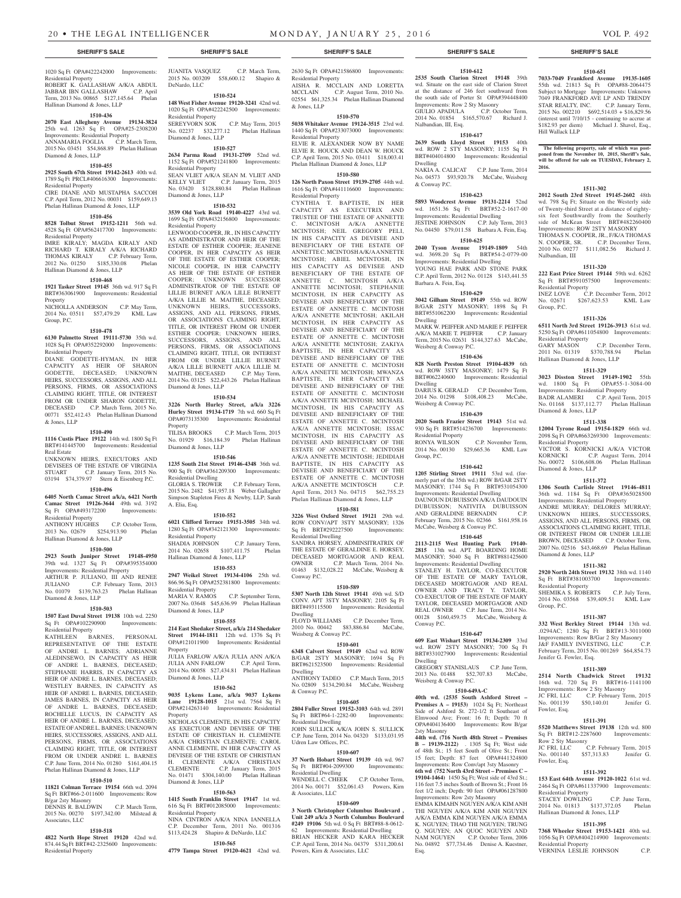1020 Sq Ft OPA#422242000 Improvements: Residential Property
ROBERT K. GALLASHAW A/K/A ABDUL JABBAR IBN GALLASHAW C.P. April Term, 2013 No. 00865 $127,145.64 Phelan Hallinan Diamond & Jones, LLP

**1510-436**

**2070 East Allegheny Avenue 19134-3824** 25th wd. 1263 Sq Ft OPA#25-2308200 Improvements: Residential Property
ANNAMARIA FOGLIA C.P. March Term, 2015 No. 03451 $54,868.89 Phelan Hallinan Diamond & Jones, LLP

**1510-455**

**2925 South 67th Street 19142-2613** 40th wd. 1789 Sq Ft PRCL#406616300 Improvements: Residential Property
CIRE DIANE AND MUSTAPHA SACCOH C.P. April Term, 2012 No. 00031 $159,649.13 Phelan Hallinan Diamond & Jones, LLP

**1510-456**

**8528 Tolbut Street 19152-1211** 56th wd. 4528 Sq Ft OPA#562417700 Improvements: Residential Property
IMRE KIRALY; MAGDA KIRALY AND RICHARD T. KIRALY A/K/A RICHARD THOMAS KIRALY C.P. February Term, 2012 No. 01250 $185,330.08 Phelan Hallinan Diamond & Jones, LLP

**1510-468**

**1921 Tasker Street 19145** 36th wd. 917 Sq Ft BRT#363061900 Improvements: Residential Property
NICHOLLA ANDERSON C.P. May Term, 2014 No. 03511 $57,479.29 KML Law Group, P.C.

**1510-478**

**6130 Palmetto Street 19111-5730** 35th wd. 1028 Sq Ft OPA#352292000 Improvements: Residential Property
DIANE GODETTE-HYMAN, IN HER CAPACITY AS HEIR OF SHARON GODETTE, DECEASED; UNKNOWN HEIRS, SUCCESSORS, ASSIGNS, AND ALL PERSONS, FIRMS, OR ASSOCIATIONS CLAIMING RIGHT, TITLE, OR INTEREST FROM OR UNDER SHARON GODETTE, DECEASED C.P. March Term, 2015 No. 00771 $52,412.43 Phelan Hallinan Diamond & Jones, LLP

**1510-490**

**1116 Custis Place 19122** 14th wd. 1800 Sq Ft BRT#141445700 Improvements: Residential Real Estate
UNKNOWN HEIRS, EXECUTORS AND DEVISEES OF THE ESTATE OF VIRGINIA STUART C.P. January Term, 2015 No. 03194 $74,379.97 Stern & Eisenberg P.C.

**1510-496**

**6405 North Camac Street a/k/a, 6421 North Camac Street 19126-3644** 49th wd. 3192 Sq Ft OPA#493172200 Improvements: Residential Property
ANTHONY HUGHES C.P. October Term, 2013 No. 02679 $254,913.90 Phelan Hallinan Diamond & Jones, LLP

**1510-500**

**2923 South Juniper Street 19148-4950** 39th wd. 1327 Sq Ft OPA#395354000 Improvements: Residential Property
ARTHUR P. JULIANO, III AND RENEE JULIANO C.P. February Term, 2013 No. 01079 $139,763.23 Phelan Hallinan Diamond & Jones, LLP

**1510-503**

**1507 East Duval Street 19138** 10th wd. 2250 Sq Ft OPA#102290900 Improvements: Residential Property
KATHLEEN BARNES, PERSONAL REPRESENTATIVE OF THE ESTATE OF ANDRE L. BARNES; ADRIANNE ALEDINSEWO, IN CAPACITY AS HEIR OF ANDRE L. BARNES, DECEASED; STEPHANIE HARRIS, IN CAPACITY AS HEIR OF ANDRE L. BARNES, DECEASED; WESTLEY BARNES, IN CAPACITY AS HEIR OF ANDRE L. BARNES, DECEASED; JAMES BARNES, IN CAPACITY AS HEIR OF ANDRE L. BARNES, DECEASED; ROCHELLE LUCUS, IN CAPACITY AS HEIR OF ANDRE L. BARNES, DECEASED; ESTATE OF ANDRE L. BARNES; UNKNOWN HEIRS, SUCCESSORS, ASSIGNS, AND ALL PERSONS, FIRMS, OR ASSOCIATIONS CLAIMING RIGHT, TITLE, OR INTEREST FROM OR UNDER ANDRE L. BARNES C.P. June Term, 2014 No. 01280 $161,404.15 Phelan Hallinan Diamond & Jones, LLP

**1510-510**

**11821 Colman Terrace 19154** 66th wd. 2094 Sq Ft BRT#66-2-011600 Improvements: Row B/gar 2sty Masonry
DENNIS R. BALDWIN C.P. March Term, 2015 No. 00270 $197,342.00 Milstead & Associates, LLC

**1510-518**

**4822 North Hope Street 19120** 42nd wd. 874.44 Sq Ft BRT#42-2325600 Improvements: Residential Property
JUANITA VASQUEZ C.P. March Term, 2015 No. 003209 $58,600.12 Shapiro & DeNardo, LLC

**1510-524**

**148 West Fisher Avenue 19120-3241** 42nd wd. 1020 Sq Ft OPA#422242500 Improvements: Residential Property
SEREYVORN SOK C.P. May Term, 2015 No. 02237 $32,277.12 Phelan Hallinan Diamond & Jones, LLP

**1510-527**

**2634 Parma Road 19131-2709** 52nd wd. 1152 Sq Ft OPA#521241800 Improvements: Residential Property
SEAN VLIET A/K/A SEAN M. VLIET AND KELLY VLIET C.P. January Term, 2015 No. 03420 $128,880.84 Phelan Hallinan Diamond & Jones, LLP

**1510-532**

**3539 Old York Road 19140-4227** 43rd wd. 1699 Sq Ft OPA#432156800 Improvements: Residential Property
LENWOOD COOPER, JR., IN HIS CAPACITY AS ADMINISTRATOR AND HEIR OF THE ESTATE OF ESTHER COOPER; JEANENE COOPER, IN HER CAPACITY AS HEIR OF THE ESTATE OF ESTHER COOPER; NICOLE COOPER, IN HER CAPACITY AS HEIR OF THE ESTATE OF ESTHER COOPER; UNKNOWN SUCCESSOR ADMINISTRATOR OF THE ESTATE OF LILLIE BURNETT A/K/A LILLE BURNETT A/K/A LILLIE M. MAITHE, DECEASED; UNKNOWN HEIRS, SUCCESSORS, ASSIGNS, AND ALL PERSONS, FIRMS, OR ASSOCIATIONS CLAIMING RIGHT, TITLE, OR INTEREST FROM OR UNDER ESTHER COOPER; UNKNOWN HEIRS, SUCCESSORS, ASSIGNS, AND ALL PERSONS, FIRMS, OR ASSOCIATIONS CLAIMING RIGHT, TITLE, OR INTEREST FROM OR UNDER LILLIE BURNETT A/K/A LILLE BURNETT A/K/A LILLIE M. MAITHE, DECEASED C.P. May Term, 2014 No. 03125 $22,443.26 Phelan Hallinan Diamond & Jones, LLP

**1510-534**

**3226 North Hurley Street, a/k/a 3226 Hurley Street 19134-1719** 7th wd. 660 Sq Ft OPA#073135300 Improvements: Residential Property
TILISA BROOKS C.P. March Term, 2015 No. 01929 $16,184.39 Phelan Hallinan Diamond & Jones, LLP

**1510-546**

**1235 South 21st Street 19146-4348** 36th wd. 900 Sq Ft OPA#361209300 Improvements: Residential Dwelling
GLORIA S. TROWER C.P. February Term, 2015 No. 2482 $41,957.18 Weber Gallagher Simpson Stapleton Fires & Newby, LLP; Sarah A. Elia, Esq.

**1510-552**

**6021 Clifford Terrace 19151-3505** 34th wd. 1280 Sq Ft OPA#342121300 Improvements: Residential Property
SHADIA JOHNSON C.P. January Term, 2014 No. 02658 $107,411.75 Phelan Hallinan Diamond & Jones, LLP

**1510-553**

**2947 Weikel Street 19134-4106** 25th wd. 866.96 Sq Ft OPA#252381800 Improvements: Residential Property
MARIA V. RAMOS C.P. September Term, 2007 No. 03648 $45,636.99 Phelan Hallinan Diamond & Jones, LLP

**1510-555**

**214 East Shedaker Street, a/k/a 214 Shedaker Street 19144-1811** 12th wd. 1376 Sq Ft OPA#121011900 Improvements: Residential Property
JULIA FARLOW A/K/A JULIA ANN A/K/A JULIA ANN FARLOW C.P. April Term, 2014 No. 00058 $27,434.81 Phelan Hallinan Diamond & Jones, LLP

**1510-562**

**9035 Lykens Lane, a/k/a 9037 Lykens Lane 19128-1015** 21st wd. 7564 Sq Ft OPA#214263140 Improvements: Residential Property
NICHOLAS CLEMENTE, IN HIS CAPACITY AS EXECUTOR AND DEVISEE OF THE ESTATE OF CHRISTIAN H. CLEMENTE A/K/A CHRISTIAN CLEMENTE; CAROL ANNE CLEMENTE, IN HER CAPACITY AS DEVISEE OF THE ESTATE OF CHRISTIAN H. CLEMENTE A/K/A CHRISTIAN CLEMENTE C.P. January Term, 2015 No. 01471 $304,140.00 Phelan Hallinan Diamond & Jones, LLP

**1510-563**

**1415 South Franklin Street 19147** 1st wd. 616 Sq Ft BRT#012085000 Improvements: Residential Property
NINA CINTRON A/K/A NINA IANNELLA C.P. December Term, 2011 No. 001316 $113,424.28 Shapiro & DeNardo, LLC

**1510-565**

**4779 Tampa Street 19120-4621** 42nd wd. 2630 Sq Ft OPA#421586800 Improvements: Residential Property
AISHA R. MCCLAIN AND LORETTA MCCLAIN C.P. August Term, 2010 No. 02554 $61,325.34 Phelan Hallinan Diamond & Jones, LLP

**1510-570**

**5038 Whitaker Avenue 19124-3515** 23rd wd. 1440 Sq Ft OPA#233073000 Improvements: Residential Property
ELVIE R. ALEXANDER NOW BY NAME ELVIE R. HOUCK AND DEAN W. HOUCK C.P. April Term, 2015 No. 03411 $18,003.41 Phelan Hallinan Diamond & Jones, LLP

**1510-580**

**126 North Paxon Street 19139-2705** 44th wd. 1616 Sq Ft OPA#441116600 Improvements: Residential Property
CYNTHIA T. BAPTISTE, IN HER CAPACITY AS EXECUTRIX AND TRUSTEE OF THE ESTATE OF ANNETTE C. MCINTOSH A/K/A ANNETTE MCINTOSH; NEIL GREGORY PELI, IN HIS CAPACITY AS DEVISEE AND BENEFICIARY OF THE ESTATE OF ANNETTE C. MCINTOSH A/K/A ANNETTE MCINTOSH; ABIEL MCINTOSH, IN HIS CAPACITY AS DEVISEE AND BENEFICIARY OF THE ESTATE OF ANNETTE C. MCINTOSH A/K/A ANNETTE MCINTOSH; STEPHANIE MCINTOSH, IN HER CAPACITY AS DEVISEE AND BENEFICIARY OF THE ESTATE OF ANNETTE C. MCINTOSH A/K/A ANNETTE MCINTOSH; AKILAH MCINTOSH, IN HER CAPACITY AS DEVISEE AND BENEFICIARY OF THE ESTATE OF ANNETTE C. MCINTOSH A/K/A ANNETTE MCINTOSH; ZAKIYA BAPTISTE, IN HER CAPACITY AS DEVISEE AND BENEFICIARY OF THE ESTATE OF ANNETTE C. MCINTOSH A/K/A ANNETTE MCINTOSH; MWANZA BAPTISTE, IN HER CAPACITY AS DEVISEE AND BENEFICIARY OF THE ESTATE OF ANNETTE C. MCINTOSH A/K/A ANNETTE MCINTOSH; MICHAEL MCINTOSH, IN HIS CAPACITY AS DEVISEE AND BENEFICIARY OF THE ESTATE OF ANNETTE C. MCINTOSH A/K/A ANNETTE MCINTOSH; ISSAC MCINTOSH, IN HIS CAPACITY AS DEVISEE AND BENEFICIARY OF THE ESTATE OF ANNETTE C. MCINTOSH A/K/A ANNETTE MCINTOSH; JEDIDIAH BAPTISTE, IN HIS CAPACITY AS DEVISEE AND BENEFICIARY OF THE ESTATE OF ANNETTE C. MCINTOSH A/K/A ANNETTE MCINTOSH C.P. April Term, 2013 No. 04715 $62,755.23 Phelan Hallinan Diamond & Jones, LLP

**1510-581**

**3226 West Oxford Street 19121** 29th wd. ROW CONV/APT 3STY MASONRY; 1326 Sq Ft BRT#292227500 Improvements: Residential Dwelling
SANDRA HORSEY, ADMINSITRATRIX OF THE ESTATE OF GERALDINE E. HORSEY, DECEASED MORTGAGOR AND REAL OWNER C.P. March Term, 2014 No. 01463 $132,028.22 McCabe, Weisberg & Conway P.C.

**1510-589**

**5307 North 12th Street 19141** 49th wd. S/D CONV. APT 3STY MASONRY; 2105 Sq Ft BRT#493115500 Improvements: Residential Dwelling
FLOYD WILLIAMS C.P. December Term, 2010 No. 00442 $83,886.84 McCabe, Weisberg & Conway P.C.

**1510-601**

**6348 Calvert Street 19149** 62nd wd. ROW B/GAR 2STY MASONRY; 1694 Sq Ft BRT#621523500 Improvements: Residential Dwelling
ANTHONY TADEO C.P. March Term, 2015 No. 02809 $134,290.84 McCabe, Weisberg & Conway P.C.

**1510-605**

**2804 Fuller Street 19152-3103** 64th wd. 2891 Sq Ft BRT#64-1-2282-00 Improvements: Residential Dwelling
JOHN SULLICK A/K/A JOHN S. SULLICK C.P. June Term, 2014 No. 04320 $133,031.95 Udren Law Offices, P.C.

**1510-607**

**37 North Hobart Street 19139** 4th wd. 967 Sq Ft BRT#04-2099300 Improvements: Residential Dwelling
WENDELL C. CHEEK C.P. October Term, 2014 No. 00171 $52,061.43 Powers, Kirn & Associates, LLC

**1510-609**

**3 North Christopher Columbus Boulevard , Unit 249 a/k/a 3 North Columbus Boulevard #249 19106** 5th wd. 0 Sq Ft BRT#88-8-0612-62 Improvements: Residential Dwelling
BRIAN HECKER AND KARA HECKER C.P. April Term, 2014 No. 04379 $311,200.61 Powers, Kirn & Associates, LLC

**1510-612**

**2535 South Clarion Street 19148** 39th wd. Situate on the east side of Clarion Street at the distance of 246 feet southward from the south side of Porter St OPA#394448400 Improvements: Row 2 Sty Masonry
GIULIO APADULA C.P. October Term, 2014 No. 01854 $165,570.67 Richard J. Nalbandian, III, Esq.

**1510-617**

**2639 South Lloyd Street 19153** 40th wd. ROW 2 STY MASONRY; 1155 Sq Ft BRT#404014800 Improvements: Residential Dwelling
NAKIA A. CALICAT C.P. June Term, 2014 No. 04573 $93,920.78 McCabe, Weisberg & Conway P.C.

**1510-623**

**5893 Woodcrest Avenue 19131-2214** 52nd wd. 1651.36 Sq Ft BRT#52-2-1617-00 Improvements: Residential Dwelling
JESTINE JOHNSON C.P. July Term, 2013 No. 04450 $79,011.58 Barbara A. Fein, Esq.

**1510-625**

**2040 Tyson Avenue 19149-1809** 54th wd. 3698.20 Sq Ft BRT#54-2-0779-00 Improvements: Residential Dwelling
YOUNG HAE PARK AND STONE PARK C.P. April Term, 2012 No. 01128 $143,441.55 Barbara A. Fein, Esq.

**1510-629**

**3042 Gilham Street 19149** 55th wd. ROW B/GAR 2STY MASONRY; 1898 Sq Ft BRT#551062200 Improvements: Residential Dwelling
MARK W. PEIFFER AND MARIE F. PEIFFER A/K/A MARIE T. PEIFFER C.P. January Term, 2015 No. 02631 $144,327.63 McCabe, Weisberg & Conway P.C.

**1510-636**

**828 North Preston Street 19104-4839** 6th wd. ROW 3STY MASONRY; 1479 Sq Ft BRT#062240600 Improvements: Residential Dwelling
DARIUS K. GERALD C.P. December Term, 2014 No. 01298 $108,408.23 McCabe, Weisberg & Conway P.C.

**1510-639**

**2020 South Frazier Street 19143** 51st wd. 930 Sq Ft BRT#514236700 Improvements: Residential Property
RONYA WILSON C.P. November Term, 2014 No. 00130 $29,665.36 KML Law Group, P.C.

**1510-642**

**1205 Stirling Street 19111** 53rd wd. (formerly part of the 35th wd.) ROW B/GAR 2STY MASONRY; 1744 Sq Ft BRT#531054300 Improvements: Residential Dwelling
DAUNOUN DUBUISSON A/K/A DAUDOUIN DUBUISSON; NATIVITA DUBUISSON AND GERALDINE BERNADIN C.P. February Term, 2015 No. 02366 $161,958.16 McCabe, Weisberg & Conway P.C.

**1510-645**

**2113-2115 West Hunting Park 19140-2815** 13th wd. APT. BOARDING HOME MASONRY; 5040 Sq Ft BRT#881425600 Improvements: Residential Dwelling
STANLEY H. TAYLOR, CO-EXECUTOR OF THE ESTATE OF MARY TAYLOR, DECEASED MORTGAGOR AND REAL OWNER AND TRACY Y. TAYLOR, CO-EXECUTOR OF THE ESTATE OF MARY TAYLOR, DECEASED MORTGAGOR AND REAL OWNER C.P. June Term, 2014 No. 00128 $160,459.75 McCabe, Weisberg & Conway P.C.

**1510-647**

**609 East Wishart Street 19134-2309** 33rd wd. ROW 2STY MASONRY; 700 Sq Ft BRT#331027900 Improvements: Residential Dwelling
GREGORY STANISLAUS C.P. June Term, 2013 No. 01488 $52,707.83 McCabe, Weisberg & Conway P.C.

**1510-649A-C**

**40th wd. (2535 South Ashford Street – Premises A – 19153)** 1024 Sq Ft; Northeast Side of Ashford St. 272-1/2 ft Southeast of Elmwood Ave; Front: 16 ft; Depth: 70 ft OPA#404136400 Improvements: Row B/gar 2sty Masonry
**44th wd. (716 North 48th Street – Premises B – 19139-2122)** . 1305 Sq Ft; West side of 48th St.; 15 feet South of Olive St.; Front 15 feet; Depth: 87 feet OPA#441324800 Improvements: Row Conv/apt 3sty Masonry
**6th wd (752 North 43rd Street – Premises C – 19104-1464)** 1450 Sq Ft; West side of 43rd St.; 116 feet 7.5 inches South of Brown St.; Front 16 feet 1/2 inch; Depth: 90 feet OPA#061287800 Improvements: Row 2sty Masonry
EMMA KIMAHN NGUYEN A/K/A KIM ANH THI NGUYEN A/K/A KIM ANH NGUYEN A/K/A EMMA KIM NGUYEN A/K/A EMMA K. NGUYEN; THAO THI NGUYEN; TRUNG Q. NGUYEN; AN QUOC NGUYEN AND NAM NGUYEN C.P. October Term, 2006 No. 04892 $77,734.46 Denise A. Kuestner, Esq.

**1510-651**

**7033-7049 Frankford Avenue 19135-1605** 55th wd. 21813 Sq Ft OPA#88-2064475 Subject to Mortgage Improvements: Unknown 7049 FRANKFORD AVE LP AND TRENDY STAR REALTY, INC. C.P. January Term, 2015 No. 002210 $692,514.03 + $16,829.56 (interest until 7/10/15 - continuing to accrue at $182.93 per diem) Michael J. Shavel, Esq., Hill Wallack LLP

**The following property, sale of which was postponed from the November 10, 2015, Sheriff's Sale, will be offered for sale on TUESDAY, February 2, 2016.**

**1511-302**

**2012 South 23rd Street 19145-2602** 48th wd. 798 Sq Ft; Situate on the Westerly side of Twenty-third Street at a distance of eighty-six feet Southwardly from the Southerly side of McKean Street BRT#482260400 Improvements: ROW 2STY MASONRY
THOMAS N. COOPER, JR., F/K/A THOMAS N. COOPER, SR. C.P. December Term, 2010 No. 00277 $111,082.56 Richard J. Nalbandian, III

**1511-320**

**222 East Price Street 19144** 59th wd. 6262 Sq Ft BRT#591057500 Improvements: Residential Property
INEZ LOVE C.P. December Term, 2012 No. 02671 $267,623.53 KML Law Group, P.C.

**1511-326**

**6511 North 3rd Street 19126-3913** 61st wd. 5250 Sq Ft OPA#611054800 Improvements: Residential Property
GARY MASON C.P. December Term, 2011 No. 01319 $370,788.94 Phelan Hallinan Diamond & Jones, LLP

**1511-329**

**3023 Disston Street 19149-1902** 55th wd. 1800 Sq Ft OPA#55-1-3084-00 Improvements: Residential Property
BADR ALAMERI C.P. April Term, 2015 No. 01168 $137,112.77 Phelan Hallinan Diamond & Jones, LLP

**1511-338**

**12004 Tyrone Road 19154-1829** 66th wd. 2098 Sq Ft OPA#663269300 Improvements: Residential Property
VICTOR S. KORNICKI A/K/A VICTOR KORNICKI C.P. August Term, 2014 No. 00072 $106,608.06 Phelan Hallinan Diamond & Jones, LLP

**1511-372**

**1306 South Carlisle Street 19146-4811** 36th wd. 1184 Sq Ft OPA#365028500 Improvements: Residential Property
ANDRE MURRAY; DELORES MURRAY; UNKNOWN HEIRS, SUCCESSORS, ASSIGNS, AND ALL PERSONS, FIRMS, OR ASSOCIATIONS CLAIMING RIGHT, TITLE, OR INTEREST FROM OR UNDER LILLIE BROWN, DECEASED C.P. October Term, 2007 No. 02516 $43,468.69 Phelan Hallinan Diamond & Jones, LLP

**1511-382**

**2920 North 24th Street 19132** 38th wd. 1140 Sq Ft BRT#381003700 Improvements: Residential Property
SHEMIKA S. ROBERTS C.P. July Term, 2014 No. 03568 $39,409.51 KML Law Group, P.C.

**1511-387**

**332 West Berkley Street 19144** 13th wd. .0294AC; 1280 Sq Ft BRT#13-3011000 Improvements: Row B/Gar 2 Sty Masonry
J&F FAMILY INVESTING, LLC C.P. February Term, 2015 No. 001269 $64,854.73 Jenifer G. Fowler, Esq.

**1511-389**

**2514 North Chadwick Street 19132** 16th wd. 720 Sq Ft BRT#16-1141100 Improvements: Row 2 Sty Masonry
JC FRI, LLC C.P. February Term, 2015 No. 001139 $50,140.01 Jenifer G. Fowler, Esq.

**1511-391**

**5520 Matthews Street 19138** 12th wd. 800 Sq Ft BRT#12-2287600 Improvements: Row 2 Sty Masonry
JC FRI, LLC C.P. February Term, 2015 No. 001140 $57,313.83 Jenifer G. Fowler, Esq.

**1511-392**

**153 East 64th Avenue 19120-1022** 61st wd. 2464 Sq Ft OPA#611337900 Improvements: Residential Property
STACEY DOWLING C.P. June Term, 2014 No. 01813 $137,372.05 Phelan Hallinan Diamond & Jones, LLP

**1511-395**

**7368 Wheeler Street 19153-1421** 40th wd. 1056 Sq Ft OPA#404214900 Improvements: Residential Property
VERNINA LESLIE JOHNSON C.P.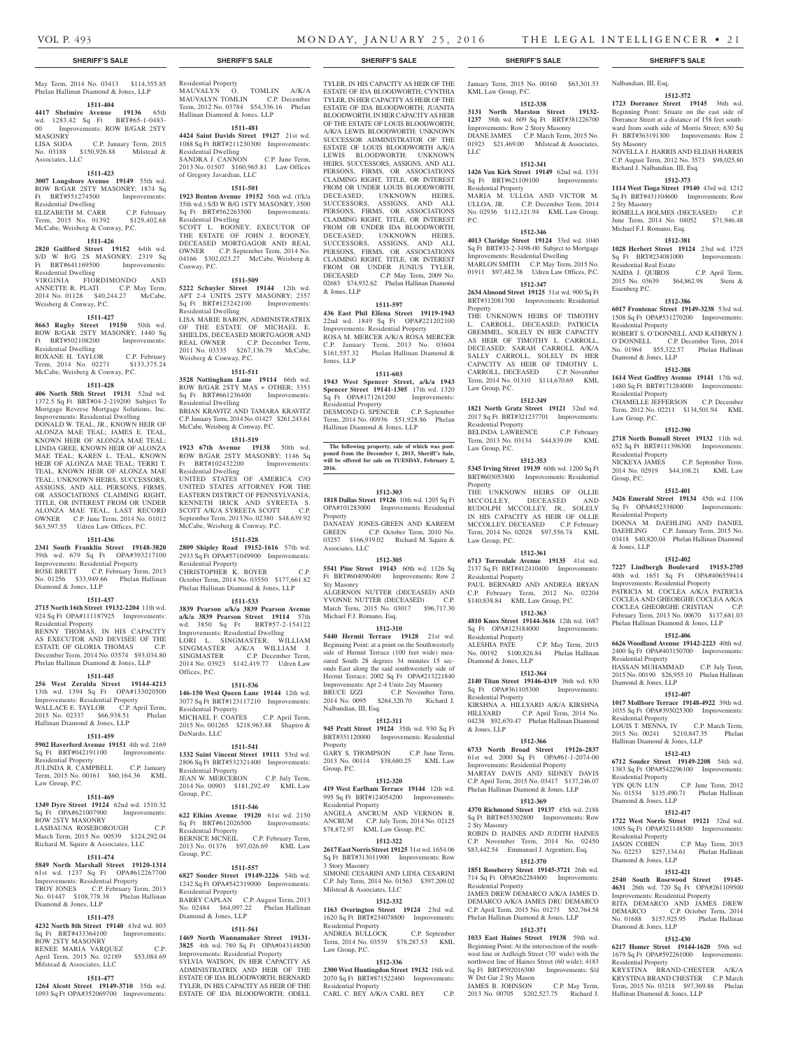May Term, 2014 No. 03413 $114,355.85 Phelan Hallinan Diamond & Jones, LLP

**1511-404**

**4417 Shelmire Avenue 19136** 65th wd. 1283.42 Sq Ft BRT#65-1-0483-00 Improvements: ROW B/GAR 2STY MASONRY

LISA SODA C.P. January Term, 2015 No. 03188 $150,926.88 Milstead & Associates, LLC

**1511-423**

**3007 Longshore Avenue 19149** 55th wd. ROW B/GAR 2STY MASONRY; 1874 Sq Ft BRT#551274500 Improvements: Residential Dwelling

ELIZABETH M. CARR C.P. February Term, 2015 No. 01392 $129,402.68 McCabe, Weisberg & Conway, P.C.

**1511-426**

**2820 Guilford Street 19152** 64th wd. S/D W B/G 2S MASONRY; 2319 Sq Ft BRT#641169500 Improvements: Residential Dwelling

VIRGINIA FIORDIMONDO AND ANNETTE R. PLATI C.P. May Term, 2014 No. 01128 $40,244.27 McCabe, Weisberg & Conway, P.C.

**1511-427**

**8663 Rugby Street 19150** 50th wd. ROW B/GAR 2STY MASONRY; 1440 Sq Ft BRT#502108200 Improvements: Residential Dwelling

ROXANE H. TAYLOR C.P. February Term, 2014 No. 02271 $133,375.24 McCabe, Weisberg & Conway, P.C.

**1511-428**

**406 North 58th Street 19131** 52nd wd. 1372.5 Sq Ft BRT#04-2-219200 Subject To Mortgage Reverse Mortgage Solutions, Inc. Improvements: Residential Dwelling

DONALD W. TEAL, JR., KNOWN HEIR OF ALONZA MAE TEAL; JAMES E. TEAL, KNOWN HEIR OF ALONZA MAE TEAL; LINDA GREE, KNOWN HEIR OF ALONZA MAE TEAL; KAREN L. TEAL, KNOWN HEIR OF ALONZA MAE TEAL; TERRI T. TEAL, KNOWN HEIR OF ALONZA MAE TEAL; UNKNOWN HEIRS, SUCCESSORS, ASSIGNS, AND ALL PERSONS, FIRMS, OR ASSOCIATIONS CLAIMING RIGHT, TITLE, OR INTEREST FROM OR UNDER ALONZA MAE TEAL, LAST RECORD OWNER C.P. June Term, 2014 No. 01012 $63,597.55 Udren Law Offices, P.C.

**1511-436**

**2341 South Franklin Street 19148-3820** 39th wd. 679 Sq Ft OPA#393217100 Improvements: Residential Property

ROSE BRETT C.P. February Term, 2013 No. 01256 $33,949.66 Phelan Hallinan Diamond & Jones, LLP

**1511-437**

**2715 North 16th Street 19132-2204** 11th wd. 924 Sq Ft OPA#111187925 Improvements: Residential Property

BENNY THOMAS, IN HIS CAPACITY AS EXECUTOR AND DEVISEE OF THE ESTATE OF GLORIA THOMAS C.P. December Term, 2014 No. 03574 $93,034.80 Phelan Hallinan Diamond & Jones, LLP

**1511-445**

**256 West Zeralda Street 19144-4213** 13th wd. 1394 Sq Ft OPA#133020500 Improvements: Residential Property

WALLACE E. TAYLOR C.P. April Term, 2015 No. 02337 $66,938.51 Phelan Hallinan Diamond & Jones, LLP

**1511-459**

**5902 Haverford Avenue 19151** 4th wd. 2169 Sq Ft BRT#042191100 Improvements: Residential Property

JULINDA R. CAMPBELL C.P. January Term, 2015 No. 00161 $60,164.36 KML Law Group, P.C.

**1511-469**

**1349 Dyre Street 19124** 62nd wd. 1510.32 Sq Ft OPA#621007900 Improvements: ROW 2STY MASONRY

LASHAUNA ROSEBOROUGH C.P. March Term, 2015 No. 00539 $124,292.04 Richard M. Squire & Associates, LLC

**1511-474**

**5849 North Marshall Street 19120-1314** 61st wd. 1237 Sq Ft OPA#612267700 Improvements: Residential Property

TROY JONES C.P. February Term, 2013 No. 01447 $108,778.38 Phelan Hallinan Diamond & Jones, LLP

**1511-475**

**4232 North 8th Street 19140** 43rd wd. 803 Sq Ft BRT#433364100 Improvements: ROW 2STY MASONRY

RENEE MARIA VARQUEZ C.P. April Term, 2015 No. 02189 $53,084.69 Milstead & Associates, LLC

**1511-477**

**1264 Alcott Street 19149-3710** 35th wd. 1093 Sq Ft OPA#352069700 Improvements: Residential Property

MAUVALYN O. TOMLIN A/K/A MAUVALYN TOMLIN C.P. December Term, 2012 No. 03784 $54,336.16 Phelan Hallinan Diamond & Jones, LLP

**1511-481**

**4424 Saint Davids Street 19127** 21st wd. 1088 Sq Ft BRT#211230300 Improvements: Residential Dwelling

SANDRA J. CANNON C.P. June Term, 2013 No. 01507 $160,965.81 Law Offices of Gregory Javardian, LLC

**1511-501**

**1923 Benton Avenue 19152** 56th wd. (f/k/a 35th wd.) S/D W B/G 1STY MASONRY; 3500 Sq Ft BRT#562263500 Improvements: Residential Dwelling

SCOTT L. ROONEY, EXECUTOR OF THE ESTATE OF JOHN J. ROONEY, DECEASED MORTGAGOR AND REAL OWNER C.P. September Term, 2014 No. 04166 $302,023.27 McCabe, Weisberg & Conway, P.C.

**1511-509**

**5222 Schuyler Street 19144** 12th wd. APT 2-4 UNITS 2STY MASONRY; 2357 Sq Ft BRT#123242100 Improvements: Residential Dwelling

LISA MARIE BARON, ADMINISTRATRIX OF THE ESTATE OF MICHAEL E. SHIELDS, DECEASED MORTGAGOR AND REAL OWNER C.P. December Term, 2011 No. 03335 $267,136.79 McCabe, Weisberg & Conway, P.C.

**1511-511**

**3528 Nottingham Lane 19114** 66th wd. ROW B/GAR 2STY MAS + OTHER; 3353 Sq Ft BRT#661236400 Improvements: Residential Dwelling

BRIAN KRAVITZ AND TAMARA KRAVITZ C.P. January Term, 2014 No. 01427 $261,243.61 McCabe, Weisberg & Conway, P.C.

**1511-519**

**1923 67th Avenue 19138** 50th wd. ROW B/GAR 2STY MASONRY; 1146 Sq Ft BRT#102432200 Improvements: Residential Dwelling

UNITED STATES OF AMERICA C/O UNITED STATES ATTORNEY FOR THE EASTERN DISTRICT OF PENNSYLVANIA; KENNETH IRICK AND SYREETA S. SCOTT A/K/A SYREETA SCOTT C.P. September Term, 2013 No. 02380 $48,639.92 McCabe, Weisberg & Conway, P.C.

**1511-528**

**2809 Shipley Road 19152-1616** 57th wd. 2933 Sq Ft OPA#571049900 Improvements: Residential Property

CHRISTOPHER K. BOYER C.P. October Term, 2014 No. 03550 $177,661.82 Phelan Hallinan Diamond & Jones, LLP

**1511-533**

**3839 Pearson a/k/a 3839 Pearson Avenue a/k/a 3839 Pearson Street 19114** 57th wd. 3850 Sq Ft BRT#57-2-154122 Improvements: Residential Dwelling

LORI L. SINGMASTER; WILLIAM SINGMASTER A/K/A WILLIAM J. SINGMASTER C.P. December Term, 2014 No. 03923 $142,419.77 Udren Law Offices, P.C.

**1511-536**

**146-150 West Queen Lane 19144** 12th wd. 3077 Sq Ft BRT#123117210 Improvements: Residential Property

MICHAEL F. COATES C.P. April Term, 2015 No. 001265 $218,963.88 Shapiro & DeNardo, LLC

**1511-541**

**1332 Saint Vincent Street 19111** 53rd wd. 2806 Sq Ft BRT#532321400 Improvements: Residential Property

JEAN W. MERCERON C.P. July Term, 2014 No. 00903 $181,292.49 KML Law Group, P.C.

**1511-546**

**622 Elkins Avenue 19120** 61st wd. 2150 Sq Ft BRT#612026500 Improvements: Residential Property

BERNICE MCNEIL C.P. February Term, 2013 No. 01376 $97,026.69 KML Law Group, P.C.

**1511-557**

**6827 Souder Street 19149-2226** 54th wd. 1242 Sq Ft OPA#542319000 Improvements: Residential Property

BARRY CAPLAN C.P. August Term, 2013 No. 02484 $64,097.22 Phelan Hallinan Diamond & Jones, LLP

**1511-561**

**1469 North Wannamaker Street 19131-3825** 4th wd. 780 Sq Ft OPA#043148500 Improvements: Residential Property

SYLVIA WATSON, IN HER CAPACITY AS ADMINISTRATRIX AND HEIR OF THE ESTATE OF IDA BLOODWORTH; BERNARD TYLER, IN HIS CAPACITY AS HEIR OF THE ESTATE OF IDA BLOODWORTH; ODELL TYLER, IN HIS CAPACITY AS HEIR OF THE ESTATE OF IDA BLOODWORTH; CYNTHIA TYLER, IN HER CAPACITY AS HEIR OF THE ESTATE OF IDA BLOODWORTH; JUANITA BLOODWORTH, IN HER CAPACITY AS HEIR OF THE ESTATE OF LOUIS BLOODWORTH; A/K/A LEWIS BLOODWORTH; UNKNOWN SUCCESSOR ADMINISTRATOR OF THE ESTATE OF LOUIS BLOODWORTH A/K/A LEWIS BLOODWORTH; UNKNOWN HEIRS, SUCCESSORS, ASSIGNS, AND ALL PERSONS, FIRMS, OR ASSOCIATIONS CLAIMING RIGHT, TITLE, OR INTEREST FROM OR UNDER LOUIS BLOODWORTH, DECEASED; UNKNOWN HEIRS, SUCCESSORS, ASSIGNS, AND ALL PERSONS, FIRMS, OR ASSOCIATIONS CLAIMING RIGHT, TITLE, OR INTEREST FROM OR UNDER IDA BLOODWORTH, DECEASED; UNKNOWN HEIRS, SUCCESSORS, ASSIGNS, AND ALL PERSONS, FIRMS, OR ASSOCIATIONS CLAIMING RIGHT, TITLE, OR INTEREST FROM OR UNDER JUNIUS TYLER, DECEASED C.P. May Term, 2009 No. 02683 $74,932.62 Phelan Hallinan Diamond & Jones, LLP

**1511-597**

**436 East Phil Ellena Street 19119-1943** 22nd wd. 1849 Sq Ft OPA#221202100 Improvements: Residential Property

ROSA M. MERCER A/K/A ROSA MERCER C.P. January Term, 2013 No. 03604 $161,557.32 Phelan Hallinan Diamond & Jones, LLP

**1511-603**

**1943 West Spencer Street, a/k/a 1943 Spencer Street 19141-1305** 17th wd. 1320 Sq Ft OPA#171261200 Improvements: Residential Property

DESMOND G. SPENCER C.P. September Term, 2014 No. 00936 $51,928.86 Phelan Hallinan Diamond & Jones, LLP

**The following property, sale of which was postponed from the December 1, 2015, Sheriff's Sale, will be offered for sale on TUESDAY, February 2, 2016.**

**1512-303**

**1818 Dallas Street 19126** 10th wd. 1205 Sq Ft OPA#101283000 Improvements: Residential Property

DANATAY JONES-GREEN AND KAREEM GREEN C.P. October Term, 2010 No. 03257 $166,919.02 Richard M. Squire & Associates, LLC

**1512-305**

**5541 Pine Street 19143** 60th wd. 1126 Sq Ft BRT#604090400 Improvements: Row 2 Sty Masonry

ALGERNON NUTTER (DECEASED) AND YVONNE NUTTER (DECEASED) C.P. March Term, 2015 No. 03017 $96,717.30 Michael F.J. Romano, Esq.

**1512-310**

**5440 Hermit Terrace 19128** 21st wd. Beginning Point: at a point on the Southwesterly side of Hermit Terrace (100 feet wide) measured South 28 degrees 34 minutes 15 seconds East along the said southwesterly side of Hermit Terrace; 2002 Sq Ft OPA#213221840 Improvements: Apt 2-4 Units 2sty Masonry

BRUCE IZZI C.P. November Term, 2014 No. 0095 $264,320.70 Richard J. Nalbandian, III, Esq.

**1512-311**

**945 Pratt Street 19124** 35th wd. 930 Sq Ft BRT#351120000 Improvements: Residential Property

GARY S. THOMPSON C.P. June Term, 2013 No. 00114 $38,680.25 KML Law Group, P.C.

**1512-320**

**419 West Earlham Terrace 19144** 12th wd. 995 Sq Ft BRT#124054200 Improvements: Residential Property

ANGELA ANCRUM AND VERNON R. ANCRUM C.P. July Term, 2014 No. 02125 $78,872.97 KML Law Group, P.C.

**1512-322**

**2617 East Norris Street 19125** 31st wd. 1654.06 Sq Ft BRT#313011900 Improvements: Row 3 Story Masonry

SIMONE CESARINI AND LIDIA CESARINI C.P. July Term, 2014 No. 01563 $397,209.02 Milstead & Associates, LLC

**1512-332**

**1163 Overington Street 19124** 23rd wd. 1620 Sq Ft BRT#234078800 Improvements: Residential Property

ANDREA BULLOCK C.P. September Term, 2014 No. 03539 $78,287.53 KML Law Group, P.C.

**1512-336**

**2300 West Huntingdon Street 19132** 16th wd. 2070 Sq Ft BRT#871522460 Improvements: Residential Property

CARL C. BEY A/K/A CARL BEY C.P. January Term, 2015 No. 00160 $63,301.53 KML Law Group, P.C.

**1512-338**

**3131 North Marston Street 19132-1237** 38th wd. 609 Sq Ft BRT#381226700 Improvements: Row 2 Story Masonry

DIANE JAMES C.P. March Term, 2015 No. 01923 $21,469.00 Milstead & Associates, LLC

**1512-341**

**1426 Van Kirk Street 19149** 62nd wd. 1331 Sq Ft BRT#621109100 Improvements: Residential Property

MARIA M. ULLOA AND VICTOR M. ULLOA, JR. C.P. December Term, 2014 No. 02936 $112,121.94 KML Law Group, P.C.

**1512-346**

**4013 Claridge Street 19124** 33rd wd. 1040 Sq Ft BRT#33-2-3498-00 Subject to Mortgage Improvements: Residential Dwelling

MARLON SMITH C.P. May Term, 2015 No. 01911 $97,482.38 Udren Law Offices, P.C.

**1512-347**

**2634 Almond Street 19125** 31st wd. 900 Sq Ft BRT#312081700 Improvements: Residential Property

THE UNKNOWN HEIRS OF TIMOTHY L. CARROLL, DECEASED; PATRICIA GREMMEL, SOLELY IN HER CAPACITY AS HEIR OF TIMOTHY L. CARROLL, DECEASED; SARAH CARROLL A/K/A SALLY CARROLL, SOLELY IN HER CAPACITY AS HEIR OF TIMOTHY L. CARROLL, DECEASED C.P. November Term, 2014 No. 01310 $114,670.69 KML Law Group, P.C.

**1512-349**

**1821 North Gratz Street 19121** 32nd wd. 2017 Sq Ft BRT#321237701 Improvements: Residential Property

BELINDA LAWRENCE C.P. February Term, 2013 No. 03134 $44,839.09 KML Law Group, P.C.

**1512-353**

**5345 Irving Street 19139** 60th wd. 1200 Sq Ft BRT#603053800 Improvements: Residential Property

THE UNKNOWN HEIRS OF OLLIE MCCOLLEY, DECEASED AND RUDOLPH MCCOLLEY, JR., SOLELY IN HIS CAPACITY AS HEIR OF OLLIE MCCOLLEY, DECEASED C.P. February Term, 2014 No. 02028 $97,556.74 KML Law Group, P.C.

**1512-361**

**6713 Torresdale Avenue 19135** 41st wd. 2137 Sq Ft BRT#412410400 Improvements: Residential Property

PAUL BERNARD AND ANDREA BRYAN C.P. February Term, 2012 No. 02204 $140,838.84 KML Law Group, P.C.

**1512-363**

**4810 Knox Street 19144-3616** 12th wd. 1687 Sq Ft OPA#123184000 Improvements: Residential Property

ALESHIA PATE C.P. May Term, 2015 No. 00192 $100,826.84 Phelan Hallinan Diamond & Jones, LLP

**1512-364**

**2140 Titan Street 19146-4319** 36th wd. 630 Sq Ft OPA#361105300 Improvements: Residential Property

KIRSHNA A. HILLYARD A/K/A KIRSHNA HILLYARD C.P. April Term, 2014 No. 04238 $92,670.47 Phelan Hallinan Diamond & Jones, LLP

**1512-366**

**6733 North Broad Street 19126-2837** 61st wd. 2000 Sq Ft OPA#61-1-2074-00 Improvements: Residential Property

MARTAY DAVIS AND SIDNEY DAVIS C.P. April Term, 2015 No. 03417 $137,246.07 Phelan Hallinan Diamond & Jones, LLP

**1512-369**

**4370 Richmond Street 19137** 45th wd. 2188 Sq Ft BRT#453302800 Improvements: Row 2 Sty Masonry

ROBIN D. HAINES AND JUDITH HAINES C.P. November Term, 2014 No. 02450 $83,442.54 Emmanuel J. Argentieri, Esq.

**1512-370**

**1851 Roseberry Street 19145-3721** 26th wd. 714 Sq Ft OPA#262284800 Improvements: Residential Property

JAMES DREW DEMARCO A/K/A JAMES D. DEMARCO A/K/A JAMES DRU DEMARCO C.P. April Term, 2015 No. 01273 $52,764.58 Phelan Hallinan Diamond & Jones, LLP

**1512-371**

**1033 East Haines Street 19138** 59th wd. Beginning Point: At the intersection of the southwest line or Ardleigh Street (70' wide) with the northwest line of Haines Street (60 wide); 4183 Sq Ft BRT#592016300 Improvements: S/d W Det Gar 2 Sty Mason

JAMES B. JOHNSON C.P. May Term, 2013 No. 00705 $202,527.75 Richard J. Nalbandian, III, Esq.

**1512-372**

**1723 Dorrance Street 19145** 36th wd. Beginning Point: Situate on the east side of Dorrance Street at a distance of 158 feet southward from south side of Morris Street; 630 Sq Ft BRT#363191300 Improvements: Row 2 Sty Masonry

NOVELLA J. HARRIS AND ELIJAH HARRIS C.P. August Term, 2012 No. 3573 $98,025.80 Richard J. Nalbandian, III, Esq.

**1512-373**

**1114 West Tioga Street 19140** 43rd wd. 1212 Sq Ft BRT#431104600 Improvements: Row 2 Sty Masonry

ROMELLA HOLMES (DECEASED) C.P. June Term, 2014 No. 04052 $71,946.48 Michael F.J. Romano, Esq.

**1512-381**

**1028 Herbert Street 19124** 23rd wd. 1725 Sq Ft BRT#234081000 Improvements: Residential Real Estate

NAIDA J. QUIROS C.P. April Term, 2015 No. 03639 $64,862.98 Stern & Eisenberg P.C.

**1512-386**

**6017 Frontenac Street 19149-3238** 53rd wd. 1508 Sq Ft OPA#531270200 Improvements: Residential Property

ROBERT S. O'DONNELL AND KATHRYN J. O'DONNELL C.P. December Term, 2014 No. 01964 $55,322.57 Phelan Hallinan Diamond & Jones, LLP

**1512-388**

**1614 West Godfrey Avenue 19141** 17th wd. 1480 Sq Ft BRT#171284000 Improvements: Residential Property

CHAMELLE JEFFERSON C.P. December Term, 2012 No. 02211 $134,501.94 KML Law Group, P.C.

**1512-390**

**2718 North Bonsall Street 19132** 11th wd. 652 Sq Ft BRT#111396300 Improvements: Residential Property

NICKEYA JAMES C.P. September Term, 2014 No. 02919 $44,108.21 KML Law Group, P.C.

**1512-401**

**3426 Emerald Street 19134** 45th wd. 1106 Sq Ft OPA#452338000 Improvements: Residential Property

DONNA M. DAEHLING AND DANIEL DAEHLING C.P. January Term, 2015 No. 03418 $40,820.04 Phelan Hallinan Diamond & Jones, LLP

**1512-402**

**7227 Lindbergh Boulevard 19153-2705** 40th wd. 1651 Sq Ft OPA#406559414 Improvements: Residential Property

PATRICIA M. COCLEA A/K/A PATRICIA COCLEA AND GHEORGHE COCLEA A/K/A COCLEA GHEORGHE CRISTIAN C.P. February Term, 2013 No. 00670 $137,681.03 Phelan Hallinan Diamond & Jones, LLP

**1512-406**

**6626 Woodland Avenue 19142-2223** 40th wd. 2400 Sq Ft OPA#403150700 Improvements: Residential Property

HASSAN MUHAMMAD C.P. July Term, 2015 No. 00190 $26,955.10 Phelan Hallinan Diamond & Jones, LLP

**1512-407**

**1017 Mollbore Terrace 19148-4922** 39th wd. 1035 Sq Ft OPA#395025300 Improvements: Residential Property

LOUIS T. MENNA, IV C.P. March Term, 2015 No. 00241 $210,847.35 Phelan Hallinan Diamond & Jones, LLP

**1512-413**

**6712 Souder Street 19149-2208** 54th wd. 1383 Sq Ft OPA#542296100 Improvements: Residential Property

YIN QUN LIN C.P. June Term, 2012 No. 01534 $135,490.71 Phelan Hallinan Diamond & Jones, LLP

**1512-417**

**1722 West Norris Street 19121** 32nd wd. 1095 Sq Ft OPA#321148500 Improvements: Residential Property

JASON COHEN C.P. May Term, 2015 No. 02253 $257,134.61 Phelan Hallinan Diamond & Jones, LLP

**1512-421**

**2540 South Rosewood Street 19145-4631** 26th wd. 720 Sq Ft OPA#261109500 Improvements: Residential Property

RITA DEMARCO AND JAMES DREW DEMARCO C.P. October Term, 2014 No. 01688 $157,925.95 Phelan Hallinan Diamond & Jones, LLP

**1512-430**

**6217 Homer Street 19144-1620** 59th wd. 1679 Sq Ft OPA#592261000 Improvements: Residential Property

KRYSTINA BRAND-CHESTER A/K/A KRYSTINA BRAND CHESTER C.P. March Term, 2015 No. 03218 $97,369.88 Phelan Hallinan Diamond & Jones, LLP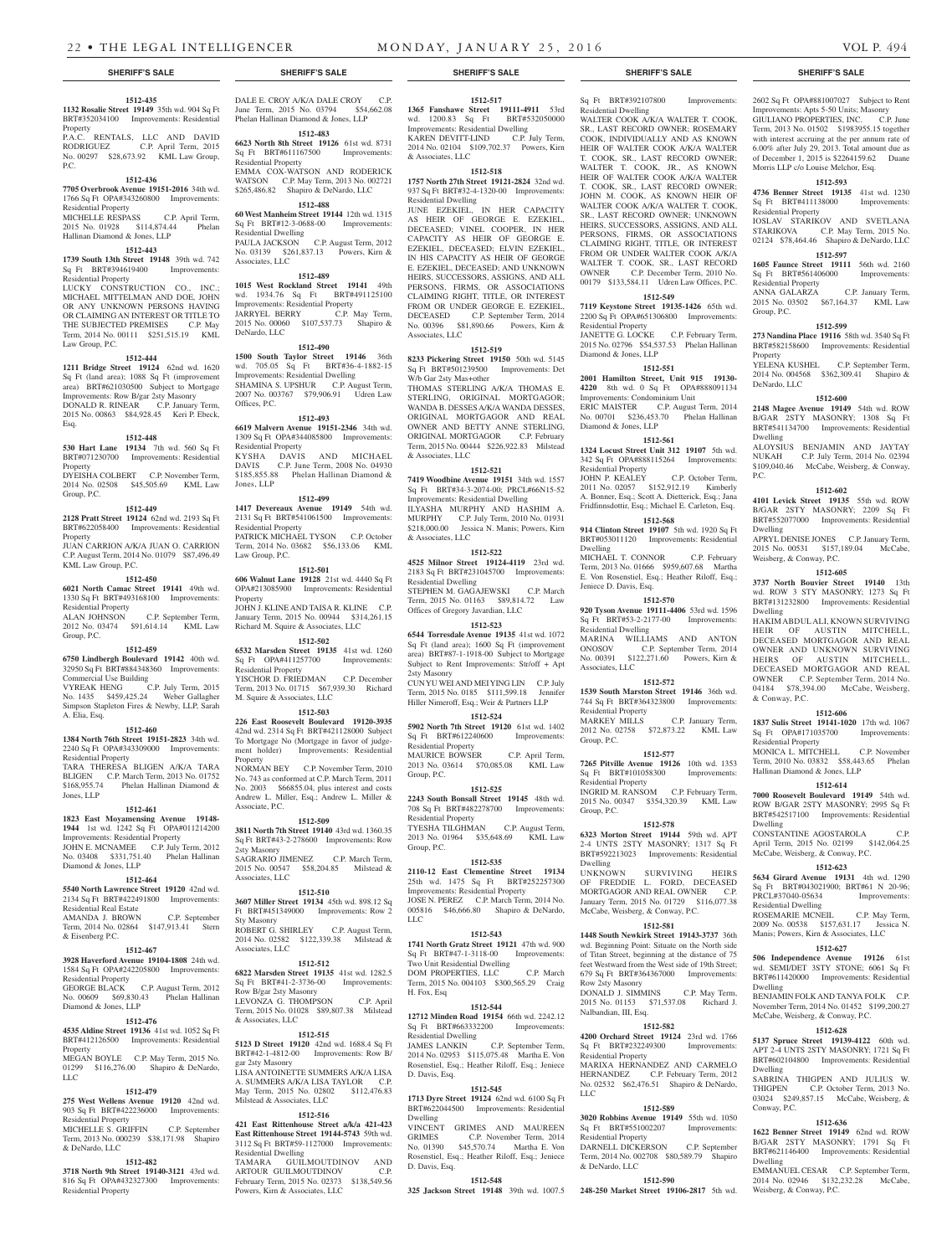**SHERIFF'S SALE**

**1512-435**

**1132 Rosalie Street 19149** 35th wd. 904 Sq Ft BRT#352034100 Improvements: Residential Property

P.A.C. RENTALS, LLC AND DAVID RODRIGUEZ C.P. April Term, 2015 No. 00297 $28,673.92 KML Law Group, P.C.

**1512-436**

**7705 Overbrook Avenue 19151-2016** 34th wd. 1766 Sq Ft OPA#343260800 Improvements: Residential Property

MICHELLE RESPASS C.P. April Term, 2015 No. 01928 $114,874.44 Phelan Hallinan Diamond & Jones, LLP

**1512-443**

**1739 South 13th Street 19148** 39th wd. 742 Sq Ft BRT#394619400 Improvements: Residential Property

LUCKY CONSTRUCTION CO., INC.; MICHAEL MITTELMAN AND DOE, JOHN OR ANY UNKNOWN PERSONS HAVING OR CLAIMING AN INTEREST OR TITLE TO THE SUBJECTED PREMISES C.P. May Term, 2014 No. 00111 $251,515.19 KML Law Group, P.C.

**1512-444**

**1211 Bridge Street 19124** 62nd wd. 1620 Sq Ft (land area); 1088 Sq Ft (improvement area) BRT#621030500 Subject to Mortgage Improvements: Row B/gar 2sty Masonry

DONALD R. RINEAR C.P. January Term, 2015 No. 00863 $84,928.45 Keri P. Ebeck, Esq.

**1512-448**

**530 Hart Lane 19134** 7th wd. 560 Sq Ft BRT#071230700 Improvements: Residential Property

DYEISHA COLBERT C.P. November Term, 2014 No. 02508 $45,505.69 KML Law Group, P.C.

**1512-449**

**2128 Pratt Street 19124** 62nd wd. 2193 Sq Ft BRT#622058400 Improvements: Residential Property

JUAN CARRION A/K/A JUAN O. CARRION C.P. August Term, 2014 No. 01079 $87,496.49 KML Law Group, P.C.

**1512-450**

**6021 North Camac Street 19141** 49th wd. 1330 Sq Ft BRT#493168100 Improvements: Residential Property

ALAN JOHNSON C.P. September Term, 2012 No. 03474 $91,614.14 KML Law Group, P.C.

**1512-459**

**6750 Lindbergh Boulevard 19142** 40th wd. 32950 Sq Ft BRT#884348360 Improvements: Commercial Use Building

VYREAK HENG C.P. July Term, 2015 No. 1435 $459,425.24 Weber Gallagher Simpson Stapleton Fires & Newby, LLP, Sarah A. Elia, Esq.

**1512-460**

**1384 North 76th Street 19151-2823** 34th wd. 2240 Sq Ft OPA#343309000 Improvements: Residential Property

TARA THERESA BLIGEN A/K/A TARA BLIGEN C.P. March Term, 2013 No. 01752 $168,955.74 Phelan Hallinan Diamond & Jones, LLP

**1512-461**

**1823 East Moyamensing Avenue 19148-1944** 1st wd. 1242 Sq Ft OPA#011214200 Improvements: Residential Property

JOHN E. MCNAMEE C.P. July Term, 2012 No. 03408 $331,751.40 Phelan Hallinan Diamond & Jones, LLP

**1512-464**

**5540 North Lawrence Street 19120** 42nd wd. 2134 Sq Ft BRT#422491800 Improvements: Residential Real Estate

AMANDA J. BROWN C.P. September Term, 2014 No. 02864 $147,913.41 Stern & Eisenberg P.C.

**1512-467**

**3928 Haverford Avenue 19104-1808** 24th wd. 1584 Sq Ft OPA#242205800 Improvements: Residential Property

GEORGE BLACK C.P. August Term, 2012 No. 00609 $69,830.43 Phelan Hallinan Diamond & Jones, LLP

**1512-476**

**4535 Aldine Street 19136** 41st wd. 1052 Sq Ft BRT#412126500 Improvements: Residential Property

MEGAN BOYLE C.P. May Term, 2015 No. 01299 $116,276.00 Shapiro & DeNardo, LLC

**1512-479**

**275 West Wellens Avenue 19120** 42nd wd. 903 Sq Ft BRT#422236000 Improvements: Residential Property

MICHELLE S. GRIFFIN C.P. September Term, 2013 No. 000239 $38,171.98 Shapiro & DeNardo, LLC

**1512-482**

**3718 North 9th Street 19140-3121** 43rd wd. 816 Sq Ft OPA#432327300 Improvements: Residential Property

DALE E. CROY A/K/A DALE CROY C.P. June Term, 2015 No. 03794 $54,662.08 Phelan Hallinan Diamond & Jones, LLP

**1512-483**

**6623 North 8th Street 19126** 61st wd. 8731 Sq Ft BRT#611167500 Improvements: Residential Property

EMMA COX-WATSON AND RODERICK WATSON C.P. May Term, 2013 No. 002721 $265,486.82 Shapiro & DeNardo, LLC

**1512-488**

**60 West Manheim Street 19144** 12th wd. 1315 Sq Ft BRT#12-3-0688-00 Improvements: Residential Dwelling

PAULA JACKSON C.P. August Term, 2012 No. 03139 $261,837.13 Powers, Kirn & Associates, LLC

**1512-489**

**1015 West Rockland Street 19141** 49th wd. 1934.76 Sq Ft BRT#491125100 Improvements: Residential Property

JARRYEL BERRY C.P. May Term, 2015 No. 00060 $107,537.73 Shapiro & DeNardo, LLC

**1512-490**

**1500 South Taylor Street 19146** 36th wd. 705.05 Sq Ft BRT#36-4-1882-15 Improvements: Residential Dwelling

SHAMINA S. UPSHUR C.P. August Term, 2007 No. 003767 $79,906.91 Udren Law Offices, P.C.

**1512-493**

**6619 Malvern Avenue 19151-2346** 34th wd. 1309 Sq Ft OPA#344085800 Improvements: Residential Property

KYSHA DAVIS AND MICHAEL DAVIS C.P. June Term, 2008 No. 04930 $185,855.88 Phelan Hallinan Diamond & Jones, LLP

**1512-499**

**1417 Devereaux Avenue 19149** 54th wd. 2131 Sq Ft BRT#541061500 Improvements: Residential Property

PATRICK MICHAEL TYSON C.P. October Term, 2014 No. 03682 $56,133.06 KML Law Group, P.C.

**1512-501**

**606 Walnut Lane 19128** 21st wd. 4440 Sq Ft OPA#213085900 Improvements: Residential Property

JOHN J. KLINE AND TAISA R. KLINE C.P. January Term, 2015 No. 00944 $314,261.15 Richard M. Squire & Associates, LLC

**1512-502**

**6532 Marsden Street 19135** 41st wd. 1260 Sq Ft OPA#411257700 Improvements: Residential Property

YISCHOR D. FRIEDMAN C.P. December Term, 2013 No. 01715 $67,939.30 Richard M. Squire & Associates, LLC

**1512-503**

**226 East Roosevelt Boulevard 19120-3935** 42nd wd. 2314 Sq Ft BRT#421128000 Subject To Mortgage No (Mortgage in favor of judgement holder) Improvements: Residential Property

NORMAN BEY C.P. November Term, 2010 No. 743 as conformed at C.P. March Term, 2011 No. 2003 $66855.04, plus interest and costs Andrew L. Miller, Esq.; Andrew L. Miller & Associate, P.C.

**1512-509**

**3811 North 7th Street 19140** 43rd wd. 1360.35 Sq Ft BRT#43-2-278600 Improvements: Row 2sty Masonry

SAGRARIO JIMENEZ C.P. March Term, 2015 No. 00547 $58,204.85 Milstead & Associates, LLC

**1512-510**

**3607 Miller Street 19134** 45th wd. 898.12 Sq Ft BRT#451349000 Improvements: Row 2 Sty Masonry

ROBERT G. SHIRLEY C.P. August Term, 2014 No. 02582 $122,339.38 Milstead & Associates, LLC

**1512-512**

**6822 Marsden Street 19135** 41st wd. 1282.5 Sq Ft BRT#41-2-3736-00 Improvements: Row B/gar 2sty Masonry

LEVONZA G. THOMPSON C.P. April Term, 2015 No. 01028 $89,807.38 Milstead & Associates, LLC

**1512-515**

**5123 D Street 19120** 42nd wd. 1688.4 Sq Ft BRT#42-1-4812-00 Improvements: Row B/gar 2sty Masonry

LISA ANTOINETTE SUMMERS A/K/A LISA A. SUMMERS A/K/A LISA TAYLOR C.P. May Term, 2015 No. 02802 $112,476.83 Milstead & Associates, LLC

**1512-516**

**421 East Rittenhouse Street a/k/a 421-423 East Rittenhouse Street 19144-5743** 59th wd. 3112 Sq Ft BRT#59-1127000 Improvements: Residential Dwelling

TAMARA GUILMOUTDINOV AND ARTOUR GUILMOUTDINOV C.P. February Term, 2015 No. 02373 $138,549.56 Powers, Kirn & Associates, LLC

**1512-517**

**1365 Fanshawe Street 19111-4911** 53rd wd. 1200.83 Sq Ft BRT#532050000 Improvements: Residential Dwelling

KAREN DEVITT-LIND C.P. July Term, 2014 No. 02104 $109,702.37 Powers, Kirn & Associates, LLC

**1512-518**

**1757 North 27th Street 19121-2824** 32nd wd. 937 Sq Ft BRT#32-4-1320-00 Improvements: Residential Dwelling

JUNE EZEKIEL, IN HER CAPACITY AS HEIR OF GEORGE E. EZEKIEL, DECEASED; VINEL COOPER, IN HER CAPACITY AS HEIR OF GEORGE E. EZEKIEL, DECEASED; ELVIN EZEKIEL, IN HIS CAPACITY AS HEIR OF GEORGE E. EZEKIEL, DECEASED; AND UNKNOWN HEIRS, SUCCESSORS, ASSIGNS, AND ALL PERSONS, FIRMS, OR ASSOCIATIONS CLAIMING RIGHT, TITLE, OR INTEREST FROM OR UNDER GEORGE E. EZEKIEL, DECEASED C.P. September Term, 2014 No. 00396 $81,890.66 Powers, Kirn & Associates, LLC

**1512-519**

**8233 Pickering Street 19150** 50th wd. 5145 Sq Ft BRT#501239500 Improvements: Det W/b Gar 2sty Mas+other

THOMAS STERLING A/K/A THOMAS E. STERLING, ORIGINAL MORTGAGOR; WANDA B. DESSES A/K/A WANDA DESSES, ORIGINAL MORTGAGOR AND REAL OWNER AND BETTY ANNE STERLING, ORIGINAL MORTGAGOR C.P. February Term, 2015 No. 00444 $226,922.83 Milstead & Associates, LLC

**1512-521**

**7419 Woodbine Avenue 19151** 34th wd. 1557 Sq Ft BRT#34-3-2074-00; PRCL#66N15-52 Improvements: Residential Dwelling

ILYASHA MURPHY AND HASHIM A. MURPHY C.P. July Term, 2010 No. 01931 $218,000.00 Jessica N. Manis; Powers, Kirn & Associates, LLC

**1512-522**

**4525 Milnor Street 19124-4119** 23rd wd. 2183 Sq Ft BRT#231045700 Improvements: Residential Dwelling

STEPHEN M. GAGAJEWSKI C.P. March Term, 2015 No. 01163 $89,814.72 Law Offices of Gregory Javardian, LLC

**1512-523**

**6544 Torresdale Avenue 19135** 41st wd. 1072 Sq Ft (land area); 1600 Sq Ft (improvement area) BRT#87-1-1918-00 Subject to Mortgage Subject to Rent Improvements: Str/off + Apt 2sty Masonry

CUN YU WEI AND MEI YING LIN C.P. July Term, 2015 No. 0185 $111,599.18 Jennifer Hiller Nimeroff, Esq.; Weir & Partners LLP

**1512-524**

**5902 North 7th Street 19120** 61st wd. 1402 Sq Ft BRT#612240600 Improvements: Residential Property

MAURICE BOOKER C.P. April Term, 2013 No. 03614 $70,085.08 KML Law Group, P.C.

**1512-525**

**2243 South Bonsall Street 19145** 48th wd. 708 Sq Ft BRT#482278700 Improvements: Residential Property

TYESHA TILGHMAN C.P. August Term, 2013 No. 01964 $35,648.69 KML Law Group, P.C.

**1512-535**

**2110-12 East Clementine Street 19134** 25th wd. 1475 Sq Ft BRT#252257300 Improvements: Residential Property

JOSE N. PEREZ C.P. March Term, 2014 No. 005816 $46,666.80 Shapiro & DeNardo, LLC

**1512-543**

**1741 North Gratz Street 19121** 47th wd. 900 Sq Ft BRT#47-1-3118-00 Improvements: Two Unit Residential Dwelling

DOM PROPERTIES, LLC C.P. March Term, 2015 No. 004103 $300,565.29 Craig H. Fox, Esq

**1512-544**

**12712 Minden Road 19154** 66th wd. 2242.12 Sq Ft BRT#663332200 Improvements: Residential Dwelling

JAMES LANKIN C.P. September Term, 2014 No. 02953 $115,075.48 Martha E. Von Rosenstiel, Esq.; Heather Riloff, Esq.; Jeniece D. Davis, Esq.

**1512-545**

**1713 Dyre Street 19124** 62nd wd. 6100 Sq Ft BRT#622044500 Improvements: Residential Dwelling

VINCENT GRIMES AND MAUREEN GRIMES C.P. November Term, 2014 No. 01390 $45,570.74 Martha E. Von Rosenstiel, Esq.; Heather Riloff, Esq.; Jeniece D. Davis, Esq.

**1512-548**

**325 Jackson Street 19148** 39th wd. 1007.5 Sq Ft BRT#392107800 Improvements: Residential Dwelling

WALTER COOK A/K/A WALTER T. COOK, SR., LAST RECORD OWNER; ROSEMARY COOK, INDIVIDUALLY AND AS KNOWN HEIR OF WALTER COOK A/K/A WALTER T. COOK, SR., LAST RECORD OWNER; WALTER T. COOK, JR., AS KNOWN HEIR OF WALTER COOK A/K/A WALTER T. COOK, SR., LAST RECORD OWNER; JOHN M. COOK, AS KNOWN HEIR OF WALTER COOK A/K/A WALTER T. COOK, SR., LAST RECORD OWNER; UNKNOWN HEIRS, SUCCESSORS, ASSIGNS, AND ALL PERSONS, FIRMS, OR ASSOCIATIONS CLAIMING RIGHT, TITLE, OR INTEREST FROM OR UNDER WALTER COOK A/K/A WALTER T. COOK, SR., LAST RECORD OWNER C.P. December Term, 2010 No. 00179 $133,584.11 Udren Law Offices, P.C.

**1512-549**

**7119 Keystone Street 19135-1426** 65th wd. 2200 Sq Ft OPA#651306800 Improvements: Residential Property

JANETTE G. LOCKE C.P. February Term, 2015 No. 02796 $54,537.53 Phelan Hallinan Diamond & Jones, LLP

**1512-551**

**2001 Hamilton Street, Unit 915 19130-4220** 8th wd. 0 Sq Ft OPA#888091134 Improvements: Condominium Unit

ERIC MAISTER C.P. August Term, 2014 No. 00701 $236,453.70 Phelan Hallinan Diamond & Jones, LLP

**1512-561**

**1324 Locust Street Unit 312 19107** 5th wd. 342 Sq Ft OPA#888115264 Improvements: Residential Property

JOHN P. KEALEY C.P. October Term, 2011 No. 02057 $152,912.19 Kimberly A. Bonner, Esq.; Scott A. Dietterick, Esq.; Jana Fridfinnsdottir, Esq.; Michael E. Carleton, Esq.

**1512-568**

**914 Clinton Street 19107** 5th wd. 1920 Sq Ft BRT#053011120 Improvements: Residential Dwelling

MICHAEL T. CONNOR C.P. February Term, 2013 No. 01666 $959,607.68 Martha E. Von Rosenstiel, Esq.; Heather Riloff, Esq.; Jeniece D. Davis, Esq.

**1512-570**

**920 Tyson Avenue 19111-4406** 53rd wd. 1596 Sq Ft BRT#53-2-2177-00 Improvements: Residential Dwelling

MARINA WILLIAMS AND ANTON ONOSOV C.P. September Term, 2014 No. 00391 $122,271.60 Powers, Kirn & Associates, LLC

**1512-572**

**1539 South Marston Street 19146** 36th wd. 744 Sq Ft BRT#364323800 Improvements: Residential Property

MARKEY MILLS C.P. January Term, 2012 No. 02758 $72,873.22 KML Law Group, P.C.

**1512-577**

**7265 Pittville Avenue 19126** 10th wd. 1353 Sq Ft BRT#101058300 Improvements: Residential Property

INGRID M. RANSOM C.P. February Term, 2015 No. 00347 $354,320.39 KML Law Group, P.C.

**1512-578**

**6323 Morton Street 19144** 59th wd. APT 2-4 UNTS 2STY MASONRY; 1317 Sq Ft BRT#592213023 Improvements: Residential Dwelling

UNKNOWN SURVIVING HEIRS OF FREDDIE L. FORD, DECEASED MORTGAGOR AND REAL OWNER C.P. January Term, 2015 No. 01729 $116,077.38 McCabe, Weisberg, & Conway, P.C.

**1512-581**

**1448 South Newkirk Street 19143-3737** 36th wd. Beginning Point: Situate on the North side of Titan Street, beginning at the distance of 75 feet Westward from the West side of 19th Street; 679 Sq Ft BRT#364367000 Improvements: Row 2sty Masonry

DONALD J. SIMMINS C.P. May Term, 2015 No. 01153 $71,537.08 Richard J. Nalbandian, III, Esq.

**1512-582**

**4200 Orchard Street 19124** 23rd wd. 1766 Sq Ft BRT#232249300 Improvements: Residential Property

MARIXA HERNANDEZ AND CARMELO HERNANDEZ C.P. February Term, 2012 No. 02532 $62,476.51 Shapiro & DeNardo, LLC

**1512-589**

**3020 Robbins Avenue 19149** 55th wd. 1050 Sq Ft BRT#551002207 Improvements: Residential Property

DARNELL DICKERSON C.P. September Term, 2014 No. 002708 $80,589.79 Shapiro & DeNardo, LLC

**1512-590**

**248-250 Market Street 19106-2817** 5th wd. 2602 Sq Ft OPA#881007027 Subject to Rent Improvements: Apts 5-50 Units; Masonry

GIULIANO PROPERTIES, INC. C.P. June Term, 2013 No. 01502 $1983955.15 together with interest accruing at the per annum rate of 6.00% after July 29, 2013. Total amount due as of December 1, 2015 is $2264159.62 Duane Morris LLP c/o Louise Melchor, Esq.

**1512-593**

**4736 Benner Street 19135** 41st wd. 1230 Sq Ft BRT#411138000 Improvements: Residential Property

IOSLAV STARIKOV AND SVETLANA STARIKOVA C.P. May Term, 2015 No. 02124 $78,464.46 Shapiro & DeNardo, LLC

**1512-597**

**1605 Faunce Street 19111** 56th wd. 2160 Sq Ft BRT#561406000 Improvements: Residential Property

ANNA GALARZA C.P. January Term, 2015 No. 03502 $67,164.37 KML Law Group, P.C.

**1512-599**

**273 Nandina Place 19116** 58th wd. 3540 Sq Ft BRT#582158600 Improvements: Residential Property

YELENA KUSHEL C.P. September Term, 2014 No. 004568 $362,309.41 Shapiro & DeNardo, LLC

**1512-600**

**2148 Magee Avenue 19149** 54th wd. ROW B/GAR 2STY MASONRY; 1308 Sq Ft BRT#541134700 Improvements: Residential Dwelling

ALOYSIUS BENJAMIN AND JAYTAY NUKAH C.P. July Term, 2014 No. 02394 $109,040.46 McCabe, Weisberg, & Conway, P.C.

**1512-602**

**4101 Levick Street 19135** 55th wd. ROW B/GAR 2STY MASONRY; 2209 Sq Ft BRT#552077000 Improvements: Residential Dwelling

APRYL DENISE JONES C.P. January Term, 2015 No. 00531 $157,189.04 McCabe, Weisberg, & Conway, P.C.

**1512-605**

**3737 North Bouvier Street 19140** 13th wd. ROW 3 STY MASONRY; 1273 Sq Ft BRT#131232800 Improvements: Residential Dwelling

HAKIM ABDUL ALI, KNOWN SURVIVING HEIR OF AUSTIN MITCHELL, DECEASED MORTGAGOR AND REAL OWNER AND UNKNOWN SURVIVING HEIRS OF AUSTIN MITCHELL, DECEASED MORTGAGOR AND REAL OWNER C.P. September Term, 2014 No. 04184 $78,394.00 McCabe, Weisberg, & Conway, P.C.

**1512-606**

**1837 Sulis Street 19141-1020** 17th wd. 1067 Sq Ft OPA#171035700 Improvements: Residential Property

MONICA L. MITCHELL C.P. November Term, 2010 No. 03832 $58,443.65 Phelan Hallinan Diamond & Jones, LLP

**1512-614**

**7000 Roosevelt Boulevard 19149** 54th wd. ROW B/GAR 2STY MASONRY; 2995 Sq Ft BRT#542517100 Improvements: Residential Dwelling

CONSTANTINE AGOSTAROLA C.P. April Term, 2015 No. 02199 $142,064.25 McCabe, Weisberg, & Conway, P.C.

**1512-623**

**5634 Girard Avenue 19131** 4th wd. 1290 Sq Ft BRT#043021900; BRT#61 N 20-96; PRCL#37040-05634 Improvements: Residential Dwelling

ROSEMARIE MCNEIL C.P. May Term, 2009 No. 00538 $157,631.17 Jessica N. Manis; Powers, Kirn & Associates, LLC

**1512-627**

**506 Independence Avenue 19126** 61st wd. SEMI/DET 3STY STONE; 6061 Sq Ft BRT#611420000 Improvements: Residential Dwelling

BENJAMIN FOLK AND TANYA FOLK C.P. November Term, 2014 No. 01452 $199,200.27 McCabe, Weisberg, & Conway, P.C.

**1512-628**

**5137 Spruce Street 19139-4122** 60th wd. APT 2-4 UNTS 2STY MASONRY; 1721 Sq Ft BRT#602104800 Improvements: Residential Dwelling

SABRINA THIGPEN AND JULIUS W. THIGPEN C.P. October Term, 2013 No. 03024 $249,857.15 McCabe, Weisberg, & Conway, P.C.

**1512-636**

**1622 Benner Street 19149** 62nd wd. ROW B/GAR 2STY MASONRY; 1791 Sq Ft BRT#621146400 Improvements: Residential Dwelling

EMMANUEL CESAR C.P. September Term, 2014 No. 02946 $132,232.28 McCabe, Weisberg, & Conway, P.C.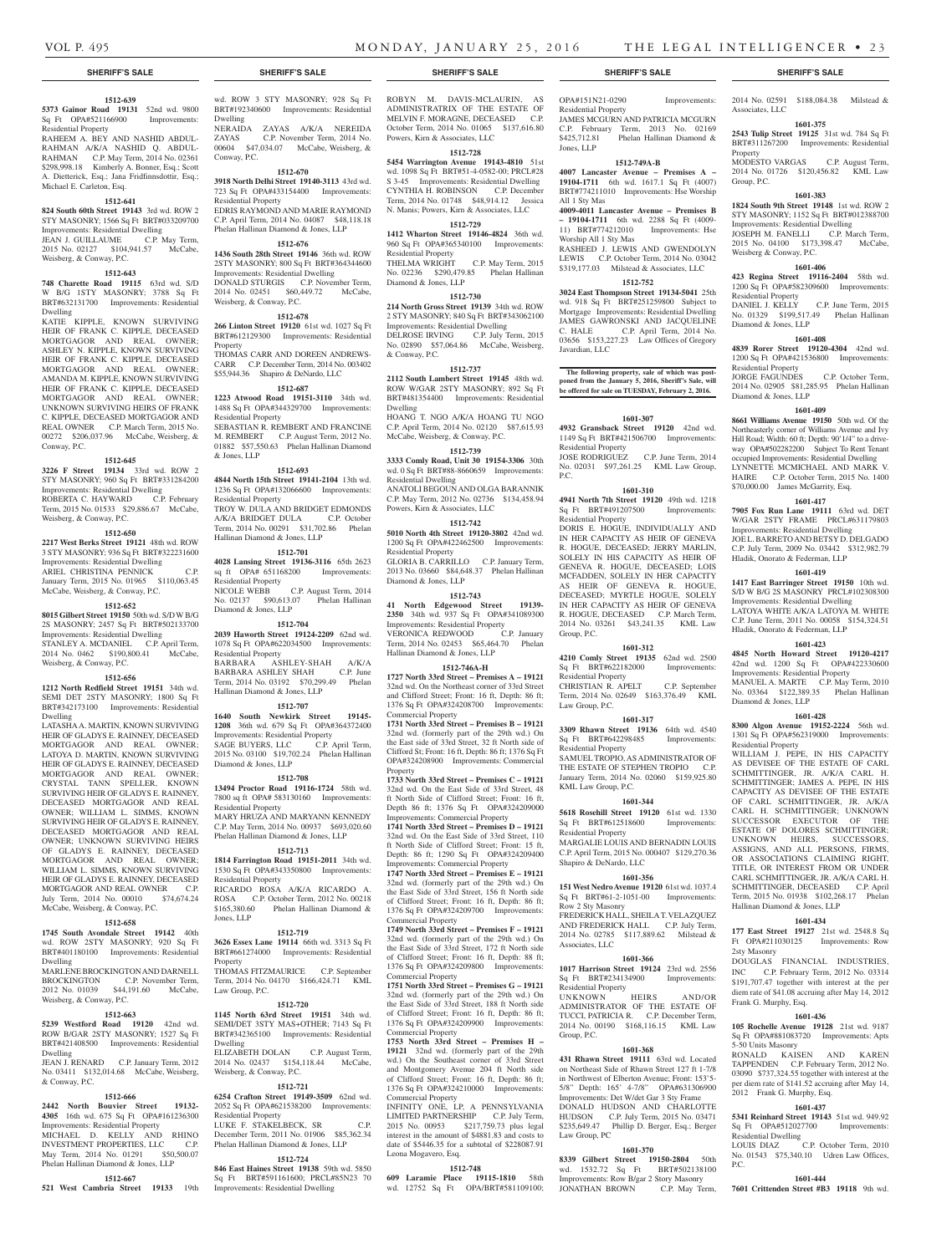**SHERIFF'S SALE**

**1512-639**

**5373 Gainor Road 19131** 52nd wd. 9800 Sq Ft OPA#521166900 Improvements: Residential Property

RAHEEM A. BEY AND NASHID ABDUL-RAHMAN A/K/A NASHID Q. ABDUL-RAHMAN C.P. May Term, 2014 No. 02361 $298,998.18 Kimberly A. Bonner, Esq.; Scott A. Dietterick, Esq.; Jana Fridfinnsdottir, Esq.; Michael E. Carleton, Esq.

**1512-641**

**824 South 60th Street 19143** 3rd wd. ROW 2 STY MASONRY; 1566 Sq Ft BRT#033209700 Improvements: Residential Dwelling

JEAN J. GUILLAUME C.P. May Term, 2015 No. 02127 $104,941.57 McCabe, Weisberg, & Conway, P.C.

**1512-643**

**748 Charette Road 19115** 63rd wd. S/D W B/G 1STY MASONRY; 3788 Sq Ft BRT#632131700 Improvements: Residential Dwelling

KATIE KIPPLE, KNOWN SURVIVING HEIR OF FRANK C. KIPPLE, DECEASED MORTGAGOR AND REAL OWNER; ASHLEY N. KIPPLE, KNOWN SURVIVING HEIR OF FRANK C. KIPPLE, DECEASED MORTGAGOR AND REAL OWNER; AMANDA M. KIPPLE, KNOWN SURVIVING HEIR OF FRANK C. KIPPLE, DECEASED MORTGAGOR AND REAL OWNER; UNKNOWN SURVIVING HEIRS OF FRANK C. KIPPLE, DECEASED MORTGAGOR AND REAL OWNER C.P. March Term, 2015 No. 00272 $206,037.96 McCabe, Weisberg, & Conway, P.C.

**1512-645**

**3226 F Street 19134** 33rd wd. ROW 2 STY MASONRY; 960 Sq Ft BRT#331284200 Improvements: Residential Dwelling

ROBERTA C. HAYWARD C.P. February Term, 2015 No. 01533 $29,886.67 McCabe, Weisberg, & Conway, P.C.

**1512-650**

**2217 West Berks Street 19121** 48th wd. ROW 3 STY MASONRY; 936 Sq Ft BRT#322231600 Improvements: Residential Dwelling

ARIEL CHRISTINA PENNICK C.P. January Term, 2015 No. 01965 $110,063.45 McCabe, Weisberg, & Conway, P.C.

**1512-652**

**8015 Gilbert Street 19150** 50th wd. S/D W B/G 2S MASONRY; 2457 Sq Ft BRT#502133700 Improvements: Residential Dwelling

STANLEY A. MCDANIEL C.P. April Term, 2014 No. 0462 $190,800.41 McCabe, Weisberg, & Conway, P.C.

**1512-656**

**1212 North Redfield Street 19151** 34th wd. SEMI DET 2STY MASONRY; 1800 Sq Ft BRT#342173100 Improvements: Residential Dwelling

LATASHA A. MARTIN, KNOWN SURVIVING HEIR OF GLADYS E. RAINNEY, DECEASED MORTGAGOR AND REAL OWNER; LATOYA D. MARTIN, KNOWN SURVIVING HEIR OF GLADYS E. RAINNEY, DECEASED MORTGAGOR AND REAL OWNER; CRYSTAL TANN SPELLER, KNOWN SURVIVING HEIR OF GLADYS E. RAINNEY, DECEASED MORTGAGOR AND REAL OWNER; WILLIAM L. SIMMS, KNOWN SURVIVING HEIR OF GLADYS E. RAINNEY, DECEASED MORTGAGOR AND REAL OWNER; UNKNOWN SURVIVING HEIRS OF GLADYS E. RAINNEY, DECEASED MORTGAGOR AND REAL OWNER; WILLIAM L. SIMMS, KNOWN SURVIVING HEIR OF GLADYS E. RAINNEY, DECEASED MORTGAGOR AND REAL OWNER C.P. July Term, 2014 No. 00010 $74,674.24 McCabe, Weisberg, & Conway, P.C.

**1512-658**

**1745 South Avondale Street 19142** 40th wd. ROW 2STY MASONRY; 920 Sq Ft BRT#401180100 Improvements: Residential Dwelling

MARLENE BROCKINGTON AND DARNELL BROCKINGTON C.P. November Term, 2012 No. 01039 $44,191.60 McCabe, Weisberg, & Conway, P.C.

**1512-663**

**5239 Westford Road 19120** 42nd wd. ROW B/GAR 2STY MASONRY; 1527 Sq Ft BRT#421408500 Improvements: Residential Dwelling

JEAN J. RENARD C.P. January Term, 2012 No. 03411 $132,014.68 McCabe, Weisberg, & Conway, P.C.

**1512-666**

**2442 North Bouvier Street 19132-4305** 16th wd. 675 Sq Ft OPA#161236300 Improvements: Residential Property

MICHAEL D. KELLY AND RHINO INVESTMENT PROPERTIES, LLC C.P. May Term, 2014 No. 01291 $50,500.07 Phelan Hallinan Diamond & Jones, LLP

**1512-667**

**521 West Cambria Street 19133** 19th wd. ROW 3 STY MASONRY; 928 Sq Ft BRT#192340600 Improvements: Residential Dwelling

NERAIDA ZAYAS A/K/A NEREIDA ZAYAS C.P. November Term, 2014 No. 00604 $47,034.07 McCabe, Weisberg, & Conway, P.C.

**1512-670**

**3918 North Delhi Street 19140-3113** 43rd wd. 723 Sq Ft OPA#433154400 Improvements: Residential Property

EDRIS RAYMOND AND MARIE RAYMOND C.P. April Term, 2014 No. 04087 $48,118.18 Phelan Hallinan Diamond & Jones, LLP

**1512-676**

**1436 South 28th Street 19146** 36th wd. ROW 2STY MASONRY; 800 Sq Ft BRT#364344600 Improvements: Residential Dwelling

DONALD STURGIS C.P. November Term, 2014 No. 02451 $60,449.72 McCabe, Weisberg, & Conway, P.C.

**1512-678**

**266 Linton Street 19120** 61st wd. 1027 Sq Ft BRT#612129300 Improvements: Residential Property

THOMAS CARR AND DOREEN ANDREWS-CARR C.P. December Term, 2014 No. 003402 $55,944.36 Shapiro & DeNardo, LLC

**1512-687**

**1223 Atwood Road 19151-3110** 34th wd. 1488 Sq Ft OPA#344329700 Improvements: Residential Property

SEBASTIAN R. REMBERT AND FRANCINE M. REMBERT C.P. August Term, 2012 No. 01882 $57,550.63 Phelan Hallinan Diamond & Jones, LLP

**1512-693**

**4844 North 15th Street 19141-2104** 13th wd. 1236 Sq Ft OPA#132066600 Improvements: Residential Property

TROY W. DULA AND BRIDGET EDMONDS A/K/A BRIDGET DULA C.P. October Term, 2014 No. 00291 $31,702.86 Phelan Hallinan Diamond & Jones, LLP

**1512-701**

**4028 Lansing Street 19136-3116** 65th 2623 sq ft OPA# 651168200 Improvements: Residential Property

NICOLE WEBB C.P. August Term, 2014 No. 02137 $90,613.07 Phelan Hallinan Diamond & Jones, LLP

**1512-704**

**2039 Haworth Street 19124-2209** 62nd wd. 1078 Sq Ft OPA#622034500 Improvements: Residential Property

BARBARA ASHLEY-SHAH A/K/A BARBARA ASHLEY SHAH C.P. June Term, 2014 No. 03192 $70,299.49 Phelan Hallinan Diamond & Jones, LLP

**1512-707**

**1640 South Newkirk Street 19145-1208** 36th wd. 679 Sq Ft OPA#364372400 Improvements: Residential Property

SAGE BUYERS, LLC C.P. April Term, 2015 No. 03100 $19,702.24 Phelan Hallinan Diamond & Jones, LLP

**1512-708**

**13494 Proctor Road 19116-1724** 58th wd. 7800 sq ft OPA# 583130160 Improvements: Residential Property

MARY HRUZA AND MARYANN KENNEDY C.P. May Term, 2014 No. 00937 $693,020.60 Phelan Hallinan Diamond & Jones, LLP

**1512-713**

**1814 Farrington Road 19151-2011** 34th wd. 1530 Sq Ft OPA#343350800 Improvements: Residential Property

RICARDO ROSA A/K/A RICARDO A. ROSA C.P. October Term, 2012 No. 00218 $165,380.60 Phelan Hallinan Diamond & Jones, LLP

**1512-719**

**3626 Essex Lane 19114** 66th wd. 3313 Sq Ft BRT#661274000 Improvements: Residential Property

THOMAS FITZMAURICE C.P. September Term, 2014 No. 04170 $166,424.71 KML Law Group, P.C.

**1512-720**

**1145 North 63rd Street 19151** 34th wd. SEMI/DET 3STY MAS+OTHER; 7143 Sq Ft BRT#342365100 Improvements: Residential Dwelling

ELIZABETH DOLAN C.P. August Term, 2014 No. 02437 $154,118.44 McCabe, Weisberg, & Conway, P.C.

**1512-721**

**6254 Crafton Street 19149-3509** 62nd wd. 2052 Sq Ft OPA#621538200 Improvements: Residential Property

LUKE F. STAKELBECK, SR C.P. December Term, 2011 No. 01906 $85,362.34 Phelan Hallinan Diamond & Jones, LLP

**1512-724**

**846 East Haines Street 19138** 59th wd. 5850 Sq Ft BRT#591161600; PRCL#85N23 70 Improvements: Residential Dwelling

ROBYN M. DAVIS-MCLAURIN, AS ADMINISTRATRIX OF THE ESTATE OF MELVIN F. MORAGNE, DECEASED C.P. October Term, 2014 No. 01065 $137,616.80 Powers, Kirn & Associates, LLC

**1512-728**

**5454 Warrington Avenue 19143-4810** 51st wd. 1098 Sq Ft BRT#51-4-0582-00; PRCL#28 S 3-45 Improvements: Residential Dwelling

CYNTHIA H. ROBINSON C.P. December Term, 2014 No. 01748 $48,914.12 Jessica N. Manis; Powers, Kirn & Associates, LLC

**1512-729**

**1412 Wharton Street 19146-4824** 36th wd. 960 Sq Ft OPA#365340100 Improvements: Residential Property

THELMA WRIGHT C.P. May Term, 2015 No. 02236 $290,479.85 Phelan Hallinan Diamond & Jones, LLP

**1512-730**

**214 North Gross Street 19139** 34th wd. ROW 2 STY MASONRY; 840 Sq Ft BRT#343062100 Improvements: Residential Dwelling

DELROSE IRVING C.P. July Term, 2015 No. 02890 $57,064.86 McCabe, Weisberg, & Conway, P.C.

**1512-737**

**2112 South Lambert Street 19145** 48th wd. ROW W/GAR 2STY MASONRY; 892 Sq Ft BRT#481354400 Improvements: Residential Dwelling

HOANG T. NGO A/K/A HOANG TU NGO C.P. April Term, 2014 No. 02120 $87,615.93 McCabe, Weisberg, & Conway, P.C.

**1512-739**

**3333 Comly Road, Unit 30 19154-3306** 30th wd. 0 Sq Ft BRT#88-8660659 Improvements: Residential Dwelling

ANATOLI BEGOUN AND OLGA BARANNIK C.P. May Term, 2012 No. 02736 $134,458.94 Powers, Kirn & Associates, LLC

**1512-742**

**5010 North 4th Street 19120-3802** 42nd wd. 1200 Sq Ft OPA#422462500 Improvements: Residential Property

GLORIA B. CARRILLO C.P. January Term, 2013 No. 03660 $84,648.37 Phelan Hallinan Diamond & Jones, LLP

**1512-743**

**41 North Edgewood Street 19139-2350** 34th wd. 937 Sq Ft OPA#341089300 Improvements: Residential Property

VERONICA REDWOOD C.P. January Term, 2014 No. 02453 $65,464.70 Phelan Hallinan Diamond & Jones, LLP

**1512-746A-H**

**1727 North 33rd Street – Premises A – 19121** 32nd wd. On the Northeast corner of 33rd Street and Clifford Street; Front: 16 ft, Depth: 86 ft; 1376 Sq Ft OPA#324208700 Improvements: Commercial Property

**1731 North 33rd Street – Premises B – 19121** 32nd wd. (formerly part of the 29th wd.) On the East side of 33rd Street, 32 ft North side of Clifford St; Front: 16 ft, Depth: 86 ft; 1376 Sq Ft OPA#324208900 Improvements: Commercial Property

**1733 North 33rd Street – Premises C – 19121** 32nd wd. On the East Side of 33rd Street, 48 ft North Side of Clifford Street; Front: 16 ft, Depth 86 ft; 1376 Sq Ft OPA#324209000 Improvements: Commercial Property

**1741 North 33rd Street – Premises D – 19121** 32nd wd. On the East Side of 33rd Street, 110 ft North Side of Clifford Street; Front: 15 ft, Depth: 86 ft; 1290 Sq Ft OPA#324209400 Improvements: Commercial Property

**1747 North 33rd Street – Premises E – 19121** 32nd wd. (formerly part of the 29th wd.) On the East Side of 33rd Street, 156 ft North side of Clifford Street; Front: 16 ft, Depth: 86 ft; 1376 Sq Ft OPA#324209700 Improvements: Commercial Property

**1749 North 33rd Street – Premises F – 19121** 32nd wd. (formerly part of the 29th wd.) On the East Side of 33rd Street, 172 ft North side of Clifford Street; Front: 16 ft, Depth: 88 ft; 1376 Sq Ft OPA#324209800 Improvements: Commercial Property

**1751 North 33rd Street – Premises G – 19121** 32nd wd. (formerly part of the 29th wd.) On the East Side of 33rd Street, 188 ft North side of Clifford Street; Front: 16 ft, Depth: 86 ft; 1376 Sq Ft OPA#324209900 Improvements: Commercial Property

**1753 North 33rd Street – Premises H – 19121** 32nd wd. (formerly part of the 29th wd.) On the Southeast corner of 33rd Street and Montgomery Avenue 204 ft North side of Clifford Street; Front: 16 ft, Depth: 86 ft; 1376 Sq Ft OPA#324210000 Improvements: Commercial Property

INFINITY ONE, LP, A PENNSYLVANIA LIMITED PARTNERSHIP C.P. July Term, 2015 No. 00953 $217,759.73 plus legal interest in the amount of $4881.83 and costs to date of $5446.35 for a subtotal of $228087.91 Leona Mogavero, Esq.

**1512-748**

**609 Laramie Place 19115-1810** 58th wd. 12752 Sq Ft OPA/BRT#581109100; OPA#151N21-0290 Improvements: Residential Property

JAMES MCGURN AND PATRICIA MCGURN C.P. February Term, 2013 No. 02169 $425,712.81 Phelan Hallinan Diamond & Jones, LLP

**1512-749A-B**

**4007 Lancaster Avenue – Premises A – 19104-1711** 6th wd. 1617.1 Sq Ft (4007) BRT#774211010 Improvements: Hse Worship All 1 Sty Mas

**4009-4011 Lancaster Avenue – Premises B – 19104-1711** 6th wd. 2288 Sq Ft (4009-11) BRT#774212010 Improvements: Hse Worship All 1 Sty Mas

RASHEED J. LEWIS AND GWENDOLYN LEWIS C.P. October Term, 2014 No. 03042 $319,177.03 Milstead & Associates, LLC

**1512-752**

**3024 East Thompson Street 19134-5041** 25th wd. 918 Sq Ft BRT#251259800 Subject to Mortgage Improvements: Residential Dwelling

JAMES GAWRONSKI AND JACQUELINE C. HALE C.P. April Term, 2014 No. 03656 $153,227.23 Law Offices of Gregory Javardian, LLC

**The following property, sale of which was postponed from the January 5, 2016, Sheriff's Sale, will be offered for sale on TUESDAY, February 2, 2016.**

**1601-307**

**4932 Gransback Street 19120** 42nd wd. 1149 Sq Ft BRT#421506700 Improvements: Residential Property

JOSE RODRIGUEZ C.P. June Term, 2014 No. 02031 $97,261.25 KML Law Group, P.C.

**1601-310**

**4941 North 7th Street 19120** 49th wd. 1218 Sq Ft BRT#491207500 Improvements: Residential Property

DORIS E. HOGUE, INDIVIDUALLY AND IN HER CAPACITY AS HEIR OF GENEVA R. HOGUE, DECEASED; JERRY MARLIN, SOLELY IN HIS CAPACITY AS HEIR OF GENEVA R. HOGUE, DECEASED; LOIS MCFADDEN, SOLELY IN HER CAPACITY AS HEIR OF GENEVA R. HOGUE, DECEASED; MYRTLE HOGUE, SOLELY IN HER CAPACITY AS HEIR OF GENEVA R. HOGUE, DECEASED C.P. March Term, 2014 No. 03261 $43,241.35 KML Law Group, P.C.

**1601-312**

**4210 Comly Street 19135** 62nd wd. 2500 Sq Ft BRT#622182000 Improvements: Residential Property

CHRISTIAN R. APELT C.P. September Term, 2014 No. 02649 $163,376.49 KML Law Group, P.C.

**1601-317**

**3309 Rhawn Street 19136** 64th wd. 4540 Sq Ft BRT#642298485 Improvements: Residential Property

SAMUEL TROPIO, AS ADMINISTRATOR OF THE ESTATE OF STEPHEN TROPIO C.P. January Term, 2014 No. 02060 $159,925.80 KML Law Group, P.C.

**1601-344**

**5618 Rosehill Street 19120** 61st wd. 1330 Sq Ft BRT#612518600 Improvements: Residential Property

MARGALIE LOUIS AND BERNADIN LOUIS C.P. April Term, 2015 No. 000407 $129,270.36 Shapiro & DeNardo, LLC

**1601-356**

**151 West Nedro Avenue 19120** 61st wd. 1037.4 Sq Ft BRT#61-2-1051-00 Improvements: Row 2 Sty Masonry

FREDERICK HALL, SHEILA T. VELAZQUEZ AND FREDERICK HALL C.P. July Term, 2014 No. 02785 $117,889.62 Milstead & Associates, LLC

**1601-366**

**1017 Harrison Street 19124** 23rd wd. 2556 Sq Ft BRT#234134900 Improvements: Residential Property

UNKNOWN HEIRS AND/OR ADMINISTRATOR OF THE ESTATE OF TUCCI, PATRICIA R. C.P. December Term, 2014 No. 00190 $168,116.15 KML Law Group, P.C.

**1601-368**

**431 Rhawn Street 19111** 63rd wd. Located on Northeast Side of Rhawn Street 127 ft 1-7/8 in Northwest of Elberton Avenue; Front: 153'5-5/8" Depth: 165' 4-7/8" OPA#631306900 Improvements: Det W/det Gar 3 Sty Frame

DONALD HUDSON AND CHARLOTTE HUDSON C.P. July Term, 2015 No. 03471 $235,649.47 Phillip D. Berger, Esq.; Berger Law Group, PC

**1601-370**

**8339 Gilbert Street 19150-2804** 50th wd. 1532.72 Sq Ft BRT#502138100 Improvements: Row B/gar 2 Story Masonry

JONATHAN BROWN C.P. May Term, 2014 No. 02591 $188,084.38 Milstead & Associates, LLC

**1601-375**

**2543 Tulip Street 19125** 31st wd. 784 Sq Ft BRT#311267200 Improvements: Residential Property

MODESTO VARGAS C.P. August Term, 2014 No. 01726 $120,456.82 KML Law Group, P.C.

**1601-383**

**1824 South 9th Street 19148** 1st wd. ROW 2 STY MASONRY; 1152 Sq Ft BRT#012388700 Improvements: Residential Dwelling

JOSEPH M. FANELLI C.P. March Term, 2015 No. 04100 $173,398.47 McCabe, Weisberg & Conway, P.C.

**1601-406**

**423 Regina Street 19116-2404** 58th wd. 1200 Sq Ft OPA#582309600 Improvements: Residential Property

DANIEL J. KELLY C.P. June Term, 2015 No. 01329 $199,517.49 Phelan Hallinan Diamond & Jones, LLP

**1601-408**

**4839 Rorer Street 19120-4304** 42nd wd. 1200 Sq Ft OPA#421536800 Improvements: Residential Property

JORGE FAGUNDES C.P. October Term, 2014 No. 02905 $81,285.95 Phelan Hallinan Diamond & Jones, LLP

**1601-409**

**8661 Williams Avenue 19150** 50th wd. Of the Northeasterly corner of Williams Avenue and Ivy Hill Road; Width: 60 ft; Depth: 90'1/4" to a driveway OPA#502282200 Subject To Rent Tenant occupied Improvements: Residential Dwelling

LYNNETTE MCMICHAEL AND MARK V. HAIRE C.P. October Term, 2015 No. 1400 $70,000.00 James McGarrity, Esq.

**1601-417**

**7905 Fox Run Lane 19111** 63rd wd. DET W/GAR 2STY FRAME PRCL#631179803 Improvements: Residential Dwelling

JOE L. BARRETO AND BETSY D. DELGADO C.P. July Term, 2009 No. 03442 $312,982.79 Hladik, Onorato & Federman, LLP

**1601-419**

**1417 East Barringer Street 19150** 10th wd. S/D W B/G 2S MASONRY PRCL#102308300 Improvements: Residential Dwelling

LATOYA WHITE A/K/A LATOYA M. WHITE C.P. June Term, 2011 No. 00058 $154,324.51 Hladik, Onorato & Federman, LLP

**1601-423**

**4845 North Howard Street 19120-4217** 42nd wd. 1200 Sq Ft OPA#422330600 Improvements: Residential Property

MANUEL A. MARTE C.P. May Term, 2010 No. 03364 $122,389.35 Phelan Hallinan Diamond & Jones, LLP

**1601-428**

**8300 Algon Avenue 19152-2224** 56th wd. 1301 Sq Ft OPA#562319000 Improvements: Residential Property

WILLIAM J. PEPE, IN HIS CAPACITY AS DEVISEE OF THE ESTATE OF CARL SCHMITTINGER, JR. A/K/A CARL H. SCHMITTINGER; JAMES A. PEPE, IN HIS CAPACITY AS DEVISEE OF THE ESTATE OF CARL SCHMITTINGER, JR. A/K/A CARL H. SCHMITTINGER; UNKNOWN SUCCESSOR EXECUTOR OF THE ESTATE OF DOLORES SCHMITTINGER; UNKNOWN HEIRS, SUCCESSORS, ASSIGNS, AND ALL PERSONS, FIRMS, OR ASSOCIATIONS CLAIMING RIGHT, TITLE, OR INTEREST FROM OR UNDER CARL SCHMITTINGER, JR. A/K/A CARL H. SCHMITTINGER, DECEASED C.P. April Term, 2015 No. 01938 $102,268.17 Phelan Hallinan Diamond & Jones, LLP

**1601-434**

**177 East Street 19127** 21st wd. 2548.8 Sq Ft OPA#211030125 Improvements: Row 2sty Masonry

DOUGLAS FINANCIAL INDUSTRIES, INC C.P. February Term, 2012 No. 03314 $191,707.47 together with interest at the per diem rate of $41.08 accruing after May 14, 2012 Frank G. Murphy, Esq.

**1601-436**

**105 Rochelle Avenue 19128** 21st wd. 9187 Sq Ft OPA#881083720 Improvements: Apts 5-50 Units Masonry

RONALD KAISEN AND KAREN TAPPENDEN C.P. February Term, 2012 No. 03090 $737,324.55 together with interest at the per diem rate of $141.52 accruing after May 14, 2012 Frank G. Murphy, Esq.

**1601-437**

**5341 Reinhard Street 19143** 51st wd. 949.92 Sq Ft OPA#512027700 Improvements: Residential Dwelling

LOUIS DIAZ C.P. October Term, 2010 No. 01543 $75,340.10 Udren Law Offices, P.C.

**1601-444**

**7601 Crittenden Street #B3 19118** 9th wd.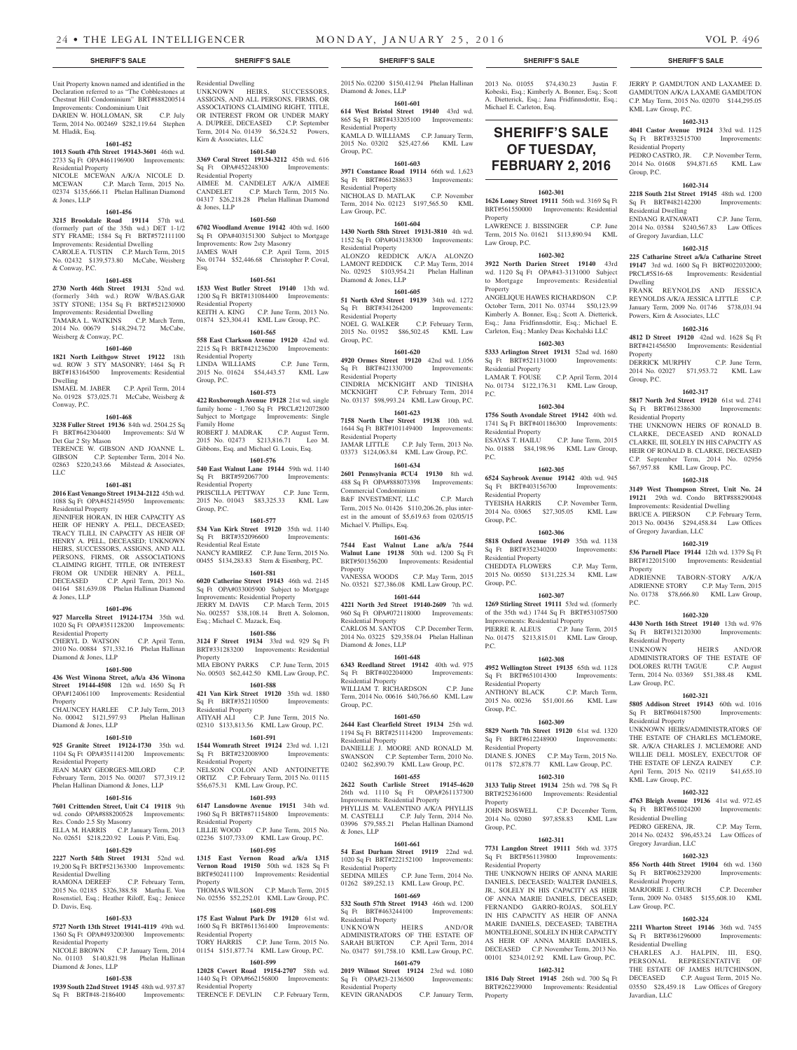Unit Property known named and identified in the Declaration referred to as "The Cobblestones at Chestnut Hill Condominium" BRT#888200514 Improvements: Condominium Unit
DARIEN W. HOLLOMAN, SR C.P. July Term, 2014 No. 002469 $282,119.64 Stephen M. Hladik, Esq.

**1601-452**

**1013 South 47th Street 19143-3601** 46th wd. 2733 Sq Ft OPA#461196900 Improvements: Residential Property
NICOLE MCEWAN A/K/A NICOLE D. MCEWAN C.P. March Term, 2015 No. 02374 $135,666.11 Phelan Hallinan Diamond & Jones, LLP

**1601-456**

**3215 Brookdale Road 19114** 57th wd. (formerly part of the 35th wd.) DET 1-1/2 STY FRAME; 1584 Sq Ft BRT#572111100 Improvements: Residential Dwelling
CAROLE A. TUSTIN C.P. March Term, 2015 No. 02432 $139,573.80 McCabe, Weisberg & Conway, P.C.

**1601-458**

**2730 North 46th Street 19131** 52nd wd. (formerly 34th wd.) ROW W/BAS.GAR 3STY STONE; 1354 Sq Ft BRT#521230900 Improvements: Residential Dwelling
TAMARA L. WATKINS C.P. March Term, 2014 No. 00679 $148,294.72 McCabe, Weisberg & Conway, P.C.

**1601-460**

**1821 North Leithgow Street 19122** 18th wd. ROW 3 STY MASONRY; 1464 Sq Ft BRT#183164500 Improvements: Residential Dwelling
ISMAEL M. JABER C.P. April Term, 2014 No. 01928 $73,025.71 McCabe, Weisberg & Conway, P.C.

**1601-468**

**3238 Fuller Street 19136** 84th wd. 2504.25 Sq Ft BRT#642304400 Improvements: S/D W Det Gar 2 Sty Mason
TERENCE W. GIBSON AND JOANNE L. GIBSON C.P. September Term, 2014 No. 02863 $220,243.66 Milstead & Associates, LLC

**1601-481**

**2016 East Venango Street 19134-2122** 45th wd. 1088 Sq Ft OPA#452145950 Improvements: Residential Property
JENNIFER HORAN, IN HER CAPACITY AS HEIR OF HENRY A. PELL, DECEASED; TRACY TLILI, IN CAPACITY AS HEIR OF HENRY A. PELL, DECEASED; UNKNOWN HEIRS, SUCCESSORS, ASSIGNS, AND ALL PERSONS, FIRMS, OR ASSOCIATIONS CLAIMING RIGHT, TITLE, OR INTEREST FROM OR UNDER HENRY A. PELL, DECEASED C.P. April Term, 2013 No. 04164 $81,639.08 Phelan Hallinan Diamond & Jones, LLP

**1601-496**

**927 Marcella Street 19124-1734** 35th wd. 1020 Sq Ft OPA#351128200 Improvements: Residential Property
CHERYL D. WATSON C.P. April Term, 2010 No. 00884 $71,332.16 Phelan Hallinan Diamond & Jones, LLP

**1601-500**

**436 West Winona Street, a/k/a 436 Winona Street 19144-4508** 12th wd. 1650 Sq Ft OPA#124061100 Improvements: Residential Property
CHAUNCEY HARLEE C.P. July Term, 2013 No. 00042 $121,597.93 Phelan Hallinan Diamond & Jones, LLP

**1601-510**

**925 Granite Street 19124-1730** 35th wd. 1104 Sq Ft OPA#351141200 Improvements: Residential Property
JEAN MARY GEORGES-MILORD C.P. February Term, 2015 No. 00207 $77,319.12 Phelan Hallinan Diamond & Jones, LLP

**1601-516**

**7601 Crittenden Street, Unit C4 19118** 9th wd. condo OPA#888200528 Improvements: Res. Condo 2.5 Sty Masonry
ELLA M. HARRIS C.P. January Term, 2013 No. 02651 $218,220.92 Louis P. Vitti, Esq.

**1601-529**

**2227 North 54th Street 19131** 52nd wd. 19,200 Sq Ft BRT#521363300 Improvements: Residential Dwelling
RAMONA DEREEF C.P. February Term, 2015 No. 02185 $326,388.58 Martha E. Von Rosenstiel, Esq.; Heather Riloff, Esq.; Jeniece D. Davis, Esq.

**1601-533**

**5727 North 13th Street 19141-4119** 49th wd. 1360 Sq Ft OPA#493200300 Improvements: Residential Property
NICOLE BROWN C.P. January Term, 2014 No. 01103 $140,821.98 Phelan Hallinan Diamond & Jones, LLP

**1601-538**

**1939 South 22nd Street 19145** 48th wd. 937.87 Sq Ft BRT#48-2186400 Improvements: Residential Dwelling
UNKNOWN HEIRS, SUCCESSORS, ASSIGNS, AND ALL PERSONS, FIRMS, OR ASSOCIATIONS CLAIMING RIGHT, TITLE, OR INTEREST FROM OR UNDER MARY A. DUPREE, DECEASED C.P. September Term, 2014 No. 01439 $6,524.52 Powers, Kirn & Associates, LLC

**1601-540**

**3369 Coral Street 19134-3212** 45th wd. 616 Sq Ft OPA#452248300 Improvements: Residential Property
AIMEE M. CANDELET A/K/A AIMEE CANDELET C.P. March Term, 2015 No. 04317 $26,218.28 Phelan Hallinan Diamond & Jones, LLP

**1601-560**

**6702 Woodland Avenue 19142** 40th wd. 1600 Sq Ft OPA#403151300 Subject to Mortgage Improvements: Row 2sty Masonry
JAMES WAH C.P. April Term, 2015 No. 01744 $52,446.68 Christopher P. Coval, Esq.

**1601-561**

**1533 West Butler Street 19140** 13th wd. 1200 Sq Ft BRT#131084400 Improvements: Residential Property
KEITH A. KING C.P. June Term, 2013 No. 01874 $23,304.41 KML Law Group, P.C.

**1601-565**

**558 East Clarkson Avenue 19120** 42nd wd. 2215 Sq Ft BRT#421236200 Improvements: Residential Property
LINDA WILLIAMS C.P. June Term, 2015 No. 01624 $54,443.57 KML Law Group, P.C.

**1601-573**

**422 Roxborough Avenue 19128** 21st wd. single family home - 1,760 Sq Ft PRCL#212072800 Subject to Mortgage Improvements: Single Family Home
ROBERT J. MADRAK C.P. August Term, 2015 No. 02473 $213,816.71 Leo M. Gibbons, Esq. and Michael G. Louis, Esq.

**1601-576**

**540 East Walnut Lane 19144** 59th wd. 1140 Sq Ft BRT#592067700 Improvements: Residential Property
PRISCILLA PETTWAY C.P. June Term, 2015 No. 01043 $83,325.33 KML Law Group, P.C.

**1601-577**

**534 Van Kirk Street 19120** 35th wd. 1140 Sq Ft BRT#352096600 Improvements: Residential Real Estate
NANCY RAMIREZ C.P. June Term, 2015 No. 00455 $134,283.83 Stern & Eisenberg, P.C.

**1601-581**

**6020 Catherine Street 19143** 46th wd. 2145 Sq Ft OPA#033005900 Subject to Mortgage Improvements: Residential Property
JERRY M. DAVIS C.P. March Term, 2015 No. 002557 $38,108.14 Brett A. Solomon, Esq.; Michael C. Mazack, Esq.

**1601-586**

**3124 F Street 19134** 33rd wd. 929 Sq Ft BRT#331283200 Improvements: Residential Property
MIA EBONY PARKS C.P. June Term, 2015 No. 00503 $62,442.50 KML Law Group, P.C.

**1601-588**

**421 Van Kirk Street 19120** 35th wd. 1880 Sq Ft BRT#352110500 Improvements: Residential Property
ATIYAH ALI C.P. June Term, 2015 No. 02310 $133,813.56 KML Law Group, P.C.

**1601-591**

**1544 Womrath Street 19124** 23rd wd. 1,121 Sq Ft BRT#232008900 Improvements: Residential Property
NELSON COLON AND ANTOINETTE ORTIZ C.P. February Term, 2015 No. 01115 $56,675.31 KML Law Group, P.C.

**1601-593**

**6147 Lansdowne Avenue 19151** 34th wd. 1960 Sq Ft BRT#871154800 Improvements: Residential Property
LILLIE WOOD C.P. June Term, 2015 No. 02236 $107,733.09 KML Law Group, P.C.

**1601-595**

**1315 East Vernon Road a/k/a 1315 Vernon Road 19150** 50th wd. 1828 Sq Ft BRT#502411100 Improvements: Residential Property
THOMAS WILSON C.P. March Term, 2015 No. 02556 $52,252.01 KML Law Group, P.C.

**1601-598**

**175 East Walnut Park Dr 19120** 61st wd. 1600 Sq Ft BRT#611361400 Improvements: Residential Property
TORY HARRIS C.P. June Term, 2015 No. 01154 $151,877.74 KML Law Group, P.C.

**1601-599**

**12028 Covert Road 19154-2707** 58th wd. 1440 Sq Ft OPA#662156800 Improvements: Residential Property
TERENCE F. DEVLIN C.P. February Term, 2015 No. 02200 $150,412.94 Phelan Hallinan Diamond & Jones, LLP

**1601-601**

**614 West Bristol Street 19140** 43rd wd. 865 Sq Ft BRT#433205100 Improvements: Residential Property
KAMLA D. WILLIAMS C.P. January Term, 2015 No. 03202 $25,427.66 KML Law Group, P.C.

**1601-603**

**3971 Constance Road 19114** 66th wd. 1,623 Sq Ft BRT#661288633 Improvements: Residential Property
NICHOLAS D. MATLAK C.P. November Term, 2014 No. 02123 $197,565.50 KML Law Group, P.C.

**1601-604**

**1430 North 58th Street 19131-3810** 4th wd. 1152 Sq Ft OPA#043138300 Improvements: Residential Property
ALONZO REDDICK A/K/A ALONZO LAMONT REDDICK C.P. May Term, 2014 No. 02925 $103,954.21 Phelan Hallinan Diamond & Jones, LLP

**1601-605**

**51 North 63rd Street 19139** 34th wd. 1272 Sq Ft BRT#341264200 Improvements: Residential Property
NOEL G. WALKER C.P. February Term, 2015 No. 01952 $86,502.45 KML Law Group, P.C.

**1601-620**

**4920 Ormes Street 19120** 42nd wd. 1,056 Sq Ft BRT#421330700 Improvements: Residential Property
CINDRIA MCKNIGHT AND TINISHA MCKNIGHT C.P. February Term, 2014 No. 03137 $98,993.24 KML Law Group, P.C.

**1601-623**

**7158 North Uber Street 19138** 10th wd. 1644 Sq Ft BRT#101149400 Improvements: Residential Property
JAMAR LITTLE C.P. July Term, 2013 No. 03373 $124,063.84 KML Law Group, P.C.

**1601-634**

**2601 Pennsylvania #CU4 19130** 8th wd. 488 Sq Ft OPA#888073398 Improvements: Commercial Condominium
B&F INVESTMENT, LLC C.P. March Term, 2015 No. 01426 $110,206.26, plus interest in the amount of $5,619.63 from 02/05/15 Michael V. Phillips, Esq.

**1601-636**

**7544 East Walnut Lane a/k/a 7544 Walnut Lane 19138** 50th wd. 1200 Sq Ft BRT#501356200 Improvements: Residential Property
VANESSA WOODS C.P. May Term, 2015 No. 03521 $27,386.08 KML Law Group, P.C.

**1601-644**

**4221 North 3rd Street 19140-2609** 7th wd. 960 Sq Ft OPA#072118000 Improvements: Residential Property
CARLOS M. SANTOS C.P. December Term, 2014 No. 03225 $29,358.04 Phelan Hallinan Diamond & Jones, LLP

**1601-648**

**6343 Reedland Street 19142** 40th wd. 975 Sq Ft BRT#402204000 Improvements: Residential Property
WILLIAM T. RICHARDSON C.P. June Term, 2014 No. 00616 $40,766.60 KML Law Group, P.C.

**1601-650**

**2644 East Clearfield Street 19134** 25th wd. 1194 Sq Ft BRT#251114200 Improvements: Residential Property
DANIELLE J. MOORE AND RONALD M. SWANSON C.P. September Term, 2010 No. 02402 $62,890.79 KML Law Group, P.C.

**1601-655**

**2622 South Carlisle Street 19145-4620** 26th wd. 1110 Sq Ft OPA#261137300 Improvements: Residential Property
PHYLLIS M. VALENTINO A/K/A PHYLLIS M. CASTELLI C.P. July Term, 2014 No. 03996 $79,585.21 Phelan Hallinan Diamond & Jones, LLP

**1601-661**

**54 East Durham Street 19119** 22nd wd. 1020 Sq Ft BRT#222152100 Improvements: Residential Property
SEDINA MILES C.P. June Term, 2014 No. 01262 $89,252.13 KML Law Group, P.C.

**1601-669**

**532 South 57th Street 19143** 46th wd. 1200 Sq Ft BRT#463244100 Improvements: Residential Property
UNKNOWN HEIRS AND/OR ADMINISTRATORS OF THE ESTATE OF SARAH BURTON C.P. April Term, 2014 No. 03477 $91,758.10 KML Law Group, P.C.

**1601-679**

**2019 Wilmot Street 19124** 23rd wd. 1080 Sq Ft OPA#23-2136500 Improvements: Residential Property
KEVIN GRANADOS C.P. January Term, 2013 No. 01055 $74,430.23 Justin F. Kobeski, Esq.; Kimberly A. Bonner, Esq.; Scott A. Dietterick, Esq.; Jana Fridfinnsdottir, Esq.; Michael E. Carleton, Esq.

# SHERIFF'S SALE OF TUESDAY, FEBRUARY 2, 2016

**1602-301**

**1626 Loney Street 19111** 56th wd. 3169 Sq Ft BRT#561550000 Improvements: Residential Property
LAWRENCE J. BISSINGER C.P. June Term, 2015 No. 01621 $113,890.94 KML Law Group, P.C.

**1602-302**

**3922 North Darien Street 19140** 43rd wd. 1120 Sq Ft OPA#43-3131000 Subject to Mortgage Improvements: Residential Property
ANGELIQUE HAWES RICHARDSON C.P. October Term, 2011 No. 03744 $50,123.99 Kimberly A. Bonner, Esq.; Scott A. Dietterick, Esq.; Jana Fridfinnsdottir, Esq.; Michael E. Carleton, Esq.; Manley Deas Kochalski LLC

**1602-303**

**5333 Arlington Street 19131** 52nd wd. 1680 Sq Ft BRT#521131000 Improvements: Residential Property
LAMAR T. FOUSE C.P. April Term, 2014 No. 01734 $122,176.31 KML Law Group, P.C.

**1602-304**

**1756 South Avondale Street 19142** 40th wd. 1741 Sq Ft BRT#401186300 Improvements: Residential Property
ESAYAS T. HAILU C.P. June Term, 2015 No. 01888 $84,198.96 KML Law Group, P.C.

**1602-305**

**6524 Saybrook Avenue 19142** 40th wd. 945 Sq Ft BRT#403156700 Improvements: Residential Property
TYEISHA HARRIS C.P. November Term, 2014 No. 03065 $27,305.05 KML Law Group, P.C.

**1602-306**

**5818 Oxford Avenue 19149** 35th wd. 1138 Sq Ft BRT#352340200 Improvements: Residential Property
CHEDDTA FLOWERS C.P. May Term, 2015 No. 00550 $131,225.34 KML Law Group, P.C.

**1602-307**

**1269 Stirling Street 19111** 53rd wd. (formerly of the 35th wd.) 1744 Sq Ft BRT#531057500 Improvements: Residential Property
PIERRE R. ALEUS C.P. June Term, 2015 No. 01475 $213,815.01 KML Law Group, P.C.

**1602-308**

**4952 Wellington Street 19135** 65th wd. 1128 Sq Ft BRT#651014300 Improvements: Residential Property
ANTHONY BLACK C.P. March Term, 2015 No. 00236 $51,001.66 KML Law Group, P.C.

**1602-309**

**5829 North 7th Street 19120** 61st wd. 1320 Sq Ft BRT#612248900 Improvements: Residential Property
DIANE S. JONES C.P. May Term, 2015 No. 01178 $72,878.77 KML Law Group, P.C.

**1602-310**

**3133 Tulip Street 19134** 25th wd. 798 Sq Ft BRT#252361600 Improvements: Residential Property
JOHN BOSWELL C.P. December Term, 2014 No. 02080 $97,858.83 KML Law Group, P.C.

**1602-311**

**7731 Langdon Street 19111** 56th wd. 3375 Sq Ft BRT#561139800 Improvements: Residential Property
THE UNKNOWN HEIRS OF ANNA MARIE DANIELS, DECEASED; WALTER DANIELS, JR., SOLELY IN HIS CAPACITY AS HEIR OF ANNA MARIE DANIELS, DECEASED; FERNANDO GARRO-ROJAS, SOLELY IN HIS CAPACITY AS HEIR OF ANNA MARIE DANIELS, DECEASED; TABETHA MONTELEONE, SOLELY IN HER CAPACITY AS HEIR OF ANNA MARIE DANIELS, DECEASED C.P. November Term, 2013 No. 00101 $234,012.92 KML Law Group, P.C.

**1602-312**

**1816 Daly Street 19145** 26th wd. 700 Sq Ft BRT#262239000 Improvements: Residential Property
JERRY P. GAMDUTON AND LAXAMEE D. GAMDUTON A/K/A LAXAME GAMDUTON C.P. May Term, 2015 No. 02070 $144,295.05 KML Law Group, P.C.

**1602-313**

**4041 Castor Avenue 19124** 33rd wd. 1125 Sq Ft BRT#332515700 Improvements: Residential Property
PEDRO CASTRO, JR. C.P. November Term, 2014 No. 01608 $94,871.65 KML Law Group, P.C.

**1602-314**

**2218 South 21st Street 19145** 48th wd. 1200 Sq Ft BRT#482142200 Improvements: Residential Dwelling
ENDANG RATNAWATI C.P. June Term, 2014 No. 03584 $240,567.83 Law Offices of Gregory Javardian, LLC

**1602-315**

**225 Catharine Street a/k/a Catharine Street 19147** 3rd wd. 1600 Sq Ft BRT#022032000; PRCL#5S16-68 Improvements: Residential Dwelling
FRANK REYNOLDS AND JESSICA REYNOLDS A/K/A JESSICA LITTLE C.P. January Term, 2009 No. 01746 $738,031.94 Powers, Kirn & Associates, LLC

**1602-316**

**4812 D Street 19120** 42nd wd. 1628 Sq Ft BRT#421456500 Improvements: Residential Property
DERRICK MURPHY C.P. June Term, 2014 No. 02027 $71,953.72 KML Law Group, P.C.

**1602-317**

**5817 North 3rd Street 19120** 61st wd. 2741 Sq Ft BRT#612386300 Improvements: Residential Property
THE UNKNOWN HEIRS OF RONALD B. CLARKE, DECEASED AND RONALD CLARKE, III, SOLELY IN HIS CAPACITY AS HEIR OF RONALD B. CLARKE, DECEASED C.P. September Term, 2014 No. 02956 $67,957.88 KML Law Group, P.C.

**1602-318**

**3149 West Thompson Street, Unit No. 24 19121** 29th wd. Condo BRT#888290048 Improvements: Residential Dwelling
BRUCE A. PIERSON C.P. February Term, 2013 No. 00436 $294,458.84 Law Offices of Gregory Javardian, LLC

**1602-319**

**536 Parnell Place 19144** 12th wd. 1379 Sq Ft BRT#122015100 Improvements: Residential Property
ADRIENNE TABORN-STORY A/K/A ADRIENNE STORY C.P. May Term, 2015 No. 01738 $78,666.80 KML Law Group, P.C.

**1602-320**

**4430 North 16th Street 19140** 13th wd. 976 Sq Ft BRT#132120300 Improvements: Residential Property
UNKNOWN HEIRS AND/OR ADMINISTRATORS OF THE ESTATE OF DOLORES RUTH TAGUE C.P. August Term, 2014 No. 03369 $51,388.48 KML Law Group, P.C.

**1602-321**

**5805 Addison Street 19143** 60th wd. 1016 Sq Ft BRT#604187500 Improvements: Residential Property
UNKNOWN HEIRS/ADMINISTRATORS OF THE ESTATE OF CHARLES MCLEMORE, SR. A/K/A CHARLES J. MCLEMORE AND WILLIE DELL MOSLEY, EXECUTOR OF THE ESTATE OF LENZA RAINEY C.P. April Term, 2015 No. 02119 $41,655.10 KML Law Group, P.C.

**1602-322**

**4763 Bleigh Avenue 19136** 41st wd. 972.45 Sq Ft BRT#651024200 Improvements: Residential Dwelling
PEDRO GERENA, JR. C.P. May Term, 2014 No. 02432 $96,453.24 Law Offices of Gregory Javardian, LLC

**1602-323**

**856 North 44th Street 19104** 6th wd. 1360 Sq Ft BRT#062329200 Improvements: Residential Property
MARJORIE J. CHURCH C.P. December Term, 2009 No. 03485 $155,608.10 KML Law Group, P.C.

**1602-324**

**2241 Wharton Street 19146** 36th wd. 7455 Sq Ft BRT#361296000 Improvements: Residential Dwelling
CHARLES A.J. HALPIN, III, ESQ, PERSONAL REPRESENTATIVE OF THE ESTATE OF JAMES HUTCHINSON, DECEASED C.P. August Term, 2015 No. 03550 $28,459.18 Law Offices of Gregory Javardian, LLC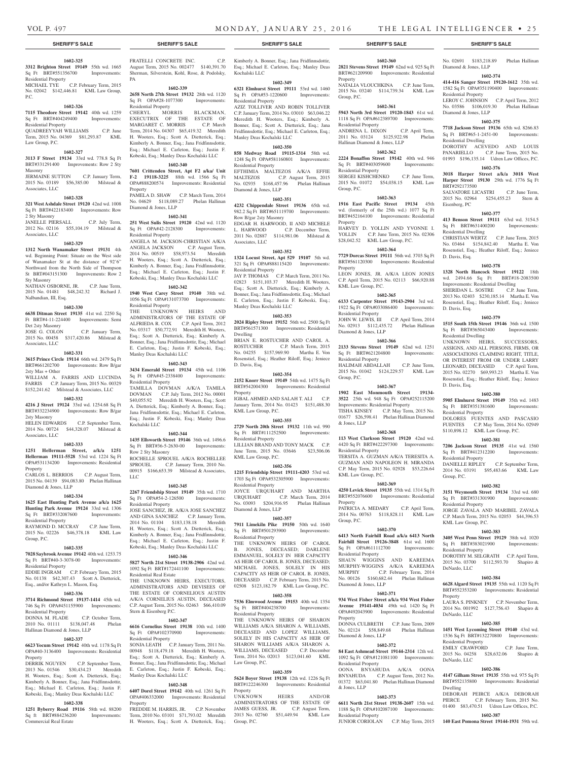**SHERIFF'S SALE**

**1602-325**

**3312 Brighton Street 19149** 55th wd. 1665 Sq Ft BRT#551356700 Improvements: Residential Property
MICHAEL TYE C.P. February Term, 2015 No. 02042 $142,446.81 KML Law Group, P.C.

**1602-326**

**7115 Theodore Street 19142** 40th wd. 1259 Sq Ft BRT#404249400 Improvements: Residential Property
QUADREEYYAH WILLIAMS C.P. June Term, 2015 No. 04369 $81,293.87 KML Law Group, P.C.

**1602-327**

**3113 F Street 19134** 33rd wd. 778.8 Sq Ft BRT#331291400 Improvements: Row 2 Sty Masonry
JERMAINE SUTTON C.P. January Term, 2015 No. 03189 $56,385.00 Milstead & Associates, LLC

**1602-328**

**321 West Ashdale Street 19120** 42nd wd. 1008 Sq Ft BRT#422183400 Improvements: Row 2 Sty Masonry
JANELLE PIERSALL C.P. July Term, 2012 No. 02116 $55,104.19 Milstead & Associates, LLC

**1602-329**

**1312 North Wanamaker Street 19131** 4th wd. Beginning Point: Situate on the West side of Wanamaker St at the distance of 92'6" Northward from the North Side of Thompson St BRT#043151300 Improvements: Row 2 Sty Masonry
NATHAN OSBORNE, JR. C.P. June Term, 2015 No. 01481 $48,242.32 Richard J. Nalbandian, III, Esq.

**1602-330**

**6638 Ditman Street 19135** 41st wd. 2250 Sq Ft BRT#4-11-224400 Improvements: Semi Det 2sty Masonry
JOSE G. COLON C.P. January Term, 2015 No. 00458 $317,420.86 Milstead & Associates, LLC

**1602-331**

**3615 Prince Circle 19114** 66th wd. 2479 Sq Ft BRT#661202700 Improvements: Row B/gar 2sty Mas + Other
WILLIAM A. FARRIS AND LUCINDA FARRIS C.P. January Term, 2015 No. 00329 $152,241.62 Milstead & Associates, LLC

**1602-332**

**4216 J Street 19124** 33rd wd. 1254.68 Sq Ft BRT#332234900 Improvements: Row B/gar 2sty Masonry
HELEN EDWARDS C.P. September Term, 2014 No. 00724 $44,328.07 Milstead & Associates, LLC

**1602-333**

**1251 Hellerman Street, a/k/a 1251 Hellerman 19111-5528** 53rd wd. 1224 Sq Ft OPA#531134200 Improvements: Residential Property
CARLOS L. BERRIOS C.P. August Term, 2015 No. 04139 $94,083.80 Phelan Hallinan Diamond & Jones, LLP

**1602-334**

**1625 East Hunting Park Avenue a/k/a 1625 Hunting Park Avenue 19124** 33rd wd. 1306 Sq Ft BRT#332087600 Improvements: Residential Property
RAYMOND D. MCCRAY C.P. June Term, 2015 No. 02226 $46,378.18 KML Law Group, P.C.

**1602-335**

**7028 Saybrook Avenue 19142** 40th wd. 1253.75 Sq Ft BRT#40-3-3078-00 Improvements: Residential Property
EDDIE INGRAM C.P. February Term, 2015 No. 01138 $42,307.43 Scott A. Dietterick, Esq., and/or Kathryn L. Mason, Esq.

**1602-336**

**3714 Richmond Street 19137-1414** 45th wd. 746 Sq Ft OPA#451155900 Improvements: Residential Property
DONNA M. FLADE C.P. October Term, 2010 No. 01111 $138,047.48 Phelan Hallinan Diamond & Jones, LLP

**1602-337**

**6623 Yocum Street 19142** 40th wd. 1178 Sq Ft OPA#40-3136400 Improvements: Residential Property
DERRIK NGUYEN C.P. September Term, 2013 No. 01546 $30,434.23 Meredith H. Wooters, Esq.; Scott A. Dietterick, Esq.; Kimberly A. Bonner, Esq.; Jana Fridfinnsdottir, Esq.; Michael E. Carleton, Esq.; Justin F. Kobeski, Esq.; Manley Deas Kochalski LLC

**1602-338**

**1251 Byberry Road 19116** 58th wd. 88200 Sq Ft BRT#884236200 Improvements: Commercial Real Estate
FRATELLI CONCRETE INC. C.P. August Term, 2015 No. 002477 $140,391.70 Sherman, Silverstein, Kohl, Rose, & Podolsky, PA

**1602-339**

**2658 North 27th Street 19132** 28th wd. 1120 Sq Ft OPA#28-1077300 Improvements: Residential Property
CHERYL MORRIS BLACKMAN, EXECUTRIX OF THE ESTATE OF MARGARET C. MORRIS C.P. March Term, 2014 No. 04307 $65,419.32 Meredith H. Wooters, Esq.; Scott A. Dietterick, Esq.; Kimberly A. Bonner, Esq.; Jana Fridfinnsdottir, Esq.; Michael E. Carleton, Esq.; Justin F. Kobeski, Esq.; Manley Deas Kochalski LLC

**1602-340**

**7601 Crittenden Street, Apt F2 a/k/a/ Unit F-2 19118-3225** 88th wd. 1566 Sq Ft OPA#888200574 Improvements: Residential Property
PAMELA D. SHAW C.P. March Term, 2014 No. 04629 $118,089.27 Phelan Hallinan Diamond & Jones, LLP

**1602-341**

**251 West Sulis Street 19120** 42nd wd. 1120 Sq Ft OPA#42-2128300 Improvements: Residential Property
ANGELA M. JACKSON-CHRISTIAN A/K/A ANGELA JACKSON C.P. August Term, 2014 No. 00519 $58,973.54 Meredith H. Wooters, Esq.; Scott A. Dietterick, Esq.; Kimberly A. Bonner, Esq.; Jana Fridfinnsdottir, Esq.; Michael E. Carleton, Esq.; Justin F. Kobeski, Esq.; Manley Deas Kochalski LLC

**1602-342**

**1940 West Carey Street 19140** 38th wd. 1056 Sq Ft OPA#131073700 Improvements: Residential Property
THE UNKNOWN HEIRS AND ADMINISTRATORS OF THE ESTATE OF ALFRIEDA R. COX C.P. April Term, 2012 No. 03317 $50,772.91 Meredith H. Wooters, Esq.; Scott A. Dietterick, Esq.; Kimberly A. Bonner, Esq.; Jana Fridfinnsdottir, Esq.; Michael E. Carleton, Esq.; Justin F. Kobeski, Esq.; Manley Deas Kochalski LLC

**1602-343**

**3434 Emerald Street 19134** 45th wd. 1106 Sq Ft OPA#45-2338400 Improvements: Residential Property
TAMILLA DOVMAN A/K/A TAMILA DOVMAN C.P. July Term, 2012 No. 00001 $40,055.92 Meredith H. Wooters, Esq.; Scott A. Dietterick, Esq.; Kimberly A. Bonner, Esq.; Jana Fridfinnsdottir, Esq.; Michael E. Carleton, Esq.; Justin F. Kobeski, Esq.; Manley Deas Kochalski LLC

**1602-344**

**1435 Ellsworth Street 19146** 36th wd. 1496.6 Sq Ft BRT#36-5-2630-00 Improvements: Row 2 Sty Masonry
ROCHELLE SPROUEL A/K/A ROCHELLEE SPROUEL C.P. January Term, 2010 No. 00915 $166,653.39 Milstead & Associates, LLC

**1602-345**

**2267 Friendship Street 19149** 35th wd. 1710 Sq Ft OPA#54-2-126500 Improvements: Residential Property
JOSE SANCHEZ, JR. A/K/A JOSE SANCHEZ AND GINA SANCHEZ C.P. January Term, 2014 No. 01104 $183,138.18 Meredith H. Wooters, Esq.; Scott A. Dietterick, Esq.; Kimberly A. Bonner, Esq.; Jana Fridfinnsdottir, Esq.; Michael E. Carleton, Esq.; Justin F. Kobeski, Esq.; Manley Deas Kochalski LLC

**1602-346**

**5827 North 21st Street 19138-2906** 42nd wd. 1092 Sq Ft BRT#172441100 Improvements: Residential Real Estate
THE UNKNOWN HEIRS, EXECUTORS, ADMINISTRATORS AND DEVISEES OF THE ESTATE OF CORNELIOUS AUSTIN A/K/A CORNELIUS AUSTIN, DECEASED C.P. August Term, 2015 No. 02463 $66,410.09 Stern & Eisenberg P.C.

**1602-347**

**6616 Cornelius Street 19138** 10th wd. 1400 Sq Ft OPA#102370900 Improvements: Residential Property
SONJA LEATH C.P. January Term, 2011 No. 00948 $118,479.18 Meredith H. Wooters, Esq.; Scott A. Dietterick, Esq.; Kimberly A. Bonner, Esq.; Jana Fridfinnsdottir, Esq.; Michael E. Carleton, Esq.; Justin F. Kobeski, Esq.; Manley Deas Kochalski LLC

**1602-348**

**6407 Dorel Street 19142** 40th wd. 1261 Sq Ft OPA#406332000 Improvements: Residential Property
FREDDIE M. HARRIS, JR. C.P. November Term, 2010 No. 03101 $71,793.02 Meredith H. Wooters, Esq.; Scott A. Dietterick, Esq.; Kimberly A. Bonner, Esq.; Jana Fridfinnsdottir, Esq.; Michael E. Carleton, Esq.; Manley Deas Kochalski LLC

**1602-349**

**6321 Elmhurst Street 19111** 53rd wd. 1460 Sq Ft OPA#53-1220600 Improvements: Residential Property
AZIZ TOLLIVER AND ROBIN TOLLIVER C.P. January Term, 2014 No. 03010 $63,046.22 Meredith H. Wooters, Esq.; Kimberly A. Bonner, Esq.; Scott A. Dietterick, Esq.; Jana Fridfinnsdottir, Esq.; Michael E. Carleton, Esq.; Manley Deas Kochalski LLC

**1602-350**

**858 Medway Road 19115-1314** 58th wd. 1248 Sq Ft OPA#581160801 Improvements: Residential Property
EFTHIMIA MALTEZOS A/K/A EFFIE MALTEZOS C.P. August Term, 2015 No. 02935 $168,457.96 Phelan Hallinan Diamond & Jones, LLP

**1602-351**

**4232 Chippendale Street 19136** 65th wd. 982.2 Sq Ft BRT#651119700 Improvements: Row B/gar 2sty Masonry
EDGAR H. HARWOOD, II AND MICHELE L. HARWOOD C.P. December Term, 2011 No. 02887 $114,981.06 Milstead & Associates, LLC

**1602-352**

**1324 Locust Street, Apt 529 19107** 5th wd. 321 Sq Ft OPA#888115420 Improvements: Residential Property
JAY P. THOMAS C.P. March Term, 2011 No. 02823 $151,103.37 Meredith H. Wooters, Esq.; Scott A. Dietterick, Esq.; Kimberly A. Bonner, Esq.; Jana Fridfinnsdottir, Esq.; Michael E. Carleton, Esq.; Justin F. Kobeski, Esq.; Manley Deas Kochalski LLC

**1602-353**

**2024 Ripley Street 19152** 56th wd. 2500 Sq Ft BRT#561571300 Improvements: Residential Dwelling
BRIAN E. ROSTUCHER AND CAROL A. ROSTUCHER C.P. March Term, 2015 No. 04255 $157,969.90 Martha E. Von Rosenstiel, Esq.; Heather Riloff, Esq.; Jeniece D. Davis, Esq.

**1602-354**

**2152 Knorr Street 19149** 54th wd. 1475 Sq Ft BRT#542004300 Improvements: Residential Property
IGBAL AHMED AND SALAH T. ALI C.P. January Term, 2014 No. 01423 $151,488.30 KML Law Group, P.C.

**1602-355**

**2729 North 20th Street 19132** 11th wd. 990 Sq Ft BRT#111252500 Improvements: Residential Property
LILLIAN BRAND AND TONY MACK C.P. June Term, 2015 No. 03646 $23,506.06 KML Law Group, P.C.

**1602-356**

**1215 Friendship Street 19111-4203** 53rd wd. 1703 Sq Ft OPA#532305900 Improvements: Residential Property
JOYCE URQUHART AND MARTHA URQUHART C.P. March Term, 2014 No. 03093 $204,916.95 Phelan Hallinan Diamond & Jones, LLP

**1602-357**

**7911 Limekiln Pike 19150** 50th wd. 1640 Sq Ft BRT#501293900 Improvements: Residential Property
THE UNKNOWN HEIRS OF CAROL B. JONES, DECEASED; DARLENE EMMANUEL, SOLELY IN HER CAPACITY AS HEIR OF CAROL B. JONES, DECEASED; MICHAEL JONES, SOLELY IN HIS CAPACITY AS HEIR OF CAROL B. JONES, DECEASED C.P. February Term, 2015 No. 02508 $123,182.79 KML Law Group, P.C.

**1602-358**

**7536 Elmwood Avenue 19153** 40th wd. 1354 Sq Ft BRT#404238700 Improvements: Residential Property
THE UNKNOWN HEIRS OF SHARON WILLIAMS A/K/A SHARON A. WILLIAMS, DECEASED AND LOPEZ WILLIAMS, SOLELY IN HIS CAPACITY AS HEIR OF SHARON WILLIAMS A/K/A SHARON A. WILLIAMS, DECEASED C.P. December Term, 2014 No. 02013 $123,041.60 KML Law Group, P.C.

**1602-359**

**5624 Boyer Street 19138** 12th wd. 1226 Sq Ft BRT#122246300 Improvements: Residential Property
UNKNOWN HEIRS AND/OR ADMINISTRATORS OF THE ESTATE OF JAMES GUESS, JR. C.P. August Term, 2013 No. 02760 $51,449.94 KML Law Group, P.C.

**1602-360**

**2821 Stevens Street 19149** 62nd wd. 925 Sq Ft BRT#621209900 Improvements: Residential Property
NATALIA VLOUCHKINA C.P. June Term, 2015 No. 03240 $114,739.34 KML Law Group, P.C.

**1602-361**

**5943 North 3rd Street 19120-1843** 61st wd. 1118 Sq Ft OPA#612389700 Improvements: Residential Property
ANDRENA L. DIXON C.P. April Term, 2011 No. 03124 $125,922.98 Phelan Hallinan Diamond & Jones, LLP

**1602-362**

**2224 Bonaffon Street 19142** 40th wd. 946 Sq Ft BRT#403059600 Improvements: Residential Property
SERGEI KISHCHENKO C.P. June Term, 2015 No. 01072 $54,038.15 KML Law Group, P.C.

**1602-363**

**1916 East Pacific Street 19134** 45th wd. (formerly of the 25th wd.) 1077 Sq Ft BRT#452164100 Improvements: Residential Property
HARVEY D. YOLLIN AND YVONNE I. YOLLIN C.P. June Term, 2015 No. 02306 $28,042.52 KML Law Group, P.C.

**1602-364**

**7729 Dorcas Street 19111** 56th wd. 3703 Sq Ft BRT#561120300 Improvements: Residential Property
LEON JONES, JR. A/K/A LEON JONES C.P. April Term, 2015 No. 02113 $66,920.88 KML Law Group, P.C.

**1602-365**

**6133 Carpenter Street 19143-2904** 3rd wd. 1922 Sq Ft OPA#033086400 Improvements: Residential Property
JOHN W. LEWIS, III C.P. April Term, 2014 No. 02913 $112,435.72 Phelan Hallinan Diamond & Jones, LLP

**1602-366**

**2133 Stevens Street 19149** 62nd wd. 1251 Sq Ft BRT#621204800 Improvements: Residential Property
HALIMAH ABDALLAH C.P. June Term, 2015 No. 01042 $124,229.57 KML Law Group, P.C.

**1602-367**

**1902 East Monmouth Street 19134-3522** 25th wd. 948 Sq Ft OPA#252115200 Improvements: Residential Property
TISHA KINSEY C.P. May Term, 2015 No. 01677 $26,598.41 Phelan Hallinan Diamond & Jones, LLP

**1602-368**

**113 West Clarkson Street 19120** 42nd wd. 4420 Sq Ft BRT#422297300 Improvements: Residential Property
TERSITA A. GUZMAN A/K/A TERESITA A. GUZMAN AND NAPOLEON H. MIRANDA C.P. May Term, 2015 No. 02928 $53,226.64 KML Law Group, P.C.

**1602-369**

**4250 Levick Street 19135** 55th wd. 1314 Sq Ft BRT#552076600 Improvements: Residential Property
PATRICIA A. MEDARY C.P. April Term, 2014 No. 00763 $118,828.11 KML Law Group, P.C.

**1602-370**

**6413 North Fairhill Road a/k/a 6413 North Fairhill Street 19126-3848** 61st wd. 1600 Sq Ft OPA#611112700 Improvements: Residential Property
SHAUN WIGGINS AND KAREEMA MURPHY-WIGGINS A/K/A KAREEMA MURPHY C.P. February Term, 2014 No. 00126 $160,682.44 Phelan Hallinan Diamond & Jones, LLP

**1602-371**

**934 West Fisher Street a/k/a 934 West Fisher Avenue 19141-4034** 49th wd. 1420 Sq Ft OPA#492043900 Improvements: Residential Property
DONNA CULBRETH C.P. June Term, 2009 No. 02124 $58,849.68 Phelan Hallinan Diamond & Jones, LLP

**1602-372**

**84 East Ashmead Street 19144-2314** 12th wd. 1092 Sq Ft OPA#121081100 Improvements: Residential Property
OONA BNYAHUDA A/K/A OONA BNYAHUDA C.P. August Term, 2012 No. 01372 $63,041.80 Phelan Hallinan Diamond & Jones, LLP

**1602-373**

**6611 North 21st Street 19138-2607** 15th wd. 1188 Sq Ft OPA#102087100 Improvements: Residential Property
JUNIOR CORIOLAN C.P. May Term, 2015 No. 02691 $183,218.89 Phelan Hallinan Diamond & Jones, LLP

**1602-374**

**414-416 Sanger Street 19120-1612** 35th wd. 1582 Sq Ft OPA#351190400 Improvements: Residential Property
LEROY C. JOHNSON C.P. April Term, 2012 No. 03586 $106,019.30 Phelan Hallinan Diamond & Jones, LLP

**1602-375**

**7718 Jackson Street 19136** 65th wd. 8266.83 Sq Ft BRT#65-1-2451-00 Improvements: Residential Dwelling
DOROTHY ACEVEDO AND LOUIS PANARIELLO C.P. June Term, 2015 No. 01993 $196,135.14 Udren Law Offices, P.C.

**1602-376**

**3018 Harper Street a/k/a 3018 West Harper Street 19130** 29th wd. 1776 Sq Ft BRT#292173500
SALVATORE LICASTRI C.P. June Term, 2015 No. 02964 $254,455.23 Stern & Eisenberg, PC

**1602-377**

**413 Benson Street 19111** 63rd wd. 3154.5 Sq Ft BRT#631400200 Improvements: Residential Dwelling
CHRISTIAN WERTZ C.P. June Term, 2015 No. 03464 $154,842.40 Martha E. Von Rosenstiel, Esq.; Heather Riloff, Esq.; Jeniece D. Davis, Esq.

**1602-378**

**1328 North Hancock Street 19122** 18th wd. 2494.66 Sq Ft BRT#18-2083500 Improvements: Residential Dwelling
SHERIDAN L. SOSTRE C.P. June Term, 2013 No. 02403 $230,185.14 Martha E. Von Rosenstiel, Esq.; Heather Riloff, Esq.; Jeniece D. Davis, Esq.

**1602-379**

**1515 South 15th Street 19146** 36th wd. 1500 Sq Ft BRT#365043400 Improvements: Residential Dwelling
UNKNOWN HEIRS, SUCCESSORS, ASSIGNS, AND ALL PERSONS, FIRMS, OR ASSOCIATIONS CLAIMING RIGHT, TITLE, OR INTEREST FROM OR UNDER LARRY LEONARD, DECEASED C.P. April Term, 2015 No. 02270 $69,993.23 Martha E. Von Rosenstiel, Esq.; Heather Riloff, Esq.; Jeniece D. Davis, Esq.

**1602-380**

**5905 Elmhurst Street 19149** 35th wd. 1483 Sq Ft BRT#351381600 Improvements: Residential Property
DOLORES FUENTES AND PASCASIO FUENTES C.P. May Term, 2014 No. 02949 $110,898.12 KML Law Group, P.C.

**1602-381**

**7206 Jackson Street 19135** 41st wd. 1560 Sq Ft BRT#412312200 Improvements: Residential Property
DANIELLE RIPLEY C.P. September Term, 2014 No. 03191 $95,483.66 KML Law Group, P.C.

**1602-382**

**3151 Weymouth Street 19134** 33rd wd. 680 Sq Ft BRT#331301900 Improvements: Residential Property
JORGE ZAVALA AND MARIBEL ZAVALA C.P. March Term, 2015 No. 02053 $44,396.53 KML Law Group, P.C.

**1602-383**

**3405 West Penn Street 19129** 38th wd. 1020 Sq Ft BRT#383021900 Improvements: Residential Property
DOROTHY M. SELGRATH C.P. April Term, 2015 No. 03700 $112,593.70 Shapiro & DeNardo, LLC

**1602-384**

**6628 Algard Street 19135** 55th wd. 1120 Sq Ft BRT#552353200 Improvements: Residential Property
LAURA S. PINKNEY C.P. November Term, 2014 No. 001992 $127,756.43 Shapiro & DeNardo, LLC

**1602-385**

**1451 West Lycoming Street 19140** 43rd wd. 1536 Sq Ft BRT#132270800 Improvements: Residential Property
EMILY CRAWFORD C.P. June Term, 2015 No. 04258 $28,632.06 Shapiro & DeNardo, LLC

**1602-386**

**4147 Gilham Street 19135** 55th wd. 975 Sq Ft BRT#552135800 Improvements: Residential Dwelling
DEBORAH PEIRCE A/K/A DEBORAH PIERCE C.P. February Term, 2015 No. 01400 $83,470.51 Udren Law Offices, P.C.

**1602-387**

**140 East Pomona Street 19144-1931** 59th wd.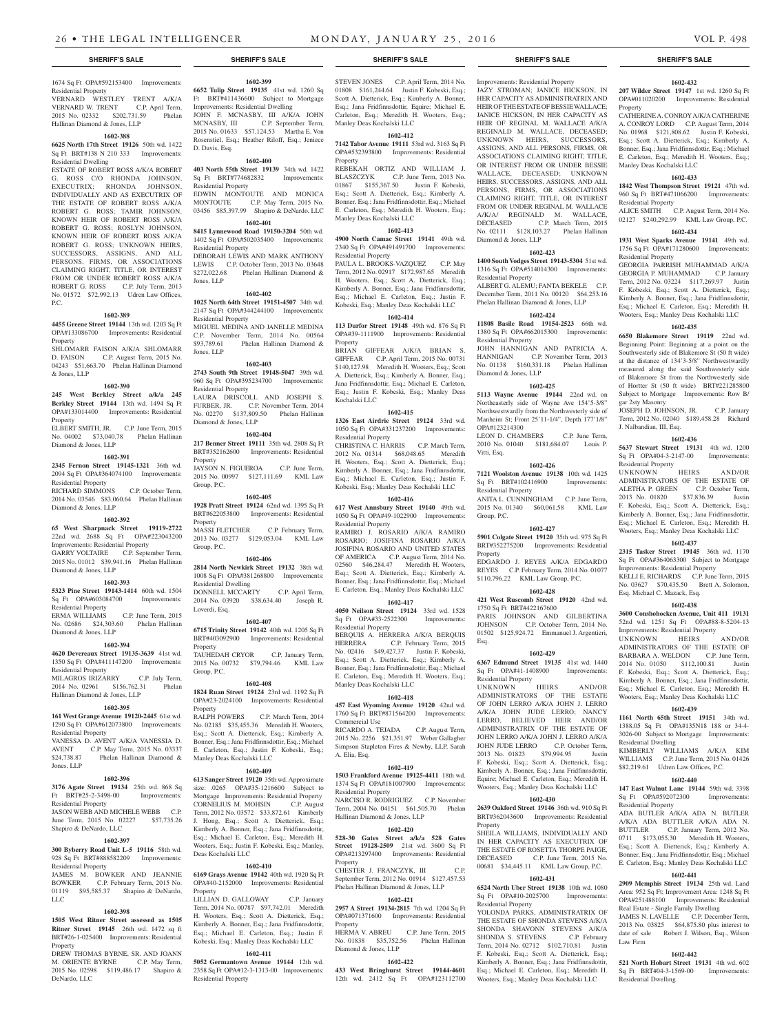**SHERIFF'S SALE**

1674 Sq Ft OPA#592153400 Improvements: Residential Property
VERNARD WESTLEY TRENT A/K/A VERNARD W. TRENT C.P. April Term, 2015 No. 02332 $202,731.59 Phelan Hallinan Diamond & Jones, LLP

**1602-388**

**6625 North 17th Street 19126** 50th wd. 1422 Sq Ft BRT#138 N 210 333 Improvements: Residential Dwelling
ESTATE OF ROBERT ROSS A/K/A ROBERT G. ROSS C/O RHONDA JOHNSON, EXECUTRIX; RHONDA JOHNSON, INDIVIDUALLY AND AS EXECUTRIX OF THE ESTATE OF ROBERT ROSS A/K/A ROBERT G. ROSS; TAMIR JOHNSON, KNOWN HEIR OF ROBERT ROSS A/K/A ROBERT G. ROSS; ROSLYN JOHNSON, KNOWN HEIR OF ROBERT ROSS A/K/A ROBERT G. ROSS; UNKNOWN HEIRS, SUCCESSORS, ASSIGNS, AND ALL PERSONS, FIRMS, OR ASSOCIATIONS CLAIMING RIGHT, TITLE, OR INTEREST FROM OR UNDER ROBERT ROSS A/K/A ROBERT G. ROSS C.P. July Term, 2013 No. 01572 $72,992.13 Udren Law Offices, P.C.

**1602-389**

**4455 Greene Street 19144** 13th wd. 1203 Sq Ft OPA#133086700 Improvements: Residential Property
SHLOMARR FAISON A/K/A SHLOMARR D. FAISON C.P. August Term, 2015 No. 04243 $51,663.70 Phelan Hallinan Diamond & Jones, LLP

**1602-390**

**245 West Berkley Street a/k/a 245 Berkley Street 19144** 13th wd. 1494 Sq Ft OPA#133014400 Improvements: Residential Property
ELBERT SMITH, JR. C.P. June Term, 2015 No. 04002 $73,040.78 Phelan Hallinan Diamond & Jones, LLP

**1602-391**

**2345 Fernon Street 19145-1321** 36th wd. 2094 Sq Ft OPA#364074100 Improvements: Residential Property
RICHARD SIMMONS C.P. October Term, 2014 No. 03546 $83,060.64 Phelan Hallinan Diamond & Jones, LLP

**1602-392**

**65 West Sharpnack Street 19119-2722** 22nd wd. 2688 Sq Ft OPA#223043200 Improvements: Residential Property
GARRY VOLTAIRE C.P. September Term, 2015 No. 01012 $39,941.16 Phelan Hallinan Diamond & Jones, LLP

**1602-393**

**5323 Pine Street 19143-1414** 60th wd. 1504 Sq Ft OPA#603084700 Improvements: Residential Property
ERMA WILLIAMS C.P. June Term, 2015 No. 02686 $24,303.60 Phelan Hallinan Diamond & Jones, LLP

**1602-394**

**4620 Devereaux Street 19135-3639** 41st wd. 1350 Sq Ft OPA#411147200 Improvements: Residential Property
MILAGROS IRIZARRY C.P. July Term, 2014 No. 02961 $156,762.31 Phelan Hallinan Diamond & Jones, LLP

**1602-395**

**161 West Grange Avenue 19120-2445** 61st wd. 1290 Sq Ft OPA#612073800 Improvements: Residential Property
VANESSA D. AVENT A/K/A VANESSA D. AVENT C.P. May Term, 2015 No. 03337 $24,738.87 Phelan Hallinan Diamond & Jones, LLP

**1602-396**

**3176 Agate Street 19134** 25th wd. 868 Sq Ft BRT#25-2-3498-00 Improvements: Residential Property
JASON WEBB AND MICHELE WEBB C.P. June Term, 2015 No. 02227 $57,735.26 Shapiro & DeNardo, LLC

**1602-397**

**300 Byberry Road Unit L-5 19116** 58th wd. 928 Sq Ft BRT#888582209 Improvements: Residential Property
JAMES M. BOWKER AND JEANNIE BOWKER C.P. February Term, 2015 No. 01119 $95,585.37 Shapiro & DeNardo, LLC

**1602-398**

**1505 West Ritner Street assessed as 1505 Ritner Street 19145** 26th wd. 1472 sq ft BRT#26-1-025400 Improvements: Residential Property
DREW THOMAS BYRNE, SR. AND JOANN M. ORIENTE BYRNE C.P. May Term, 2015 No. 02598 $119,486.17 Shapiro & DeNardo, LLC

**1602-399**

**6652 Tulip Street 19135** 41st wd. 1260 Sq Ft BRT#411436600 Subject to Mortgage Improvements: Residential Dwelling
JOHN F. MCNASBY, III A/K/A JOHN MCNASBY, III C.P. September Term, 2015 No. 01633 $57,124.53 Martha E. Von Rosenstiel, Esq.; Heather Riloff, Esq.; Jeniece D. Davis, Esq.

**1602-400**

**403 North 55th Street 19139** 34th wd. 1422 Sq Ft BRT#774682832 Improvements: Residential Property
EDWIN MONTOUTE AND MONICA MONTOUTE C.P. May Term, 2015 No. 03456 $85,397.99 Shapiro & DeNardo, LLC

**1602-401**

**8415 Lynnewood Road 19150-3204** 50th wd. 1402 Sq Ft OPA#502035400 Improvements: Residential Property
DEBORAH LEWIS AND MARK ANTHONY LEWIS C.P. October Term, 2013 No. 03648 $272,022.68 Phelan Hallinan Diamond & Jones, LLP

**1602-402**

**1025 North 64th Street 19151-4507** 34th wd. 2147 Sq Ft OPA#344244100 Improvements: Residential Property
MIGUEL MEDINA AND JANELLE MEDINA C.P. November Term, 2014 No. 00564 $93,789.61 Phelan Hallinan Diamond & Jones, LLP

**1602-403**

**2743 South 9th Street 19148-5047** 39th wd. 960 Sq Ft OPA#395234700 Improvements: Residential Property
LAURA DRISCOLL AND JOSEPH S. FURBER, JR. C.P. November Term, 2014 No. 02270 $137,809.50 Phelan Hallinan Diamond & Jones, LLP

**1602-404**

**217 Benner Street 19111** 35th wd. 2808 Sq Ft BRT#352162600 Improvements: Residential Property
JAYSON N. FIGUEROA C.P. June Term, 2015 No. 00997 $127,111.69 KML Law Group, P.C.

**1602-405**

**1928 Pratt Street 19124** 62nd wd. 1395 Sq Ft BRT#622053800 Improvements: Residential Property
MASSI FLETCHER C.P. February Term, 2013 No. 03277 $129,053.04 KML Law Group, P.C.

**1602-406**

**2814 North Newkirk Street 19132** 38th wd. 1008 Sq Ft OPA#381268800 Improvements: Residential Dwelling
DONNELL MCCARTY C.P. April Term, 2014 No. 03920 $38,634.40 Joseph R. Loverdi, Esq.

**1602-407**

**6715 Trinity Street 19142** 40th wd. 1205 Sq Ft BRT#403092900 Improvements: Residential Property
TAUHEDAH CRYOR C.P. January Term, 2015 No. 00732 $79,794.46 KML Law Group, P.C.

**1602-408**

**1824 Ruan Street 19124** 23rd wd. 1192 Sq Ft OPA#23-2024100 Improvements: Residential Property
RALPH POWERS C.P. March Term, 2014 No. 02185 $35,455.36 Meredith H. Wooters, Esq.; Scott A. Dietterick, Esq.; Kimberly A. Bonner, Esq.; Jana Fridfinnsdottir, Esq.; Michael E. Carleton, Esq.; Justin F. Kobeski, Esq.; Manley Deas Kochalski LLC

**1602-409**

**613 Sanger Street 19120** 35th wd. Approximate size: .0265 OPA#35-1216600 Subject to Mortgage Improvements: Residential Property
CORNELIUS M. MOHSIN C.P. August Term, 2012 No. 03572 $33,872.61 Kimberly J. Hong, Esq.; Scott A. Dietterick, Esq.; Kimberly A. Bonner, Esq.; Jana Fridfinnsdottir, Esq.; Michael E. Carleton, Esq.; Meredith H. Wooters, Esq.; Justin F. Kobeski, Esq.; Manley, Deas Kochalski LLC

**1602-410**

**6169 Grays Avenue 19142** 40th wd. 1920 Sq Ft OPA#40-2152000 Improvements: Residential Property
LILLIAN D. GALLOWAY C.P. January Term, 2014 No. 00787 $97,742.01 Meredith H. Wooters, Esq.; Scott A. Dietterick, Esq.; Kimberly A. Bonner, Esq.; Jana Fridfinnsdottir, Esq.; Michael E. Carleton, Esq.; Justin F. Kobeski, Esq.; Manley Deas Kochalski LLC

**1602-411**

**5052 Germantown Avenue 19144** 12th wd. 2358 Sq Ft OPA#12-3-1313-00 Improvements: Residential Property
STEVEN JONES C.P. April Term, 2014 No. 01808 $161,244.64 Justin F. Kobeski, Esq.; Scott A. Dietterick, Esq.; Kimberly A. Bonner, Esq.; Jana Fridfinnsdottir, Equire; Michael E. Carleton, Esq.; Meredith H. Wooters, Esq.; Manley Deas Kochalski LLC

**1602-412**

**7142 Tabor Avenue 19111** 53rd wd. 3163 Sq Ft OPA#532393800 Improvements: Residential Property
REBEKAH ORTIZ AND WILLIAM J. BLASZCZYK C.P. June Term, 2013 No. 01867 $155,367.50 Justin F. Kobeski, Esq.; Scott A. Dietterick, Esq.; Kimberly A. Bonner, Esq.; Jana Fridfinnsdottir, Esq.; Michael E. Carleton, Esq.; Meredith H. Wooters, Esq.; Manley Deas Kochalski LLC

**1602-413**

**4900 North Camac Street 19141** 49th wd. 2340 Sq Ft OPA#491491700 Improvements: Residential Property
PAULA L. BROOKS-VAZQUEZ C.P. May Term, 2012 No. 02917 $172,987.65 Meredith H. Wooters, Esq.; Scott A. Dietterick, Esq.; Kimberly A. Bonner, Esq.; Jana Fridfinnsdottir, Esq.; Michael E. Carleton, Esq.; Justin F. Kobeski, Esq.; Manley Deas Kochalski LLC

**1602-414**

**113 Durfor Street 19148** 49th wd. 876 Sq Ft OPA#39-1111900 Improvements: Residential Property
BRIAN GIFFEAR A/K/A BRIAN S. GIFFEAR C.P. April Term, 2015 No. 00731 $140,127.98 Meredith H. Wooters, Esq.; Scott A. Dietterick, Esq.; Kimberly A. Bonner, Esq.; Jana Fridfinnsdottir, Esq.; Michael E. Carleton, Esq.; Justin F. Kobeski, Esq.; Manley Deas Kochalski LLC

**1602-415**

**1326 East Airdrie Street 19124** 33rd wd. 1050 Sq Ft OPA#331237200 Improvements: Residential Property
CHRISTINA C. HARRIS C.P. March Term, 2012 No. 01314 $68,048.65 Meredith H. Wooters, Esq.; Scott A. Dietterick, Esq.; Kimberly A. Bonner, Esq.; Jana Fridfinnsdottir, Esq.; Michael E. Carleton, Esq.; Justin F. Kobeski, Esq.; Manley Deas Kochalski LLC

**1602-416**

**617 West Annsbury Street 19140** 49th wd. 1050 Sq Ft OPA#49-1022900 Improvements: Residential Property
RAMIRO J. ROSARIO A/K/A RAMIRO ROSARIO; JOSIFINA ROSARIO A/K/A JOSIFINA ROSARIO AND UNITED STATES OF AMERICA C.P. August Term, 2014 No. 02560 $46,284.47 Meredith H. Wooters, Esq.; Scott A. Dietterick, Esq.; Kimberly A. Bonner, Esq.; Jana Fridfinnsdottir, Esq.; Michael E. Carleton, Esq.; Manley Deas Kochalski LLC

**1602-417**

**4050 Neilson Street 19124** 33rd wd. 1528 Sq Ft OPA#33-2522300 Improvements: Residential Property
BERQUIS A. HERRERA A/K/A BERQUIS HERRERA C.P. February Term, 2015 No. 02416 $49,427.37 Justin F. Kobeski, Esq.; Scott A. Dietterick, Esq.; Kimberly A. Bonner, Esq.; Jana Fridfinnsdottir, Esq.; Michael E. Carleton, Esq.; Meredith H. Wooters, Esq.; Manley Deas Kochalski LLC

**1602-418**

**457 East Wyoming Avenue 19120** 42nd wd. 1760 Sq Ft BRT#871564200 Improvements: Commercial Use
RICARDO A. TEJADA C.P. August Term, 2015 No. 2256 $21,351.97 Weber Gallagher Simpson Stapleton Fires & Newby, LLP, Sarah A. Elia, Esq.

**1602-419**

**1503 Frankford Avenue 19125-4411** 18th wd. 1374 Sq Ft OPA#181007900 Improvements: Residential Property
NARCISO R. RODRIGUEZ C.P. November Term, 2004 No. 04151 $61,505.70 Phelan Hallinan Diamond & Jones, LLP

**1602-420**

**528-30 Gates Street a/k/a 528 Gates Street 19128-2509** 21st wd. 3600 Sq Ft OPA#213297400 Improvements: Residential Property
CHESTER J. FRANCZYK, III C.P. September Term, 2012 No. 01914 $127,457.53 Phelan Hallinan Diamond & Jones, LLP

**1602-421**

**2957 A Street 19134-2815** 7th wd. 1204 Sq Ft OPA#071371600 Improvements: Residential Property
HERMA V. ABREU C.P. June Term, 2015 No. 01838 $35,752.56 Phelan Hallinan Diamond & Jones, LLP

**1602-422**

**433 West Bringhurst Street 19144-4601** 12th wd. 2412 Sq Ft OPA#123112700 Improvements: Residential Property
JAZY STROMAN; JANICE HICKSON, IN HER CAPACITY AS ADMINISTRATRIX AND HEIR OF THE ESTATE OF BESSIE WALLACE; JANICE HICKSON, IN HER CAPACITY AS HEIR OF REGINAL M. WALLACE A/K/A REGINALD M. WALLACE, DECEASED; UNKNOWN HEIRS, SUCCESSORS, ASSIGNS, AND ALL PERSONS, FIRMS, OR ASSOCIATIONS CLAIMING RIGHT, TITLE, OR INTEREST FROM OR UNDER BESSIE WALLACE, DECEASED; UNKNOWN HEIRS, SUCCESSORS, ASSIGNS, AND ALL PERSONS, FIRMS, OR ASSOCIATIONS CLAIMING RIGHT, TITLE, OR INTEREST FROM OR UNDER REGINAL M. WALLACE A/K/A/ REGINALD M. WALLACE, DECEASED C.P. March Term, 2015 No. 02111 $128,103.27 Phelan Hallinan Diamond & Jones, LLP

**1602-423**

**1400 South Vodges Street 19143-5304** 51st wd. 1316 Sq Ft OPA#514014300 Improvements: Residential Property
ALBERT G. ALEMU; FANTA BEKELE C.P. December Term, 2011 No. 00120 $64,253.16 Phelan Hallinan Diamond & Jones, LLP

**1602-424**

**11808 Basile Road 19154-2523** 66th wd. 1380 Sq Ft OPA#662015300 Improvements: Residential Property
JOHN HANNIGAN AND PATRICIA A. HANNIGAN C.P. November Term, 2013 No. 01138 $160,331.18 Phelan Hallinan Diamond & Jones, LLP

**1602-425**

**5113 Wayne Avenue 19144** 22nd wd. on Northeasterly side of Wayne Ave 154'5-3/8" Northwestwardly from the Northwesterly side of Manheim St; Front 25'11-1/4", Depth 177'1/8" OPA#123214300
LEON D. CHAMBERS C.P. June Term, 2010 No. 01040 $181,684.07 Louis P. Vitti, Esq.

**1602-426**

**7121 Woolston Avenue 19138** 10th wd. 1425 Sq Ft BRT#102416900 Improvements: Residential Property
ANITA L. CUNNINGHAM C.P. June Term, 2015 No. 01340 $60,061.58 KML Law Group, P.C.

**1602-427**

**5901 Colgate Street 19120** 35th wd. 975 Sq Ft BRT#352275200 Improvements: Residential Property
EDGARDO J. REYES A/K/A EDGARDO REYES C.P. February Term, 2014 No. 01077 $110,796.22 KML Law Group, P.C.

**1602-428**

**421 West Ruscomb Street 19120** 42nd wd. 1750 Sq Ft BRT#422167600
PARIS JOHNSON AND GILBERTINA JOHNSON C.P. October Term, 2014 No. 01502 $125,924.72 Emmanuel J. Argentieri, Esq.

**1602-429**

**6367 Edmund Street 19135** 41st wd. 1440 Sq Ft OPA#41-1408900 Improvements: Residential Property
UNKNOWN HEIRS AND/OR ADMINISTRATORS OF THE ESTATE OF JOHN LERRO A/K/A JOHN J. LERRO A/K/A JOHN JUDE LERRO; NANCY LERRO, BELIEVED HEIR AND/OR ADMINISTRATRIX OF THE ESTATE OF JOHN LERRO A/K/A JOHN J. LERRO A/K/A JOHN JUDE LERRO C.P. October Term, 2013 No. 01823 $79,994.95 Justin F. Kobeski, Esq.; Scott A. Dietterick, Esq.; Kimberly A. Bonner, Esq.; Jana Fridfinnsdottir, Equire; Michael E. Carleton, Esq.; Meredith H. Wooters, Esq.; Manley Deas Kochalski LLC

**1602-430**

**2639 Oakford Street 19146** 36th wd. 910 Sq Ft BRT#362043600 Improvements: Residential Property
SHEILA WILLIAMS, INDIVIDUALLY AND IN HER CAPACITY AS EXECUTRIX OF THE ESTATE OF ROSETTA THORPE PAIGE, DECEASED C.P. June Term, 2015 No. 00681 $34,445.11 KML Law Group, P.C.

**1602-431**

**6524 North Uber Street 19138** 10th wd. 1080 Sq Ft OPA#10-2025700 Improvements: Residential Property
YOLONDA PARKS, ADMINISTRATRIX OF THE ESTATE OF SHONDA STEVENS A/K/A SHONDA SHAVONN STEVENS A/K/A SHONDA S. STEVENS C.P. February Term, 2014 No. 02712 $102,710.81 Justin F. Kobeski, Esq.; Scott A. Dietterick, Esq.; Kimberly A. Bonner, Esq.; Jana Fridfinnsdottir, Esq.; Michael E. Carleton, Esq.; Meredith H. Wooters, Esq.; Manley Deas Kochalski LLC

**1602-432**

**207 Wilder Street 19147** 1st wd. 1260 Sq Ft OPA#011020200 Improvements: Residential Property
CATHERINE A. CONROY A/K/A CATHERINE A. CONROY LORD C.P. August Term, 2014 No. 01968 $121,808.62 Justin F. Kobeski, Esq.; Scott A. Dietterick, Esq.; Kimberly A. Bonner, Esq.; Jana Fridfinnsdottir, Esq.; Michael E. Carleton, Esq.; Meredith H. Wooters, Esq.; Manley Deas Kochalski LLC

**1602-433**

**1842 West Thompson Street 19121** 47th wd. 960 Sq Ft BRT#471066200 Improvements: Residential Property
ALICE SMITH C.P. August Term, 2014 No. 02127 $240,292.99 KML Law Group, P.C.

**1602-434**

**1931 West Sparks Avenue 19141** 49th wd. 1756 Sq Ft OPA#171280600 Improvements: Residential Property
GEORGIA PARRISH MUHAMMAD A/K/A GEORGIA P. MUHAMMAD C.P. January Term, 2012 No. 03224 $117,269.97 Justin F. Kobeski, Esq.; Scott A. Dietterick, Esq.; Kimberly A. Bonner, Esq.; Jana Fridfinnsdottir, Esq.; Michael E. Carleton, Esq.; Meredith H. Wooters, Esq.; Manley Deas Kochalski LLC

**1602-435**

**6650 Blakemore Street 19119** 22nd wd. Beginning Point: Beginning at a point on the Southwesterly side of Blakemore St (50 ft wide) at the distance of 134'3-5/8" Northwestwardly measured along the said Southwesterly side of Blakemore St from the Northwesterly side of Hortter St (50 ft wide) BRT#221285800 Subject to Mortgage Improvements: Row B/ gar 2sty Masonry
JOSEPH D. JOHNSON, JR. C.P. January Term, 2012 No. 02040 $189,458.28 Richard J. Nalbandian, III, Esq.

**1602-436**

**5637 Stewart Street 19131** 4th wd. 1200 Sq Ft OPA#04-3-2147-00 Improvements: Residential Property
UNKNOWN HEIRS AND/OR ADMINISTRATORS OF THE ESTATE OF ALETHA P. GREEN C.P. October Term, 2013 No. 01820 $37,836.39 Justin F. Kobeski, Esq.; Scott A. Dietterick, Esq.; Kimberly A. Bonner, Esq.; Jana Fridfinnsdottir, Esq.; Michael E. Carleton, Esq.; Meredith H. Wooters, Esq.; Manley Deas Kochalski LLC

**1602-437**

**2315 Tasker Street 19145** 36th wd. 1170 Sq Ft OPA#364063300 Subject to Mortgage Improvements: Residential Property
KELLI E. RICHARDS C.P. June Term, 2015 No. 03627 $70,435.50 Brett A. Solomon, Esq. Michael C. Mazack, Esq.

**1602-438**

**3600 Conshohocken Avenue, Unit 411 19131** 52nd wd. 1251 Sq Ft OPA#88-8-5204-13 Improvements: Residential Property
UNKNOWN HEIRS AND/OR ADMINISTRATORS OF THE ESTATE OF BARBARA A. WELDON C.P. June Term, 2014 No. 01050 $112,100.81 Justin F. Kobeski, Esq.; Scott A. Dietterick, Esq.; Kimberly A. Bonner, Esq.; Jana Fridfinnsdottir, Esq.; Michael E. Carleton, Esq.; Meredith H. Wooters, Esq.; Manley Deas Kochalski LLC

**1602-439**

**1161 North 65th Street 19151** 34th wd. 1388.05 Sq Ft OPA#135N18 188 or 34-4-3026-00 Subject to Mortgage Improvements: Residential Dwelling
KIMBERLY WILLIAMS A/K/A KIM WILLIAMS C.P. June Term, 2015 No. 01426 $82,219.61 Udren Law Offices, P.C.

**1602-440**

**147 East Walnut Lane 19144** 59th wd. 3398 Sq Ft OPA#592072300 Improvements: Residential Property
ADA BUTLER A/K/A ADA N. BUTLER A/K/A ADA BUTTLER A/K/A ADA N. BUTTLER C.P. January Term, 2012 No. 0711 $173,055.30 Meredith H. Wooters, Esq.; Scott A. Dietterick, Esq.; Kimberly A. Bonner, Esq.; Jana Fridfinnsdottir, Esq.; Michael E. Carleton, Esq.; Manley Deas Kochalski LLC

**1602-441**

**2909 Memphis Street 19134** 25th wd. Land Area: 952 Sq Ft; Improvement Area: 1248 Sq Ft OPA#251488100 Improvements: Residential Real Estate - Single Family Dwelling
JAMES N. LAVELLE C.P. December Term, 2013 No. 03825 $64,875.80 plus interest to date of sale Robert J. Wilson, Esq., Wilson Law Firm

**1602-442**

**521 North Hobart Street 19131** 4th wd. 602 Sq Ft BRT#04-3-1569-00 Improvements: Residential Dwelling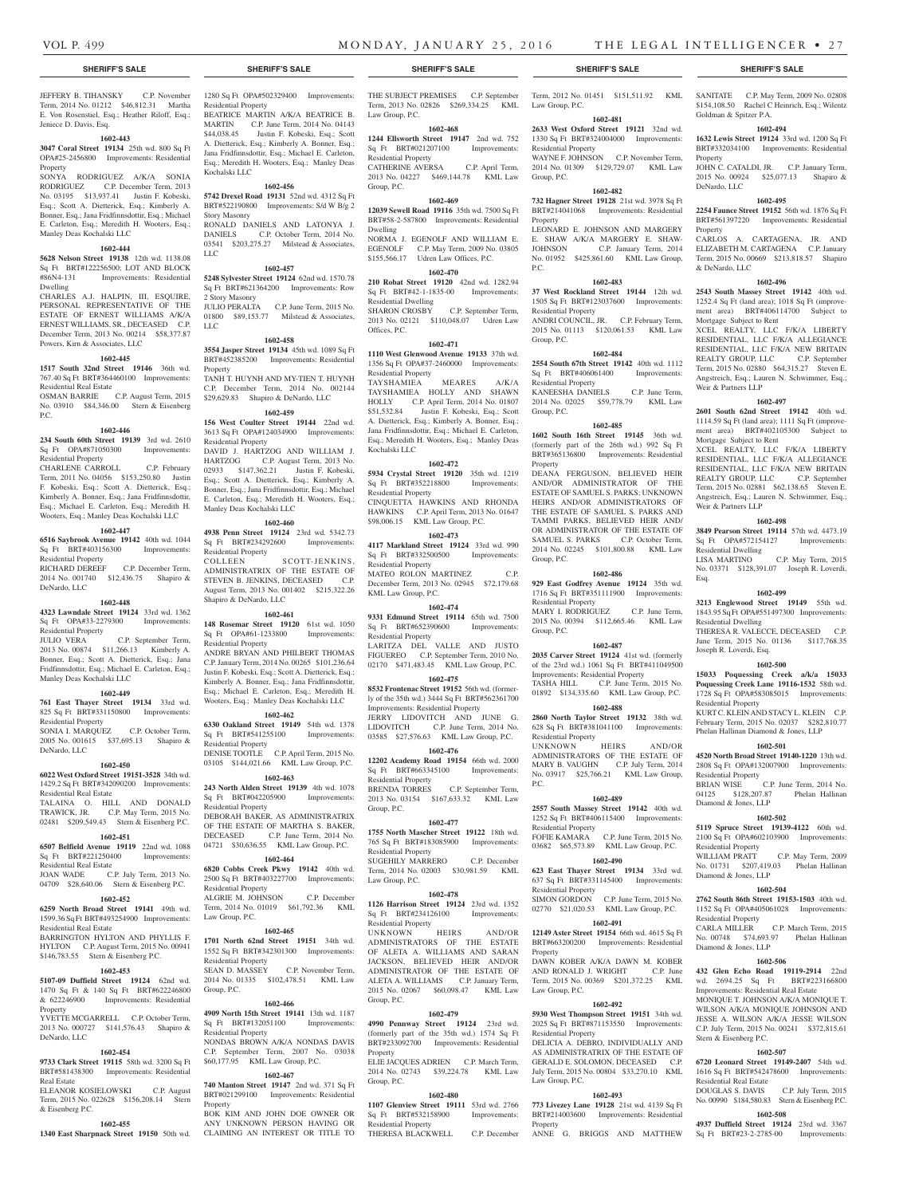**SHERIFF'S SALE**

JEFFERY B. TIHANSKY C.P. November Term, 2014 No. 01212 $46,812.31 Martha E. Von Rosenstiel, Esq.; Heather Riloff, Esq.; Jeniece D. Davis, Esq.

**1602-443**

**3047 Coral Street 19134** 25th wd. 800 Sq Ft OPA#25-2456800 Improvements: Residential Property

SONYA RODRIGUEZ A/K/A SONIA RODRIGUEZ C.P. December Term, 2013 No. 03195 $13,937.41 Justin F. Kobeski, Esq.; Scott A. Dietterick, Esq.; Kimberly A. Bonner, Esq.; Jana Fridfinnsdottir, Esq.; Michael E. Carleton, Esq.; Meredith H. Wooters, Esq.; Manley Deas Kochalski LLC

**1602-444**

**5628 Nelson Street 19138** 12th wd. 1138.08 Sq Ft BRT#122256500; LOT AND BLOCK #86N4-131 Improvements: Residential Dwelling

CHARLES A.J. HALPIN, III, ESQUIRE, PERSONAL REPRESENTATIVE OF THE ESTATE OF ERNEST WILLIAMS A/K/A ERNEST WILLIAMS, SR., DECEASED C.P. December Term, 2013 No. 00214 $58,377.87 Powers, Kirn & Associates, LLC

**1602-445**

**1517 South 32nd Street 19146** 36th wd. 767.40 Sq Ft BRT#364460100 Improvements: Residential Real Estate

OSMAN BARRIE C.P. August Term, 2015 No. 03910 $84,346.00 Stern & Eisenberg P.C.

**1602-446**

**234 South 60th Street 19139** 3rd wd. 2610 Sq Ft OPA#871050300 Improvements: Residential Property

CHARLENE CARROLL C.P. February Term, 2011 No. 04056 $153,250.80 Justin F. Kobeski, Esq.; Scott A. Dietterick, Esq.; Kimberly A. Bonner, Esq.; Jana Fridfinnsdottir, Esq.; Michael E. Carleton, Esq.; Meredith H. Wooters, Esq.; Manley Deas Kochalski LLC

**1602-447**

**6516 Saybrook Avenue 19142** 40th wd. 1044 Sq Ft BRT#403156300 Improvements: Residential Property

RICHARD DEREEF C.P. December Term, 2014 No. 001740 $12,436.75 Shapiro & DeNardo, LLC

**1602-448**

**4323 Lawndale Street 19124** 33rd wd. 1362 Sq Ft OPA#33-2279300 Improvements: Residential Property

JULIO VERA C.P. September Term, 2013 No. 00874 $11,266.13 Kimberly A. Bonner, Esq.; Scott A. Dietterick, Esq.; Jana Fridfinnsdottir, Esq.; Michael E. Carleton, Esq.; Manley Deas Kochalski LLC

**1602-449**

**761 East Thayer Street 19134** 33rd wd. 825 Sq Ft BRT#331150800 Improvements: Residential Property

SONIA I. MARQUEZ C.P. October Term, 2005 No. 001615 $37,695.13 Shapiro & DeNardo, LLC

**1602-450**

**6022 West Oxford Street 19151-3528** 34th wd. 1429.2 Sq Ft BRT#342090200 Improvements: Residential Real Estate

TALAINA O. HILL AND DONALD TRAWICK, JR. C.P. May Term, 2015 No. 02481 $209,549.43 Stern & Eisenberg P.C.

**1602-451**

**6507 Belfield Avenue 19119** 22nd wd. 1088 Sq Ft BRT#221250400 Improvements: Residential Real Estate

JOAN WADE C.P. July Term, 2013 No. 04709 $28,640.06 Stern & Eisenberg P.C.

**1602-452**

**6259 North Broad Street 19141** 49th wd. 1599.36 Sq Ft BRT#493254900 Improvements: Residential Real Estate

BARRINGTON HYLTON AND PHYLLIS F. HYLTON C.P. August Term, 2015 No. 00941 $146,783.55 Stern & Eisenberg P.C.

**1602-453**

**5107-09 Duffield Street 19124** 62nd wd. 1470 Sq Ft & 140 Sq Ft BRT#622246800 & 622246900 Improvements: Residential Property

YVETTE MCGARRELL C.P. October Term, 2013 No. 000727 $141,576.43 Shapiro & DeNardo, LLC

**1602-454**

**9733 Clark Street 19115** 58th wd. 3200 Sq Ft BRT#581438300 Improvements: Residential Real Estate

ELEANOR KOSIELOWSKI C.P. August Term, 2015 No. 022628 $156,208.14 Stern & Eisenberg P.C.

**1602-455**

**1340 East Sharpnack Street 19150** 50th wd. 1280 Sq Ft OPA#502329400 Improvements: Residential Property

BEATRICE MARTIN A/K/A BEATRICE B. MARTIN C.P. June Term, 2014 No. 04143 $44,038.45 Justin F. Kobeski, Esq.; Scott A. Dietterick, Esq.; Kimberly A. Bonner, Esq.; Jana Fridfinnsdottir, Esq.; Michael E. Carleton, Esq.; Meredith H. Wooters, Esq.; Manley Deas Kochalski LLC

**1602-456**

**5742 Drexel Road 19131** 52nd wd. 4312 Sq Ft BRT#522190800 Improvements: S/d W B/g 2 Story Masonry

RONALD DANIELS AND LATONYA J. DANIELS C.P. October Term, 2014 No. 03541 $203,275.27 Milstead & Associates, LLC

**1602-457**

**5248 Sylvester Street 19124** 62nd wd. 1570.78 Sq Ft BRT#621364200 Improvements: Row 2 Story Masonry

JULIO PERALTA C.P. June Term, 2015 No. 01800 $89,153.77 Milstead & Associates, LLC

**1602-458**

**3554 Jasper Street 19134** 45th wd. 1089 Sq Ft BRT#452385200 Improvements: Residential Property

TANH T. HUYNH AND MY-TIEN T. HUYNH C.P. December Term, 2014 No. 002144 $29,629.83 Shapiro & DeNardo, LLC

**1602-459**

**156 West Coulter Street 19144** 22nd wd. 3613 Sq Ft OPA#124034900 Improvements: Residential Property

DAVID J. HARTZOG AND WILLIAM J. HARTZOG C.P. August Term, 2013 No. 02933 $147,362.21 Justin F. Kobeski, Esq.; Scott A. Dietterick, Esq.; Kimberly A. Bonner, Esq.; Jana Fridfinnsdottir, Esq.; Michael E. Carleton, Esq.; Meredith H. Wooters, Esq.; Manley Deas Kochalski LLC

**1602-460**

**4938 Penn Street 19124** 23rd wd. 5342.73 Sq Ft BRT#234292600 Improvements: Residential Property

COLLEEN SCOTT-JENKINS, ADMINISTRATRIX OF THE ESTATE OF STEVEN B. JENKINS, DECEASED C.P. August Term, 2013 No. 001402 $215,322.26 Shapiro & DeNardo, LLC

**1602-461**

**148 Rosemar Street 19120** 61st wd. 1050 Sq Ft OPA#61-1233800 Improvements: Residential Property

ANDRE BRYAN AND PHILBERT THOMAS C.P. January Term, 2014 No. 00265 $101,236.64 Justin F. Kobeski, Esq.; Scott A. Dietterick, Esq.; Kimberly A. Bonner, Esq.; Jana Fridfinnsdottir, Esq.; Michael E. Carleton, Esq.; Meredith H. Wooters, Esq.; Manley Deas Kochalski LLC

**1602-462**

**6330 Oakland Street 19149** 54th wd. 1378 Sq Ft BRT#541255100 Improvements: Residential Property

DENISE TOOTLE C.P. April Term, 2015 No. 03105 $144,021.66 KML Law Group, P.C.

**1602-463**

**243 North Alden Street 19139** 4th wd. 1078 Sq Ft BRT#042205900 Improvements: Residential Property

DEBORAH BAKER, AS ADMINISTRATRIX OF THE ESTATE OF MARTHA S. BAKER, DECEASED C.P. June Term, 2014 No. 04721 $30,636.55 KML Law Group, P.C.

**1602-464**

**6820 Cobbs Creek Pkwy 19142** 40th wd. 2500 Sq Ft BRT#403227700 Improvements: Residential Property

ALGRIE M. JOHNSON C.P. December Term, 2014 No. 01019 $61,792.36 KML Law Group, P.C.

**1602-465**

**1701 North 62nd Street 19151** 34th wd. 1552 Sq Ft BRT#342301300 Improvements: Residential Property

SEAN D. MASSEY C.P. November Term, 2014 No. 01335 $102,478.51 KML Law Group, P.C.

**1602-466**

**4909 North 15th Street 19141** 13th wd. 1187 Sq Ft BRT#132051100 Improvements: Residential Property

NONDAS BROWN A/K/A NONDAS DAVIS C.P. September Term, 2007 No. 03038 $60,177.95 KML Law Group, P.C.

**1602-467**

**740 Manton Street 19147** 2nd wd. 371 Sq Ft BRT#021299100 Improvements: Residential Property

BOK KIM AND JOHN DOE OWNER OR ANY UNKNOWN PERSON HAVING OR CLAIMING AN INTEREST OR TITLE TO THE SUBJECT PREMISES C.P. September Term, 2013 No. 02826 $269,334.25 KML Law Group, P.C.

**1602-468**

**1244 Ellsworth Street 19147** 2nd wd. 752 Sq Ft BRT#021207100 Improvements: Residential Property

CATHERINE AVERSA C.P. April Term, 2013 No. 04227 $469,144.78 KML Law Group, P.C.

**1602-469**

**12039 Sewell Road 19116** 35th wd. 7500 Sq Ft BRT#58-2-587800 Improvements: Residential Dwelling

NORMA J. EGENOLF AND WILLIAM E. EGENOLF C.P. May Term, 2009 No. 03805 $155,566.17 Udren Law Offices, P.C.

**1602-470**

**210 Robat Street 19120** 42nd wd. 1282.94 Sq Ft BRT#42-1-1835-00 Improvements: Residential Dwelling

SHARON CROSBY C.P. September Term, 2013 No. 02121 $110,048.07 Udren Law Offices, P.C.

**1602-471**

**1110 West Glenwood Avenue 19133** 37th wd. 1356 Sq Ft OPA#37-2460000 Improvements: Residential Property

TAYSHAMIEA MEARES A/K/A TAYSHAMIEA HOLLY AND SHAWN HOLLY C.P. April Term, 2014 No. 01807 $51,532.84 Justin F. Kobeski, Esq.; Scott A. Dietterick, Esq.; Kimberly A. Bonner, Esq.; Jana Fridfinnsdottir, Esq.; Michael E. Carleton, Esq.; Meredith H. Wooters, Esq.; Manley Deas Kochalski LLC

**1602-472**

**5934 Crystal Street 19120** 35th wd. 1219 Sq Ft BRT#352218800 Improvements: Residential Property

CINQUETTA HAWKINS AND RHONDA HAWKINS C.P. April Term, 2013 No. 01647 $98,006.15 KML Law Group, P.C.

**1602-473**

**4117 Markland Street 19124** 33rd wd. 990 Sq Ft BRT#332500500 Improvements: Residential Property

MATEO ROLON MARTINEZ C.P. December Term, 2013 No. 02945 $72,179.68 KML Law Group, P.C.

**1602-474**

**9331 Edmund Street 19114** 65th wd. 7500 Sq Ft BRT#652390600 Improvements: Residential Property

LARITZA DEL VALLE AND JUSTO FIGUEREO C.P. September Term, 2010 No. 02170 $471,483.45 KML Law Group, P.C.

**1602-475**

**8532 Frontenac Street 19152** 56th wd. (formerly of the 35th wd.) 3444 Sq Ft BRT#562361700 Improvements: Residential Property

JERRY LIDOVITCH AND JUNE G. LIDOVITCH C.P. June Term, 2014 No. 03585 $27,576.63 KML Law Group, P.C.

**1602-476**

**12202 Academy Road 19154** 66th wd. 2000 Sq Ft BRT#663345100 Improvements: Residential Property

BRENDA TORRES C.P. September Term, 2013 No. 03154 $167,633.32 KML Law Group, P.C.

**1602-477**

**1755 North Mascher Street 19122** 18th wd. 765 Sq Ft BRT#183085900 Improvements: Residential Property

SUGEHILY MARRERO C.P. December Term, 2014 No. 02003 $30,981.59 KML Law Group, P.C.

**1602-478**

**1126 Harrison Street 19124** 23rd wd. 1352 Sq Ft BRT#234126100 Improvements: Residential Property

UNKNOWN HEIRS AND/OR ADMINISTRATORS OF THE ESTATE OF ALETA A. WILLIAMS AND SARAN JACKSON, BELIEVED HEIR AND/OR ADMINISTRATOR OF THE ESTATE OF ALETA A. WILLIAMS C.P. January Term, 2015 No. 02067 $60,098.47 KML Law Group, P.C.

**1602-479**

**4990 Pennway Street 19124** 23rd wd. (formerly part of the 35th wd.) 1574 Sq Ft BRT#233092700 Improvements: Residential Property

ELIE JACQUES ADRIEN C.P. March Term, 2014 No. 02743 $39,224.78 KML Law Group, P.C.

**1602-480**

**1107 Glenview Street 19111** 53rd wd. 2766 Sq Ft BRT#532158900 Improvements: Residential Property

THERESA BLACKWELL C.P. December Term, 2012 No. 01451 $151,511.92 KML Law Group, P.C.

**1602-481**

**2633 West Oxford Street 19121** 32nd wd. 1330 Sq Ft BRT#324004000 Improvements: Residential Property

WAYNE F. JOHNSON C.P. November Term, 2014 No. 01309 $129,729.07 KML Law Group, P.C.

**1602-482**

**732 Hagner Street 19128** 21st wd. 3978 Sq Ft BRT#214041068 Improvements: Residential Property

LEONARD E. JOHNSON AND MARGERY E. SHAW A/K/A MARGERY E. SHAW-JOHNSON C.P. January Term, 2014 No. 01952 $425,861.60 KML Law Group, P.C.

**1602-483**

**37 West Rockland Street 19144** 12th wd. 1505 Sq Ft BRT#123037600 Improvements: Residential Property

ANDRI COUNCIL, JR. C.P. February Term, 2015 No. 01113 $120,061.53 KML Law Group, P.C.

**1602-484**

**2554 South 67th Street 19142** 40th wd. 1112 Sq Ft BRT#406061400 Improvements: Residential Property

KANEESHA DANIELS C.P. June Term, 2014 No. 02025 $59,778.79 KML Law Group, P.C.

**1602-485**

**1602 South 16th Street 19145** 36th wd. (formerly part of the 26th wd.) 992 Sq Ft BRT#365136800 Improvements: Residential Property

DEANA FERGUSON, BELIEVED HEIR AND/OR ADMINISTRATOR OF THE ESTATE OF SAMUEL S. PARKS; UNKNOWN HEIRS AND/OR ADMINISTRATORS OF THE ESTATE OF SAMUEL S. PARKS AND TAMMI PARKS, BELIEVED HEIR AND/OR ADMINISTRATOR OF THE ESTATE OF SAMUEL S. PARKS C.P. October Term, 2014 No. 02245 $101,800.88 KML Law Group, P.C.

**1602-486**

**929 East Godfrey Avenue 19124** 35th wd. 1716 Sq Ft BRT#351111900 Improvements: Residential Property

MARY I. RODRIGUEZ C.P. June Term, 2015 No. 00394 $112,665.46 KML Law Group, P.C.

**1602-487**

**2035 Carver Street 19124** 41st wd. (formerly of the 23rd wd.) 1061 Sq Ft BRT#411049500 Improvements: Residential Property

TASHA HILL C.P. June Term, 2015 No. 01892 $134,335.60 KML Law Group, P.C.

**1602-488**

**2860 North Taylor Street 19132** 38th wd. 628 Sq Ft BRT#381041100 Improvements: Residential Property

UNKNOWN HEIRS AND/OR ADMINISTRATORS OF THE ESTATE OF MARY B. VAUGHN C.P. July Term, 2014 No. 03917 $25,766.21 KML Law Group, P.C.

**1602-489**

**2557 South Massey Street 19142** 40th wd. 1252 Sq Ft BRT#406115400 Improvements: Residential Property

FOFIE KAMARA C.P. June Term, 2015 No. 03682 $65,573.89 KML Law Group, P.C.

**1602-490**

**623 East Thayer Street 19134** 33rd wd. 637 Sq Ft BRT#331145400 Improvements: Residential Property

SIMON GORDON C.P. June Term, 2015 No. 02770 $21,020.53 KML Law Group, P.C.

**1602-491**

**12149 Aster Street 19154** 66th wd. 4615 Sq Ft BRT#663200200 Improvements: Residential Property

DAWN KOBER A/K/A DAWN M. KOBER AND RONALD J. WRIGHT C.P. June Term, 2015 No. 00369 $201,372.25 KML Law Group, P.C.

**1602-492**

**5930 West Thompson Street 19151** 34th wd. 2025 Sq Ft BRT#871153550 Improvements: Residential Property

DELICIA A. DEBRO, INDIVIDUALLY AND AS ADMINISTRATRIX OF THE ESTATE OF GERALD E. SOLOMON, DECEASED C.P. July Term, 2015 No. 00804 $33,270.10 KML Law Group, P.C.

**1602-493**

**773 Livezey Lane 19128** 21st wd. 4139 Sq Ft BRT#214003600 Improvements: Residential Property

ANNE G. BRIGGS AND MATTHEW SANITATE C.P. May Term, 2009 No. 02808 $154,108.50 Rachel C Heinrich, Esq.; Wilentz Goldman & Spitzer P.A.

**1602-494**

**1632 Lewis Street 19124** 33rd wd. 1200 Sq Ft BRT#332034100 Improvements: Residential Property

JOHN C. CATALDI, JR. C.P. January Term, 2015 No. 00924 $25,077.13 Shapiro & DeNardo, LLC

**1602-495**

**2254 Faunce Street 19152** 56th wd. 1876 Sq Ft BRT#561397220 Improvements: Residential Property

CARLOS A. CARTAGENA, JR. AND ELIZABETH M. CARTAGENA C.P. January Term, 2015 No. 00669 $213,818.57 Shapiro & DeNardo, LLC

**1602-496**

**2543 South Massey Street 19142** 40th wd. 1252.4 Sq Ft (land area); 1018 Sq Ft (improvement area) BRT#406114700 Subject to Mortgage Subject to Rent

XCEL REALTY, LLC F/K/A LIBERTY RESIDENTIAL, LLC F/K/A ALLEGIANCE RESIDENTIAL, LLC F/K/A NEW BRITAIN REALTY GROUP, LLC C.P. September Term, 2015 No. 02880 $64,315.27 Steven E. Angstreich, Esq.; Lauren N. Schwimmer, Esq.; Weir & Partners LLP

**1602-497**

**2601 South 62nd Street 19142** 40th wd. 1114.59 Sq Ft (land area); 1111 Sq Ft (improvement area) BRT#402105300 Subject to Mortgage Subject to Rent

XCEL REALTY, LLC F/K/A LIBERTY RESIDENTIAL, LLC F/K/A ALLEGIANCE RESIDENTIAL, LLC F/K/A NEW BRITAIN REALTY GROUP, LLC C.P. September Term, 2015 No. 02881 $62,138.65 Steven E. Angstreich, Esq.; Lauren N. Schwimmer, Esq.; Weir & Partners LLP

**1602-498**

**3849 Pearson Street 19114** 57th wd. 4473.19 Sq Ft OPA#572154127 Improvements: Residential Dwelling

LISA MARTINO C.P. May Term, 2015 No. 03371 $128,391.07 Joseph R. Loverdi, Esq.

**1602-499**

**3213 Englewood Street 19149** 55th wd. 1843.95 Sq Ft OPA#551497300 Improvements: Residential Dwelling

THERESA R. VALECCE, DECEASED C.P. June Term, 2015 No. 01136 $117,768.35 Joseph R. Loverdi, Esq.

**1602-500**

**15033 Poquessing Creek a/k/a 15033 Poquessing Creek Lane 19116-1532** 58th wd. 1728 Sq Ft OPA#583085015 Improvements: Residential Property

KURT C. KLEIN AND STACY L. KLEIN C.P. February Term, 2015 No. 02037 $282,810.77 Phelan Hallinan Diamond & Jones, LLP

**1602-501**

**4520 North Broad Street 19140-1220** 13th wd. 2808 Sq Ft OPA#132007900 Improvements: Residential Property

BRIAN WISE C.P. June Term, 2014 No. 04125 $128,207.87 Phelan Hallinan Diamond & Jones, LLP

**1602-502**

**5119 Spruce Street 19139-4122** 60th wd. 2100 Sq Ft OPA#602103900 Improvements: Residential Property

WILLIAM PRATT C.P. May Term, 2009 No. 01731 $207,419.03 Phelan Hallinan Diamond & Jones, LLP

**1602-504**

**2762 South 86th Street 19153-1503** 40th wd. 1152 Sq Ft OPA#405061028 Improvements: Residential Property

CARLA MILLER C.P. March Term, 2015 No. 00748 $74,693.97 Phelan Hallinan Diamond & Jones, LLP

**1602-506**

**432 Glen Echo Road 19119-2914** 22nd wd. 2694.25 Sq Ft BRT#223166800 Improvements: Residential Real Estate

MONIQUE T. JOHNSON A/K/A MONIQUE T. WILSON A/K/A MONIQUE JOHNSON AND JESSE A. WILSON A/K/A JESSE WILSON C.P. July Term, 2015 No. 00241 $372,815.61 Stern & Eisenberg P.C.

**1602-507**

**6720 Leonard Street 19149-2407** 54th wd. 1616 Sq Ft BRT#542478600 Improvements: Residential Real Estate

DOUGLAS S. DAVIS C.P. July Term, 2015 No. 00990 $184,580.83 Stern & Eisenberg P.C.

**1602-508**

**4937 Duffield Street 19124** 23rd wd. 3367 Sq Ft BRT#23-2-2785-00 Improvements: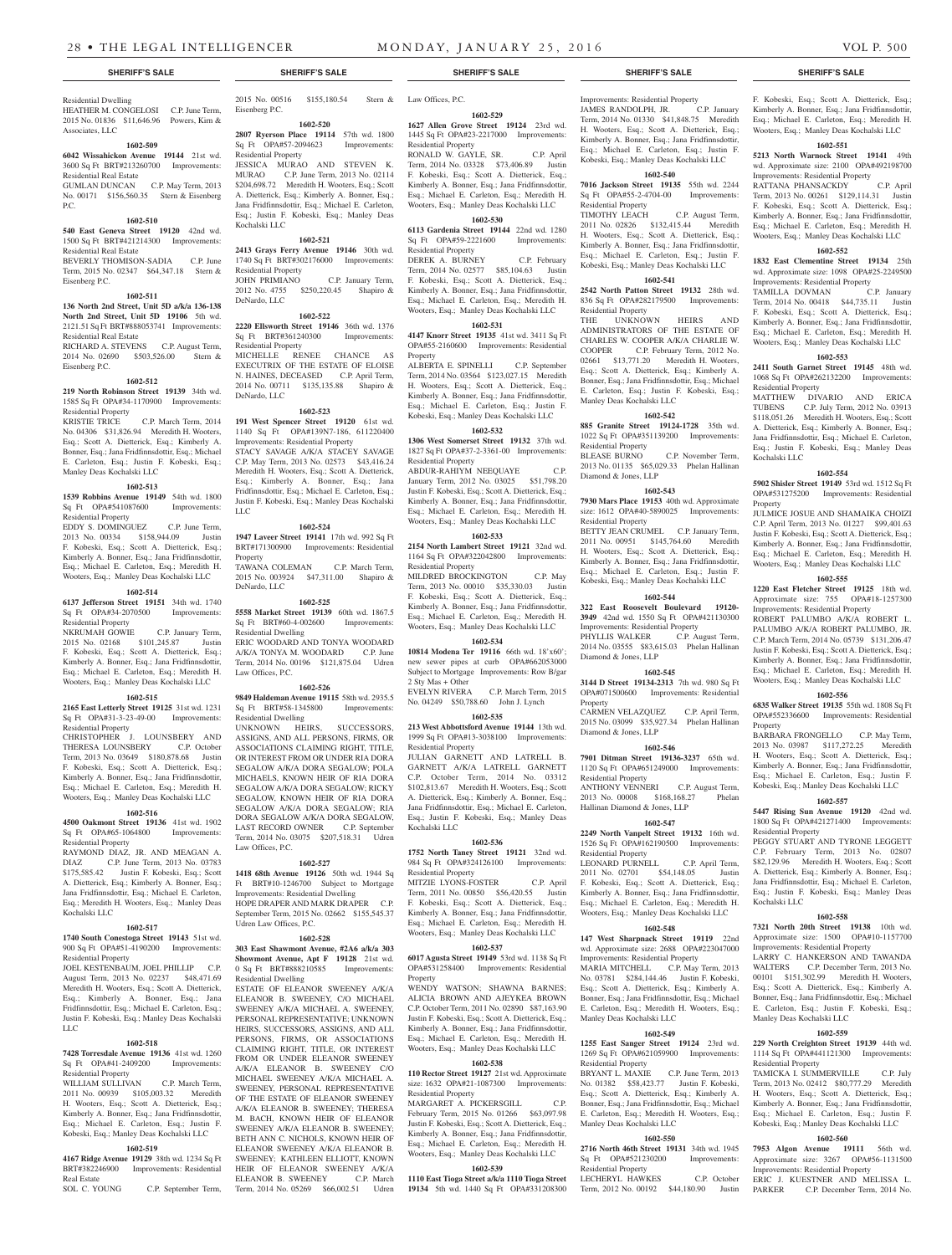## SHERIFF'S SALE

Residential Dwelling
HEATHER M. CONGELOSI C.P. June Term, 2015 No. 01836 $11,646.96 Powers, Kirn & Associates, LLC

**1602-509**

**6042 Wissahickon Avenue 19144** 21st wd. 3600 Sq Ft BRT#213260700 Improvements: Residential Real Estate
GUMLAN DUNCAN C.P. May Term, 2013 No. 00171 $156,560.35 Stern & Eisenberg P.C.

**1602-510**

**540 East Geneva Street 19120** 42nd wd. 1500 Sq Ft BRT#421214300 Improvements: Residential Real Estate
BEVERLY THOMISON-SADIA C.P. June Term, 2015 No. 02347 $64,347.18 Stern & Eisenberg P.C.

**1602-511**

**136 North 2nd Street, Unit 5D a/k/a 136-138 North 2nd Street, Unit 5D 19106** 5th wd. 2121.51 Sq Ft BRT#888053741 Improvements: Residential Real Estate
RICHARD A. STEVENS C.P. August Term, 2014 No. 02690 $503,526.00 Stern & Eisenberg P.C.

**1602-512**

**219 North Robinson Street 19139** 34th wd. 1585 Sq Ft OPA#34-1170900 Improvements: Residential Property
KRISTIE TRICE C.P. March Term, 2014 No. 04306 $31,826.94 Meredith H. Wooters, Esq.; Scott A. Dietterick, Esq.; Kimberly A. Bonner, Esq.; Jana Fridfinnsdottir, Esq.; Michael E. Carleton, Esq.; Justin F. Kobeski, Esq.; Manley Deas Kochalski LLC

**1602-513**

**1539 Robbins Avenue 19149** 54th wd. 1800 Sq Ft OPA#541087600 Improvements: Residential Property
EDDY S. DOMINGUEZ C.P. June Term, 2013 No. 00334 $158,944.09 Justin F. Kobeski, Esq.; Scott A. Dietterick, Esq.; Kimberly A. Bonner, Esq.; Jana Fridfinnsdottir, Esq.; Michael E. Carleton, Esq.; Meredith H. Wooters, Esq.; Manley Deas Kochalski LLC

**1602-514**

**6137 Jefferson Street 19151** 34th wd. 1740 Sq Ft OPA#34-2070500 Improvements: Residential Property
NKRUMAH GOWIE C.P. January Term, 2015 No. 02168 $101,245.87 Justin F. Kobeski, Esq.; Scott A. Dietterick, Esq.; Kimberly A. Bonner, Esq.; Jana Fridfinnsdottir, Esq.; Michael E. Carleton, Esq.; Meredith H. Wooters, Esq.; Manley Deas Kochalski LLC

**1602-515**

**2165 East Letterly Street 19125** 31st wd. 1231 Sq Ft OPA#31-3-23-49-00 Improvements: Residential Property
CHRISTOPHER J. LOUNSBERY AND THERESA LOUNSBERY C.P. October Term, 2013 No. 03649 $180,878.68 Justin F. Kobeski, Esq.; Scott A. Dietterick, Esq.; Kimberly A. Bonner, Esq.; Jana Fridfinnsdottir, Esq.; Michael E. Carleton, Esq.; Meredith H. Wooters, Esq.; Manley Deas Kochalski LLC

**1602-516**

**4500 Oakmont Street 19136** 41st wd. 1902 Sq Ft OPA#65-1064800 Improvements: Residential Property
RAYMOND DIAZ, JR. AND MEAGAN A. DIAZ C.P. June Term, 2013 No. 03783 $175,585.42 Justin F. Kobeski, Esq.; Scott A. Dietterick, Esq.; Kimberly A. Bonner, Esq.; Jana Fridfinnsdottir, Esq.; Michael E. Carleton, Esq.; Meredith H. Wooters, Esq.; Manley Deas Kochalski LLC

**1602-517**

**1740 South Conestoga Street 19143** 51st wd. 900 Sq Ft OPA#51-4190200 Improvements: Residential Property
JOEL KESTENBAUM, JOEL PHILLIP C.P. August Term, 2013 No. 02237 $48,471.69 Meredith H. Wooters, Esq.; Scott A. Dietterick, Esq.; Kimberly A. Bonner, Esq.; Jana Fridfinnsdottir, Esq.; Michael E. Carleton, Esq.; Justin F. Kobeski, Esq.; Manley Deas Kochalski LLC

**1602-518**

**7428 Torresdale Avenue 19136** 41st wd. 1260 Sq Ft OPA#41-2409200 Improvements: Residential Property
WILLIAM SULLIVAN C.P. March Term, 2011 No. 00939 $105,003.32 Meredith H. Wooters, Esq.; Scott A. Dietterick, Esq.; Kimberly A. Bonner, Esq.; Jana Fridfinnsdottir, Esq.; Michael E. Carleton, Esq.; Justin F. Kobeski, Esq.; Manley Deas Kochalski LLC

**1602-519**

**4167 Ridge Avenue 19129** 38th wd. 1234 Sq Ft BRT#382246900 Improvements: Residential Real Estate
SOL C. YOUNG C.P. September Term, 2015 No. 00516 $155,180.54 Stern & Eisenberg P.C.

**1602-520**

**2807 Ryerson Place 19114** 57th wd. 1800 Sq Ft OPA#57-2094623 Improvements: Residential Property
JESSICA MURAO AND STEVEN K. MURAO C.P. June Term, 2013 No. 02114 $204,698.72 Meredith H. Wooters, Esq.; Scott A. Dietterick, Esq.; Kimberly A. Bonner, Esq.; Jana Fridfinnsdottir, Esq.; Michael E. Carleton, Esq.; Justin F. Kobeski, Esq.; Manley Deas Kochalski LLC

**1602-521**

**2413 Grays Ferry Avenue 19146** 30th wd. 1740 Sq Ft BRT#302176000 Improvements: Residential Property
JOHN PRIMIANO C.P. January Term, 2012 No. 4755 $250,220.45 Shapiro & DeNardo, LLC

**1602-522**

**2220 Ellsworth Street 19146** 36th wd. 1376 Sq Ft BRT#361240300 Improvements: Residential Property
MICHELLE RENEE CHANCE AS EXECUTRIX OF THE ESTATE OF ELOISE N. HAINES, DECEASED C.P. April Term, 2014 No. 00711 $135,135.88 Shapiro & DeNardo, LLC

**1602-523**

**191 West Spencer Street 19120** 61st wd. 1140 Sq Ft OPA#139N7-186, 611220400 Improvements: Residential Property
STACY SAVAGE A/K/A STACEY SAVAGE C.P. May Term, 2013 No. 02573 $43,416.24 Meredith H. Wooters, Esq.; Scott A. Dietterick, Esq.; Kimberly A. Bonner, Esq.; Jana Fridfinnsdottir, Esq.; Michael E. Carleton, Esq.; Justin F. Kobeski, Esq.; Manley Deas Kochalski LLC

**1602-524**

**1947 Laveer Street 19141** 17th wd. 992 Sq Ft BRT#171300900 Improvements: Residential Property
TAWANA COLEMAN C.P. March Term, 2015 No. 003924 $47,311.00 Shapiro & DeNardo, LLC

**1602-525**

**5558 Market Street 19139** 60th wd. 1867.5 Sq Ft BRT#60-4-002600 Improvements: Residential Dwelling
ERIC WOODARD AND TONYA WOODARD A/K/A TONYA M. WOODARD C.P. June Term, 2014 No. 00196 $121,875.04 Udren Law Offices, P.C.

**1602-526**

**9849 Haldeman Avenue 19115** 58th wd. 2935.5 Sq Ft BRT#58-1345800 Improvements: Residential Dwelling
UNKNOWN HEIRS, SUCCESSORS, ASSIGNS, AND ALL PERSONS, FIRMS, OR ASSOCIATIONS CLAIMING RIGHT, TITLE, OR INTEREST FROM OR UNDER RIA DORA SEGALOW A/K/A DORA SEGALOW; POLA MICHAELS, KNOWN HEIR OF RIA DORA SEGALOW A/K/A DORA SEGALOW; RICKY SEGALOW, KNOWN HEIR OF RIA DORA SEGALOW A/K/A DORA SEGALOW; RIA DORA SEGALOW A/K/A DORA SEGALOW, LAST RECORD OWNER C.P. September Term, 2014 No. 03075 $207,518.31 Udren Law Offices, P.C.

**1602-527**

**1418 68th Avenue 19126** 50th wd. 1944 Sq Ft BRT#10-1246700 Subject to Mortgage Improvements: Residential Dwelling
HOPE DRAPER AND MARK DRAPER C.P. September Term, 2015 No. 02662 $155,545.37 Udren Law Offices, P.C.

**1602-528**

**303 East Shawmont Avenue, #2A6 a/k/a 303 Showmont Avenue, Apt F 19128** 21st wd. 0 Sq Ft BRT#888210585 Improvements: Residential Dwelling
ESTATE OF ELEANOR SWEENEY A/K/A ELEANOR B. SWEENEY, C/O MICHAEL SWEENEY A/K/A MICHAEL A. SWEENEY, PERSONAL REPRESENTATIVE; UNKNOWN HEIRS, SUCCESSORS, ASSIGNS, AND ALL PERSONS, FIRMS, OR ASSOCIATIONS CLAIMING RIGHT, TITLE, OR INTEREST FROM OR UNDER ELEANOR SWEENEY A/K/A ELEANOR B. SWEENEY C/O MICHAEL SWEENEY A/K/A MICHAEL A. SWEENEY, PERSONAL REPRESENTATIVE OF THE ESTATE OF ELEANOR SWEENEY A/K/A ELEANOR B. SWEENEY; THERESA M. BACH, KNOWN HEIR OF ELEANOR SWEENEY A/K/A ELEANOR B. SWEENEY; BETH ANN C. NICHOLS, KNOWN HEIR OF ELEANOR SWEENEY A/K/A ELEANOR B. SWEENEY; KATHLEEN ELLIOTT, KNOWN HEIR OF ELEANOR SWEENEY A/K/A ELEANOR B. SWEENEY C.P. March Term, 2014 No. 05269 $66,002.51 Udren Law Offices, P.C.

**1602-529**

**1627 Allen Grove Street 19124** 23rd wd. 1445 Sq Ft OPA#23-2217000 Improvements: Residential Property
RONALD W. GAYLE, SR. C.P. April Term, 2014 No. 03328 $73,406.89 Justin F. Kobeski, Esq.; Scott A. Dietterick, Esq.; Kimberly A. Bonner, Esq.; Jana Fridfinnsdottir, Esq.; Michael E. Carleton, Esq.; Meredith H. Wooters, Esq.; Manley Deas Kochalski LLC

**1602-530**

**6113 Gardenia Street 19144** 22nd wd. 1280 Sq Ft OPA#59-2221600 Improvements: Residential Property
DEREK A. BURNEY C.P. February Term, 2014 No. 02577 $85,104.63 Justin F. Kobeski, Esq.; Scott A. Dietterick, Esq.; Kimberly A. Bonner, Esq.; Jana Fridfinnsdottir, Esq.; Michael E. Carleton, Esq.; Meredith H. Wooters, Esq.; Manley Deas Kochalski LLC

**1602-531**

**4147 Knorr Street 19135** 41st wd. 3411 Sq Ft OPA#55-2160600 Improvements: Residential Property
ALBERTA E. SPINELLI C.P. September Term, 2014 No. 03564 $123,027.15 Meredith H. Wooters, Esq.; Scott A. Dietterick, Esq.; Kimberly A. Bonner, Esq.; Jana Fridfinnsdottir, Esq.; Michael E. Carleton, Esq.; Justin F. Kobeski, Esq.; Manley Deas Kochalski LLC

**1602-532**

**1306 West Somerset Street 19132** 37th wd. 1827 Sq Ft OPA#37-2-3361-00 Improvements: Residential Property
ABDUR-RAHIYM NEEQUAYE C.P. January Term, 2012 No. 03025 $51,798.20 Justin F. Kobeski, Esq.; Scott A. Dietterick, Esq.; Kimberly A. Bonner, Esq.; Jana Fridfinnsdottir, Esq.; Michael E. Carleton, Esq.; Meredith H. Wooters, Esq.; Manley Deas Kochalski LLC

**1602-533**

**2154 North Lambert Street 19121** 32nd wd. 1164 Sq Ft OPA#322042800 Improvements: Residential Property
MILDRED BROCKINGTON C.P. May Term, 2013 No. 00010 $35,330.03 Justin F. Kobeski, Esq.; Scott A. Dietterick, Esq.; Kimberly A. Bonner, Esq.; Jana Fridfinnsdottir, Esq.; Michael E. Carleton, Esq.; Meredith H. Wooters, Esq.; Manley Deas Kochalski LLC

**1602-534**

**10814 Modena Ter 19116** 66th wd. 18'x60'; new sewer pipes at curb OPA#662053000 Subject to Mortgage Improvements: Row B/gar 2 Sty Mas + Other
EVELYN RIVERA C.P. March Term, 2015 No. 04249 $50,788.60 John J. Lynch

**1602-535**

**213 West Abbottsford Avenue 19144** 13th wd. 1999 Sq Ft OPA#13-3038100 Improvements: Residential Property
JULIAN GARNETT AND LATRELL B. GARNETT A/K/A LATRELL GARNETT C.P. October Term, 2014 No. 03312 $102,813.67 Meredith H. Wooters, Esq.; Scott A. Dietterick, Esq.; Kimberly A. Bonner, Esq.; Jana Fridfinnsdottir, Esq.; Michael E. Carleton, Esq.; Justin F. Kobeski, Esq.; Manley Deas Kochalski LLC

**1602-536**

**1752 North Taney Street 19121** 32nd wd. 984 Sq Ft OPA#324126100 Improvements: Residential Property
MITZIE LYONS-FOSTER C.P. April Term, 2011 No. 00850 $56,420.55 Justin F. Kobeski, Esq.; Scott A. Dietterick, Esq.; Kimberly A. Bonner, Esq.; Jana Fridfinnsdottir, Esq.; Michael E. Carleton, Esq.; Meredith H. Wooters, Esq.; Manley Deas Kochalski LLC

**1602-537**

**6017 Agusta Street 19149** 53rd wd. 1138 Sq Ft OPA#531258400 Improvements: Residential Property
WENDY WATSON; SHAWNA BARNES; ALICIA BROWN AND AJEYKEA BROWN C.P. October Term, 2011 No. 02890 $87,163.90 Justin F. Kobeski, Esq.; Scott A. Dietterick, Esq.; Kimberly A. Bonner, Esq.; Jana Fridfinnsdottir, Esq.; Michael E. Carleton, Esq.; Meredith H. Wooters, Esq.; Manley Deas Kochalski LLC

**1602-538**

**110 Rector Street 19127** 21st wd. Approximate size: 1632 OPA#21-1087300 Improvements: Residential Property
MARGARET A. PICKERSGILL C.P. February Term, 2015 No. 01266 $63,097.98 Justin F. Kobeski, Esq.; Scott A. Dietterick, Esq.; Kimberly A. Bonner, Esq.; Jana Fridfinnsdottir, Esq.; Michael E. Carleton, Esq.; Meredith H. Wooters, Esq.; Manley Deas Kochalski LLC

**1602-539**

**1110 East Tioga Street a/k/a 1110 Tioga Street 19134** 5th wd. 1440 Sq Ft OPA#331208300 Improvements: Residential Property
JAMES RANDOLPH, JR. C.P. January Term, 2014 No. 01330 $41,848.75 Meredith H. Wooters, Esq.; Scott A. Dietterick, Esq.; Kimberly A. Bonner, Esq.; Jana Fridfinnsdottir, Esq.; Michael E. Carleton, Esq.; Justin F. Kobeski, Esq.; Manley Deas Kochalski LLC

**1602-540**

**7016 Jackson Street 19135** 55th wd. 2244 Sq Ft OPA#55-2-4704-00 Improvements: Residential Property
TIMOTHY LEACH C.P. August Term, 2011 No. 02826 $132,415.44 Meredith H. Wooters, Esq.; Scott A. Dietterick, Esq.; Kimberly A. Bonner, Esq.; Jana Fridfinnsdottir, Esq.; Michael E. Carleton, Esq.; Justin F. Kobeski, Esq.; Manley Deas Kochalski LLC

**1602-541**

**2542 North Patton Street 19132** 28th wd. 836 Sq Ft OPA#282179500 Improvements: Residential Property
THE UNKNOWN HEIRS AND ADMINISTRATORS OF THE ESTATE OF CHARLES W. COOPER A/K/A CHARLIE W. COOPER C.P. February Term, 2012 No. 02661 $13,771.20 Meredith H. Wooters, Esq.; Scott A. Dietterick, Esq.; Kimberly A. Bonner, Esq.; Jana Fridfinnsdottir, Esq.; Michael E. Carleton, Esq.; Justin F. Kobeski, Esq.; Manley Deas Kochalski LLC

**1602-542**

**885 Granite Street 19124-1728** 35th wd. 1022 Sq Ft OPA#351139200 Improvements: Residential Property
BLEASE BURNO C.P. November Term, 2013 No. 01135 $65,029.33 Phelan Hallinan Diamond & Jones, LLP

**1602-543**

**7930 Mars Place 19153** 40th wd. Approximate size: 1612 OPA#40-5890025 Improvements: Residential Property
BETTY JEAN CRUMEL C.P. January Term, 2011 No. 00951 $145,764.60 Meredith H. Wooters, Esq.; Scott A. Dietterick, Esq.; Kimberly A. Bonner, Esq.; Jana Fridfinnsdottir, Esq.; Michael E. Carleton, Esq.; Justin F. Kobeski, Esq.; Manley Deas Kochalski LLC

**1602-544**

**322 East Roosevelt Boulevard 19120-3949** 42nd wd. 1550 Sq Ft OPA#421130300 Improvements: Residential Property
PHYLLIS WALKER C.P. August Term, 2014 No. 03555 $83,615.03 Phelan Hallinan Diamond & Jones, LLP

**1602-545**

**3144 D Street 19134-2313** 7th wd. 980 Sq Ft OPA#071500600 Improvements: Residential Property
CARMEN VELAZQUEZ C.P. April Term, 2015 No. 03099 $35,927.34 Phelan Hallinan Diamond & Jones, LLP

**1602-546**

**7901 Ditman Street 19136-3237** 65th wd. 1120 Sq Ft OPA#651249000 Improvements: Residential Property
ANTHONY VENNERI C.P. August Term, 2013 No. 00008 $168,168.27 Phelan Hallinan Diamond & Jones, LLP

**1602-547**

**2249 North Vanpelt Street 19132** 16th wd. 1526 Sq Ft OPA#162190500 Improvements: Residential Property
LEONARD PURNELL C.P. April Term, 2011 No. 02701 $54,148.05 Justin F. Kobeski, Esq.; Scott A. Dietterick, Esq.; Kimberly A. Bonner, Esq.; Jana Fridfinnsdottir, Esq.; Michael E. Carleton, Esq.; Meredith H. Wooters, Esq.; Manley Deas Kochalski LLC

**1602-548**

**147 West Sharpnack Street 19119** 22nd wd. Approximate size: 2688 OPA#223047000 Improvements: Residential Property
MARIA MITCHELL C.P. May Term, 2013 No. 03781 $284,144.46 Justin F. Kobeski, Esq.; Scott A. Dietterick, Esq.; Kimberly A. Bonner, Esq.; Jana Fridfinnsdottir, Esq.; Michael E. Carleton, Esq.; Meredith H. Wooters, Esq.; Manley Deas Kochalski LLC

**1602-549**

**1255 East Sanger Street 19124** 23rd wd. 1269 Sq Ft OPA#621059900 Improvements: Residential Property
BRYANT L. MAXIE C.P. June Term, 2013 No. 01382 $58,423.77 Justin F. Kobeski, Esq.; Scott A. Dietterick, Esq.; Kimberly A. Bonner, Esq.; Jana Fridfinnsdottir, Esq.; Michael E. Carleton, Esq.; Meredith H. Wooters, Esq.; Manley Deas Kochalski LLC

**1602-550**

**2716 North 46th Street 19131** 34th wd. 1945 Sq Ft OPA#521230200 Improvements: Residential Property
LECHERYL HAWKES C.P. October Term, 2012 No. 00192 $44,180.90 Justin F. Kobeski, Esq.; Scott A. Dietterick, Esq.; Kimberly A. Bonner, Esq.; Jana Fridfinnsdottir, Esq.; Michael E. Carleton, Esq.; Meredith H. Wooters, Esq.; Manley Deas Kochalski LLC

**1602-551**

**5213 North Warnock Street 19141** 49th wd. Approximate size: 2100 OPA#492198700 Improvements: Residential Property
RATTANA PHANSACKDY C.P. April Term, 2013 No. 00261 $129,114.31 Justin F. Kobeski, Esq.; Scott A. Dietterick, Esq.; Kimberly A. Bonner, Esq.; Jana Fridfinnsdottir, Esq.; Michael E. Carleton, Esq.; Meredith H. Wooters, Esq.; Manley Deas Kochalski LLC

**1602-552**

**1832 East Clementine Street 19134** 25th wd. Approximate size: 1098 OPA#25-2249500 Improvements: Residential Property
TAMILLA DOWMAN C.P. January Term, 2014 No. 00418 $44,735.11 Justin F. Kobeski, Esq.; Scott A. Dietterick, Esq.; Kimberly A. Bonner, Esq.; Jana Fridfinnsdottir, Esq.; Michael E. Carleton, Esq.; Meredith H. Wooters, Esq.; Manley Deas Kochalski LLC

**1602-553**

**2411 South Garnet Street 19145** 48th wd. 1068 Sq Ft OPA#262132200 Improvements: Residential Property
MATTHEW DIVARIO AND ERICA TUBENS C.P. July Term, 2012 No. 03913 $118,051.26 Meredith H. Wooters, Esq.; Scott A. Dietterick, Esq.; Kimberly A. Bonner, Esq.; Jana Fridfinnsdottir, Esq.; Michael E. Carleton, Esq.; Justin F. Kobeski, Esq.; Manley Deas Kochalski LLC

**1602-554**

**5902 Shisler Street 19149** 53rd wd. 1512 Sq Ft OPA#531275200 Improvements: Residential Property
JULMICE JOSUE AND SHAMAIKA CHOIZI C.P. April Term, 2013 No. 01227 $99,401.63 Justin F. Kobeski, Esq.; Scott A. Dietterick, Esq.; Kimberly A. Bonner, Esq.; Jana Fridfinnsdottir, Esq.; Michael E. Carleton, Esq.; Meredith H. Wooters, Esq.; Manley Deas Kochalski LLC

**1602-555**

**1220 East Fletcher Street 19125** 18th wd. Approximate size: 755 OPA#18-1257300 Improvements: Residential Property
ROBERT PALUMBO A/K/A ROBERT L. PALUMBO A/K/A ROBERT PALUMBO, JR. C.P. March Term, 2014 No. 05739 $131,206.47 Justin F. Kobeski, Esq.; Scott A. Dietterick, Esq.; Kimberly A. Bonner, Esq.; Jana Fridfinnsdottir, Esq.; Michael E. Carleton, Esq.; Meredith H. Wooters, Esq.; Manley Deas Kochalski LLC

**1602-556**

**6835 Walker Street 19135** 55th wd. 1808 Sq Ft OPA#552336600 Improvements: Residential Property
BARBARA FRONGELLO C.P. May Term, 2013 No. 03987 $117,272.25 Meredith H. Wooters, Esq.; Scott A. Dietterick, Esq.; Kimberly A. Bonner, Esq.; Jana Fridfinnsdottir, Esq.; Michael E. Carleton, Esq.; Justin F. Kobeski, Esq.; Manley Deas Kochalski LLC

**1602-557**

**5447 Rising Sun Avenue 19120** 42nd wd. 1800 Sq Ft OPA#421271400 Improvements: Residential Property
PEGGY STUART AND TYRONE LEGGETT C.P. February Term, 2013 No. 02807 $82,129.96 Meredith H. Wooters, Esq.; Scott A. Dietterick, Esq.; Kimberly A. Bonner, Esq.; Jana Fridfinnsdottir, Esq.; Michael E. Carleton, Esq.; Justin F. Kobeski, Esq.; Manley Deas Kochalski LLC

**1602-558**

**7321 North 20th Street 19138** 10th wd. Approximate size: 1500 OPA#10-1157700 Improvements: Residential Property
LARRY C. HANKERSON AND TAWANDA WALTERS C.P. December Term, 2013 No. 00101 $151,302.99 Meredith H. Wooters, Esq.; Scott A. Dietterick, Esq.; Kimberly A. Bonner, Esq.; Jana Fridfinnsdottir, Esq.; Michael E. Carleton, Esq.; Justin F. Kobeski, Esq.; Manley Deas Kochalski LLC

**1602-559**

**229 North Creighton Street 19139** 44th wd. 1114 Sq Ft OPA#441121300 Improvements: Residential Property
TAMICKA I. SUMMERVILLE C.P. July Term, 2013 No. 02412 $80,777.29 Meredith H. Wooters, Esq.; Scott A. Dietterick, Esq.; Kimberly A. Bonner, Esq.; Jana Fridfinnsdottir, Esq.; Michael E. Carleton, Esq.; Justin F. Kobeski, Esq.; Manley Deas Kochalski LLC

**1602-560**

**7953 Algon Avenue 19111** 56th wd. Approximate size: 3267 OPA#56-1131500 Improvements: Residential Property
ERIC J. KUESTNER AND MELISSA L. PARKER C.P. December Term, 2014 No.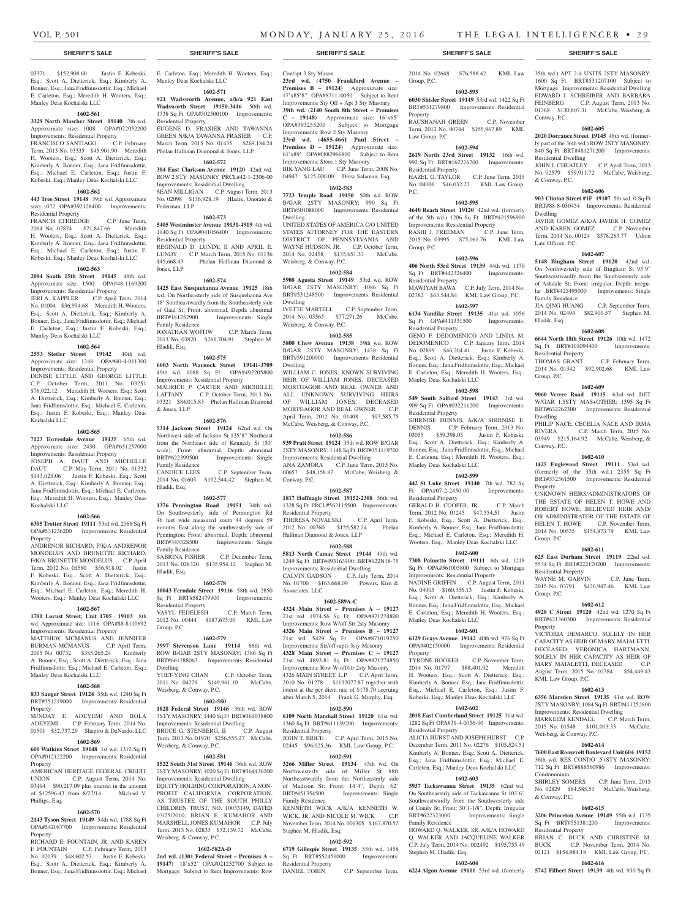03371 $152,908.60 Justin F. Kobeski, Esq.; Scott A. Dietterick, Esq.; Kimberly A. Bonner, Esq.; Jana Fridfinnsdottir, Esq.; Michael E. Carleton, Esq.; Meredith H. Wooters, Esq.; Manley Deas Kochalski LLC

**1602-561**

**3329 North Mascher Street 19140** 7th wd. Approximate size: 1008 OPA#072052200 Improvements: Residential Property
FRANCISCO SANTIAGO C.P. February Term, 2013 No. 03335 $45,901.90 Meredith H. Wooters, Esq.; Scott A. Dietterick, Esq.; Kimberly A. Bonner, Esq.; Jana Fridfinnsdottir, Esq.; Michael E. Carleton, Esq.; Justin F. Kobeski, Esq.; Manley Deas Kochalski LLC

**1602-562**

**443 Tree Street 19148** 39th wd. Approximate size: 1072 OPA#392128400 Improvements: Residential Property
FRANCIS ETHREDGE C.P. June Term, 2014 No. 02874 $71,847.66 Meredith H. Wooters, Esq.; Scott A. Dietterick, Esq.; Kimberly A. Bonner, Esq.; Jana Fridfinnsdottir, Esq.; Michael E. Carleton, Esq.; Justin F. Kobeski, Esq.; Manley Deas Kochalski LLC

**1602-563**

**2004 South 15th Street 19145** 48th wd. Approximate size: 1500 OPA#48-1169200 Improvements: Residential Property
JERI A. KAPPLER C.P. April Term, 2014 No. 01004 $36,994.68 Meredith H. Wooters, Esq.; Scott A. Dietterick, Esq.; Kimberly A. Bonner, Esq.; Jana Fridfinnsdottir, Esq.; Michael E. Carleton, Esq.; Justin F. Kobeski, Esq.; Manley Deas Kochalski LLC

**1602-564**

**2553 Stetler Street 19142** 40th wd. Approximate size: 1248 OPA#40-4-011300 Improvements: Residential Property
DENISE LITTLE AND GEORGE LITTLE C.P. October Term, 2011 No. 03251 $76,022.12 Meredith H. Wooters, Esq.; Scott A. Dietterick, Esq.; Kimberly A. Bonner, Esq.; Jana Fridfinnsdottir, Esq.; Michael E. Carleton, Esq.; Justin F. Kobeski, Esq.; Manley Deas Kochalski LLC

**1602-565**

**7123 Torresdale Avenue 19135** 65th wd. Approximate size: 2430 OPA#651257000 Improvements: Residential Property
JOSEPH A. DAUT AND MICHELLE DAUT C.P. May Term, 2011 No. 01332 $143,025.06 Justin F. Kobeski, Esq.; Scott A. Dietterick, Esq.; Kimberly A. Bonner, Esq.; Jana Fridfinnsdottir, Esq.; Michael E. Carleton, Esq.; Meredith H. Wooters, Esq.; Manley Deas Kochalski LLC

**1602-566**

**6305 Trotter Street 19111** 53rd wd. 2088 Sq Ft OPA#531236200 Improvements: Residential Property
ANDRENOR RICHARD, F/K/A ANDRENOR MONDELUS AND BRUNETTE RICHARD, F/K/A BRUNETTE MONDELUS C.P. April Term, 2012 No. 01580 $56,918.02 Justin F. Kobeski, Esq.; Scott A. Dietterick, Esq.; Kimberly A. Bonner, Esq.; Jana Fridfinnsdottir, Esq.; Michael E. Carleton, Esq.; Meredith H. Wooters, Esq.; Manley Deas Kochalski LLC

**1602-567**

**1701 Locust Street, Unit 1705 19103** 8th wd. Approximate size: 1116 OPA#88-8110692 Improvements: Residential Property
MATTHEW MCMANUS AND JENNIFER BURMAN-MCMANUS C.P. April Term, 2015 No. 00732 $385,265.24 Kimberly A. Bonner, Esq.; Scott A. Dietterick, Esq.; Jana Fridfinnsdottir, Esq.; Michael E. Carleton, Esq.; Manley Deas Kochalski LLC

**1602-568**

**833 Sanger Street 19124** 35th wd. 1240 Sq Ft BRT#351219000 Improvements: Residential Property
SUNDAY E. ADEYEMI AND BOLA ADEYEMI C.P. February Term, 2014 No. 01501 $32,737.29 Shapiro & DeNardo, LLC

**1602-569**

**601 Watkins Street 19148** 1st wd. 1312 Sq Ft OPA#012122200 Improvements: Residential Property
AMERICAN HERITAGE FEDERAL CREDIT UNION C.P. August Term, 2014 No. 03494 $90,217.09 plus interest in the amount of $12596.43 from 8/27/14 Michael V. Phillips, Esq.

**1602-570**

**2143 Tyson Street 19149** 54th wd. 1788 Sq Ft OPA#542087700 Improvements: Residential Property
RICHARD E. FOUNTAIN, JR. AND KAREN F. FOUNTAIN C.P. February Term, 2013 No. 02039 $48,602.53 Justin F. Kobeski, Esq.; Scott A. Dietterick, Esq.; Kimberly A. Bonner, Esq.; Jana Fridfinnsdottir, Esq.; Michael E. Carleton, Esq.; Meredith H. Wooters, Esq.; Manley Deas Kochalski LLC

**1602-571**

**921 Wadsworth Avenue, a/k/a 921 East Wadsworth Street 19150-3416** 50th wd. 1738 Sq Ft OPA#502500100 Improvements: Residential Property
EUGENE D. FRASIER AND TAWANNA GREEN N/K/A TAWANNA FRASIER C.P. March Term, 2015 No. 01435 $269,184.24 Phelan Hallinan Diamond & Jones, LLP

**1602-572**

**304 East Clarkson Avenue 19120** 42nd wd. ROW 2 STY MASONRY PRCL#42-1-2306-00 Improvements: Residential Dwelling
SEAN MILLIGAN C.P. August Term, 2013 No. 02098 $136,928.19 Hladik, Onorato & Federman, LLP

**1602-573**

**5405 Westminster Avenue 19131-4919** 4th wd. 1140 Sq Ft OPA#041056400 Improvements: Residential Property
REGINALD D. LUNDY, II AND APRIL E. LUNDY C.P. March Term, 2015 No. 01136 $45,668.43 Phelan Hallinan Diamond & Jones, LLP

**1602-574**

**1425 East Susquehanna Avenue 19125** 18th wd. On Northeasterly side of Susquehanna Ave 18' Southeastwardly from the Southeasterly side of Gaul St; Front: abnormal, Depth: abnormal BRT#181252900 Improvements: Single Family Residence
JONATHAN WOJTIW C.P. March Term, 2013 No. 03820 $261,704.91 Stephen M. Hladik, Esq.

**1602-575**

**6003 North Warnock Street 19141-3709** 49th wd. 1088 Sq Ft OPA#492205800 Improvements: Residential Property
MAURICE P. CARTER AND MICHELLE LATTANY C.P. October Term, 2013 No. 03321 $84,015.83 Phelan Hallinan Diamond & Jones, LLP

**1602-576**

**5314 Jackson Street 19124** 62nd wd. On Northwest side of Jackson St 135'8" Northeast from the Northeast side of Kennedy St (50' wide); Front: abnormal, Depth: abnormal BRT#622399500 Improvements: Single Family Residence
CANDICE LEES C.P. September Term, 2014 No. 01603 $192,544.42 Stephen M. Hladik, Esq.

**1602-577**

**1376 Pennington Road 19151** 34th wd. On Southwesterly side of Pennington Rd 46 feet wide measured south 44 degrees 59 minutes East along the southwesterly side of Pennington; Front: abnormal, Depth: abnormal BRT#343328500 Improvements: Single Family Residence
SABRINA FISHER C.P. December Term, 2013 No. 028320 $135,954.12 Stephen M. Hladik, Esq.

**1602-578**

**10043 Ferndale Street 19116** 58th wd. 2850 Sq Ft BRT#582479900 Improvements: Residential Property
VASYL FEDELESH C.P. March Term, 2012 No. 00444 $187,675.00 KML Law Group, P.C.

**1602-579**

**3997 Stevenson Lane 19114** 66th wd. ROW B/GAR 2STY MASONRY; 1386 Sq Ft BRT#661288063 Improvements: Residential Dwelling
YUET-YING CHAN C.P. October Term, 2011 No. 04279 $149,961.10 McCabe, Weisberg, & Conway, P.C.

**1602-580**

**1828 Federal Street 19146** 36th wd. ROW 3STY MASONRY; 1440 Sq Ft BRT#361038800 Improvements: Residential Dwelling
BRUCE G. STENBERG, II C.P. August Term, 2013 No. 01920 $256,555.27 McCabe, Weisberg, & Conway, P.C.

**1602-581**

**1522 South 31st Street 19146** 36th wd. ROW 2STY MASONRY; 1020 Sq Ft BRT#364436200 Improvements: Residential Dwelling
EQUITY HOLDING CORPORATION, A NON-PROFIT CALIFORNIA CORPORATION, AS TRUSTEE OF THE SOUTH PHILLY CHILDREN TRUST, NO. 10033149, DATED 03/25/2010, BRIAN E. KUMAHOR AND MARSHELL JONES KUMAHOR C.P. July Term, 2013 No. 02833 $72,139.72 McCabe, Weisberg, & Conway, P.C.

**1602-582A-D**

**2nd wd. (1301 Federal Street – Premises A – 19147)** 18'x52' OPA#021252700 Subject to Mortgage Subject to Rent Improvements: Row Con/apt 3 Sty Mason
**23rd wd. (4750 Frankford Avenue – Premises B – 19124)** Approximate size: 17'x85'8" OPA#871110050 Subject to Rent Improvements: Sty Off + Apt 3 Sty Masonry
**39th wd. (2140 South 8th Street – Premises C – 19148)** Approximate size: 16'x65' OPA#393255200 Subject to Mortgage Improvements: Row 2 Sty Masonry
**23rd wd. (4655-4661 Paul Street – Premises D – 19124)** Approximate size: 61'x89' OPA#0882966800 Subject to Rent Improvements: Store 1 Sty Masonry
BIK YANG LAU C.P. June Term, 2008 No. 04947 $125,000.00 Drew Salaman, Esq.

**1602-583**

**7723 Temple Road 19150** 50th wd. ROW B/GAR 2STY MASONRY; 990 Sq Ft BRT#501088000 Improvements: Residential Dwelling
UNITED STATES OF AMERICA C/O UNITED STATES ATTORNEY FOR THE EASTERN DISTRICT OF PENNSYLVANIA AND WAYNE HUDSON, JR. C.P. October Term, 2014 No. 02458 $135,651.33 McCabe, Weisberg, & Conway, P.C.

**1602-584**

**5908 Agusta Street 19149** 53rd wd. ROW B/GAR 2STY MASONRY; 1086 Sq Ft BRT#531248500 Improvements: Residential Dwelling
IVETTE MARTELL C.P. September Term, 2014 No. 03565 $77,271.26 McCabe, Weisberg, & Conway, P.C.

**1602-585**

**5800 Chew Avenue 19138** 59th wd. ROW B/GAR 2STY MASONRY; 1438 Sq Ft BRT#591200900 Improvements: Residential Dwelling
WILLIAM C. JONES, KNOWN SURVIVING HEIR OF WILLIAM JONES, DECEASED MORTGAGOR AND REAL OWNER AND ALL UNKNOWN SURVIVING HEIRS OF WILLIAM JONES, DECEASED MORTGAGOR AND REAL OWNER C.P. April Term, 2012 No. 01408 $93,585.75 McCabe, Weisberg, & Conway, P.C.

**1602-586**

**939 Pratt Street 19124** 35th wd. ROW B/GAR 2STY MASONRY; 1148 Sq Ft BRT#351119700 Improvements: Residential Dwelling
ANA ZAMORA C.P. June Term, 2015 No. 00657 $48,158.87 McCabe, Weisberg, & Conway, P.C.

**1602-587**

**1817 Hoffnagle Street 19152-2308** 56th wd. 1328 Sq Ft PRCL#562115500 Improvements: Residential Property
THERESA NOVALSKI C.P. April Term, 2012 No. 00760 $155,582.24 Phelan Hallinan Diamond & Jones, LLP

**1602-588**

**5813 North Camac Street 19144** 49th wd. 1249 Sq Ft BRT#493163400; BRT#122N18-75 Improvements: Residential Dwelling
CALVIN GADSON C.P. July Term, 2014 No. 01700 $163,668.09 Powers, Kirn & Associates, LLC

**1602-589A-C**

**4324 Main Street – Premises A – 19127** 21st wd. 1974.56 Sq Ft OPA#871274800 Improvements: Row W/off Str 2sty Masonry
**4326 Main Street – Premises B – 19127** 21st wd. 5429 Sq Ft OPA#871019250 Improvements: Str/off+apts 3sty Masonry
**4328 Main Street – Premises C – 19127** 21st wd. 4893.81 Sq Ft OPA#871274850 Improvements: Row W-off/str 2sty Masonry
4326 MAIN STREET, L.P. C.P. April Term, 2010 No. 01278 $1132077.87 together with interst at the per diem rate of $178.70 accruing after March 5, 2014 Frank G. Murphy, Esq.

**1602-590**

**6109 North Marshall Street 19120** 61st wd. 1360 Sq Ft BRT#611139200 Improvements: Residential Property
JOHN T. BRICE C.P. April Term, 2015 No. 02445 $96,025.36 KML Law Group, P.C.

**1602-591**

**3266 Miller Street 19134** 45th wd. On Northwesterly side of Miller St 88ft Northeastwardly from the Northeasterly side of Madison St; Front: 14'4", Depth: 62' BRT#451354500 Improvements: Single Family Residence
KENNETH WICK A/K/A KENNETH W. WICK, JR. AND NICOLE M. WICK C.P. November Term, 2014 No. 001305 $167,870.52 Stephen M. Hladik, Esq.

**1602-592**

**6719 Gillespie Street 19135** 55th wd. 1458 Sq Ft BRT#552451000 Improvements: Residential Property
DANIEL TOBIN C.P. September Term, 2014 No. 02648 $76,588.42 KML Law Group, P.C.

**1602-593**

**6030 Shisler Street 19149** 53rd wd. 1422 Sq Ft BRT#531279800 Improvements: Residential Property
RAUSHANAH GREEN C.P. November Term, 2012 No. 00744 $155,967.89 KML Law Group, P.C.

**1602-594**

**2619 North 23rd Street 19132** 16th wd. 992 Sq Ft BRT#162226700 Improvements: Residential Property
HAZEL G. TAYLOR C.P. June Term, 2015 No. 04006 $46,032.27 KML Law Group, P.C.

**1602-595**

**4640 Reach Street 19120** 42nd wd. (formerly of the 5th wd.) 1206 Sq Ft BRT#421596900 Improvements: Residential Property
RASHI J. FREEMAN C.P. June Term, 2015 No. 03995 $75,061.76 KML Law Group, P.C.

**1602-596**

**406 North 53rd Street 19139** 44th wd. 1170 Sq Ft BRT#442326400 Improvements: Residential Property
MAWIYAH BAWA C.P. July Term, 2014 No. 02782 $63,544.84 KML Law Group, P.C.

**1602-597**

**6134 Vandike Street 19135** 41st wd. 1056 Sq Ft OPA#411331500 Improvements: Residential Property
GENO F. DEDOMENICO AND LINDA M. DEDOMENICO C.P. January Term, 2014 No. 02899 $46,204.41 Justin F. Kobeski, Esq.; Scott A. Dietterick, Esq.; Kimberly A. Bonner, Esq.; Jana Fridfinnsdottir, Esq.; Michael E. Carleton, Esq.; Meredith H. Wooters, Esq.; Manley Deas Kochalski LLC

**1602-598**

**549 South Salford Street 19143** 3rd wd. 909 Sq Ft OPA#032211200 Improvements: Residential Property
SHIRNISE DENNIS, A/K/A SHIRNISE E. DENNIS C.P. February Term, 2013 No. 03055 $59,398.05 Justin F. Kobeski, Esq.; Scott A. Dietterick, Esq.; Kimberly A. Bonner, Esq.; Jana Fridfinnsdottir, Esq.; Michael E. Carleton, Esq.; Meredith H. Wooters, Esq.; Manley Deas Kochalski LLC

**1602-599**

**442 St Luke Street 19140** 7th wd. 782 Sq Ft OPA#07-2-2450-00 Improvements: Residential Property
GERALD B. COOPER, JR. C.P. March Term, 2012 No. 01245 $47,554.51 Justin F. Kobeski, Esq.; Scott A. Dietterick, Esq.; Kimberly A. Bonner, Esq.; Jana Fridfinnsdottir, Esq.; Michael E. Carleton, Esq.; Meredith H. Wooters, Esq.; Manley Deas Kochalski LLC

**1602-600**

**7308 Palmetto Street 19111** 6th wd. 1218 Sq Ft OPA#561005800 Subject to Mortgage Improvements: Residential Property
NADINE GRIFFIN C.P. August Term, 2011 No. 04005 $160,356.13 Justin F. Kobeski, Esq.; Scott A. Dietterick, Esq.; Kimberly A. Bonner, Esq.; Jana Fridfinnsdottir, Esq.; Michael E. Carleton, Esq.; Meredith H. Wooters, Esq.; Manley Deas Kochalski LLC

**1602-601**

**6129 Grays Avenue 19142** 40th wd. 976 Sq Ft OPA#402150000 Improvements: Residential Property
TYRONE BOOKER C.P. November Term, 2014 No. 01797 $88,401.92 Meredith H. Wooters, Esq.; Scott A. Dietterick, Esq.; Kimberly A. Bonner, Esq.; Jana Fridfinnsdottir, Esq.; Michael E. Carleton, Esq.; Justin F. Kobeski, Esq.; Manley Deas Kochalski LLC

**1602-602**

**2018 East Cumberland Street 19125** 31st wd. 1282 Sq Ft OPA#31-4-0056-00 Improvements: Residential Property
ALICIA HURST AND JOSEPH HURST C.P. December Term, 2011 No. 02276 $105,524.51 Kimberly A. Bonner, Esq.; Scott A. Dietterick, Esq.; Jana Fridfinnsdottir, Esq.; Michael E. Carleton, Esq.; Manley Deas Kochalski LLC

**1602-603**

**5937 Tackawanna Street 19135** 62nd wd. On Southeasterly side of Tackawanna St 103'6" Southwestwardly from the Southwesterly side of Comly St; Front: 30'1-1/8", Depth: Irregular BRT#622323000 Improvements: Single Family Residence
HOWARD Q. WALKER, SR. A/K/A HOWARD Q. WALKER AND JACQUELINE WALKER C.P. July Term, 2014 No. 002492 $195,755.49 Stephen M. Hladik, Esq.

**1602-604**

**6224 Algon Avenue 19111** 53rd wd. (formerly 35th wd.) APT 2-4 UNITS 2STY MASONRY; 1600 Sq Ft BRT#531207100 Subject to Mortgage Improvements: Residential Dwelling
EDWARD J. SCHREIBER AND BARBARA FEINBERG C.P. August Term, 2013 No. 01368 $130,807.31 McCabe, Weisberg, & Conway, P.C.

**1602-605**

**2020 Dorrance Street 19145** 48th wd. (formerly part of the 36th wd.) ROW 2STY MASONRY; 840 Sq Ft BRT#481271200 Improvements: Residential Dwelling
JOHN J. CHEATLEY C.P. April Term, 2013 No. 02579 $59,911.72 McCabe, Weisberg, & Conway, P.C.

**1602-606**

**903 Clinton Street #1F 19107** 5th wd. 0 Sq Ft BRT#88-8-030454 Improvements: Residential Dwelling
JAVIER GOMEZ A/K/A JAVIER H. GOMEZ AND KAREN GOMEZ C.P. November Term, 2014 No. 00124 $378,283.77 Udren Law Offices, P.C.

**1602-607**

**5148 Bingham Street 19120** 42nd wd. On Northwesterly side of Bingham St 95'9" Southwestwardly from the Southwesterly side of Ashdale St; Front: irregular, Depth: irregular BRT#421495000 Improvements: Single Family Residence
JIA QING HUANG C.P. September Term, 2014 No. 02494 $82,900.57 Stephen M. Hladik, Esq.

**1602-608**

**6644 North 18th Street 19126** 10th wd. 1472 Sq Ft BRT#101094400 Improvements: Residential Property
THOMAS GRANT C.P. February Term, 2014 No. 01342 $92,902.68 KML Law Group, P.C.

**1602-609**

**9060 Verree Road 19115** 63rd wd. DET W/GAR 1.5STY MAS+OTHER; 1395 Sq Ft BRT#632262300 Improvements: Residential Dwelling
PHILIP NACE, CECELIA NACE AND IRMA RIVERA C.P. March Term, 2015 No. 03949 $215,164.92 McCabe, Weisberg, & Conway, P.C.

**1602-610**

**1425 Englewood Street 19111** 53rd wd. (formerly of the 35th wd.) 2355 Sq Ft BRT#532361500 Improvements: Residential Property
UNKNOWN HEIRS/ADMINISTRATORS OF THE ESTATE OF HELEN T. HOWE AND ROBERT HOWE, BELIEVED HEIR AND/OR ADMINISTRATOR OF THE ESTATE OF HELEN T. HOWE C.P. November Term, 2014 No. 00535 $154,873.79 KML Law Group, P.C.

**1602-611**

**625 East Durham Street 19119** 22nd wd. 5534 Sq Ft BRT#222170200 Improvements: Residential Property
WAYNE M. GARVIN C.P. June Term, 2015 No. 03791 $436,947.46 KML Law Group, P.C.

**1602-612**

**4928 C Street 19120** 42nd wd. 1270 Sq Ft BRT#421360300 Improvements: Residential Property
VICTORIA DEMARCO, SOLELY IN HER CAPACITY AS HEIR OF MARY MAIALETTI, DECEASED; VERONICA HARTMANN, SOLELY IN HER CAPACITY AS HEIR OF MARY MAIALETTI, DECEASED C.P. August Term, 2015 No. 02384 $54,449.43 KML Law Group, P.C.

**1602-613**

**6356 Marsden Street 19135** 41st wd. ROW 2STY MASONRY; 1084 Sq Ft BRT#411252800 Improvements: Residential Dwelling
MARKEEM KENDALL C.P. March Term, 2015 No. 01548 $101,013.33 McCabe, Weisberg, & Conway, P.C.

**1602-614**

**7600 East Roosevelt Boulevard Unit 604 19152** 36th wd. RES CONDO .5+STY MASONRY; 712 Sq Ft BRT#888560986 Improvements: Condominium
SHIRLEY SOMERS C.P. June Term, 2015 No. 02829 $84,585.51 McCabe, Weisberg, & Conway, P.C.

**1602-615**

**3206 Princeton Avenue 19149** 55th wd. 1735 Sq Ft BRT#551381200 Improvements: Residential Property
BRIAN C. BUCK AND CHRISTINE M. BUCK C.P. November Term, 2014 No. 02121 $154,984.18 KML Law Group, P.C.

**1602-616**

**5742 Filbert Street 19139** 4th wd. 930 Sq Ft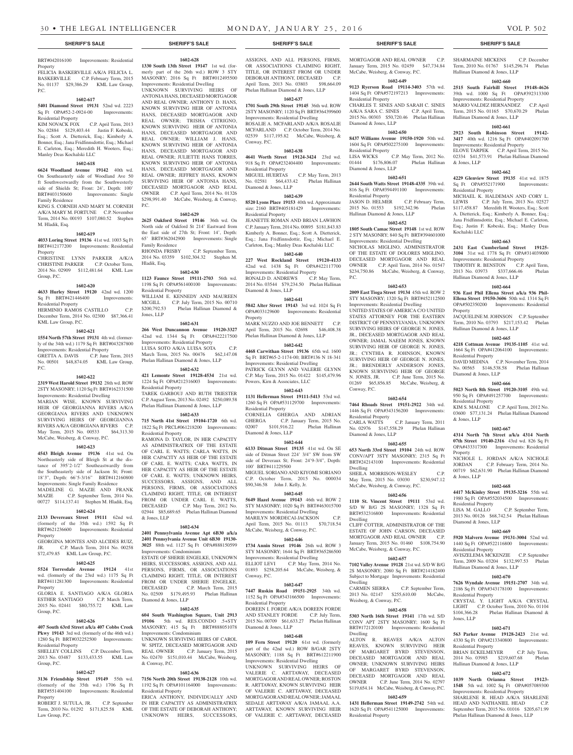BRT#042016100 Improvements: Residential Property

FELICIA BASKERVILLE A/K/A FELICIA L. BASKERVILLE C.P. February Term, 2015 No. 01137 $29,386.29 KML Law Group, P.C.

**1602-617**

**5401 Diamond Street 19131** 52nd wd. 2223 Sq Ft OPA#52-2-0924-00 Improvements: Residential Property

KIM NOVACK FOX C.P. April Term, 2013 No. 02884 $129,403.44 Justin F. Kobeski, Esq.; Scott A. Dietterick, Esq.; Kimberly A. Bonner, Esq.; Jana Fridfinnsdottir, Esq.; Michael E. Carleton, Esq.; Meredith H. Wooters, Esq.; Manley Deas Kochalski LLC

**1602-618**

**6624 Woodland Avenue 19142** 40th wd. On Southeasterly side of Woodland Ave 50 ft Southwestwardly from the Southwesterly side of Shields St; Front: 24', Depth: 100' BRT#403150600 Improvements: Single Family Residence

KING S. CORNEH AND MARY M. CORNEH A/K/A MARY M. FORTUNE C.P. November Term, 2014 No. 00193 $107,080.52 Stephen M. Hladik, Esq.

**1602-619**

**4033 Loring Street 19136** 41st wd. 1003 Sq Ft BRT#412177200 Improvements: Residential Property

CHRISTINE LYNN PARKER A/K/A CHRISTINE PARKER C.P. October Term, 2014 No. 02909 $112,481.64 KML Law Group, P.C.

**1602-620**

**4633 Hurley Street 19120** 42nd wd. 1200 Sq Ft BRT#421446400 Improvements: Residential Property

HERMINIO RAMOS CASTILLO C.P. December Term, 2014 No. 02300 $87,366.41 KML Law Group, P.C.

**1602-621**

**1554 North 57th Street 19131** 4th wd. (formerly of the 34th wd.) 1179 Sq Ft BRT#043287800 Improvements: Residential Property

GRETTA A. DAVIS C.P. June Term, 2015 No. 00501 $48,874.05 KML Law Group, P.C.

**1602-622**

**2319 West Harold Street 19132** 28th wd. ROW 2STY MASONRY; 1120 Sq Ft BRT#162331500 Improvements: Residential Dwelling

MARIAN WISE, KNOWN SURVIVING HEIR OF GEORGIANNA RIVERS A/K/A GEORGIANA RIVERS AND UNKNOWN SURVIVING HEIRS OF GEORGIANNA RIVERS A/K/A GEORGIANA RIVERS C.P. May Term, 2015 No. 00533 $64,313.30 McCabe, Weisberg, & Conway, P.C.

**1602-623**

**4543 Bleigh Avenue 19136** 41st wd. On Northeasterly side of Bleigh St at the distance of 395'2-1/2" Southeastwardly from the Southeasterly side of Jackson St; Front: 18'3", Depth: 66'5-3/16" BRT#412160800 Improvements: Single Family Residence

MADELINE G. MAZIE AND FRANK MAZIE C.P. September Term, 2014 No. 00727 $114,137.41 Stephen M. Hladik, Esq.

**1602-624**

**2133 Devereaux Street 19111** 62nd wd. (formerly of the 35th wd.) 1592 Sq Ft BRT#621236600 Improvements: Residential Property

GEORGINA MONTES AND ALCIDES RUIZ, JR. C.P. March Term, 2014 No. 00258 $72,479.85 KML Law Group, P.C.

**1602-625**

**5524 Torresdale Avenue 19124** 41st wd. (formerly of the 23rd wd.) 1175 Sq Ft BRT#411281300 Improvements: Residential Property

GLORIA E. SANTIAGO A/K/A GLORIA ESTHER SANTIAGO C.P. March Term, 2015 No. 02441 $80,755.72 KML Law Group, P.C.

**1602-626**

**407 South 63rd Street a/k/a 407 Cobbs Creek Pkwy 19143** 3rd wd. (formerly of the 46th wd.) 1280 Sq Ft BRT#032252500 Improvements: Residential Property

SHELLEY COLLINS C.P. December Term, 2013 No. 03487 $133,433.55 KML Law Group, P.C.

**1602-627**

**3136 Friendship Street 19149** 55th wd. (formerly of the 35th wd.) 1706 Sq Ft BRT#551404100 Improvements: Residential Property

ROBERT J. SUTULA, JR. C.P. September Term, 2010 No. 01292 $171,825.58 KML Law Group, P.C.

**1602-628**

**1330 South 13th Street 19147** 1st wd. (formerly part of the 26th wd.) ROW 3 STY MASONRY; 2016 Sq Ft BRT#012495500 Improvements: Residential Dwelling

UNKNOWN SURVIVING HEIRS OF ANTONIA HANS, DECEASED MORTGAGOR AND REAL OWNER; ANTHONY D. HANS, KNOWN SURVIVING HEIR OF ANTONIA HANS, DECEASED MORTGAGOR AND REAL OWNER; TRISHA CITRIGNO, KNOWN SURVIVING HEIR OF ANTONIA HANS, DECEASED MORTGAGOR AND REAL OWNER; WILLIAM J. HANS, KNOWN SURVIVING HEIR OF ANTONIA HANS, DECEASED MORTGAGOR AND REAL OWNER; JULIETTE HANS TORRES, KNOWN SURVIVING HEIR OF ANTONIA HANS, DECEASED MORTGAGOR AND REAL OWNER; JEFFREY HANS, KNOWN SURVIVING HEIR OF ANTONIA HANS, DECEASED MORTGAGOR AND REAL OWNER C.P. April Term, 2014 No. 01326 $298,991.40 McCabe, Weisberg, & Conway, P.C.

**1602-629**

**2625 Oakford Street 19146** 36th wd. On North side of Oakford St 214' Eastward from the East side of 27th St; Front: 14', Depth: 65' BRT#362042900 Improvements: Single Family Residence

RHONDA FRISBY C.P. September Term, 2014 No. 03359 $102,304.32 Stephen M. Hladik, Esq.

**1602-630**

**1123 Faunce Street 19111-2703** 56th wd. 1198 Sq Ft OPA#561400100 Improvements: Residential Property

WILLIAM E. KENNEDY AND MAUREEN MCGILL C.P. July Term, 2015 No. 00710 $200,792.53 Phelan Hallinan Diamond & Jones, LLP

**1602-631**

**266 West Duncannon Avenue 19120-3327** 42nd wd. 1344 Sq Ft OPA#422217500 Improvements: Residential Property

LUISA SOTO A/K/A LUISA SOTA C.P. March Term, 2015 No. 00476 $62,147.08 Phelan Hallinan Diamond & Jones, LLP

**1602-632**

**421 Lemonte Street 19128-4534** 21st wd. 1224 Sq Ft OPA#212316003 Improvements: Residential Property

TAREK GARBOUJ AND RUTH TRIESTER C.P. August Term, 2013 No. 02492 $250,089.58 Phelan Hallinan Diamond & Jones, LLP

**1602-633**

**715 North 41st Street 19104-1720** 6th wd. 1822 Sq Ft PRCL#061218200 Improvements: Residential Property

RAMONA D. TAYLOR, IN HER CAPACITY AS ADMINISTRATRIX OF THE ESTATE OF CARL E. WATTS; CARLA WATTS, IN HER CAPACITY AS HEIR OF THE ESTATE OF CARL E. WATTS; CARA WATTS, IN HER CAPACITY AS HEIR OF THE ESTATE OF CARL E. WATTS; UNKNOWN HEIRS, SUCCESSORS, ASSIGNS, AND ALL PERSONS, FIRMS, OR ASSOCIATIONS CLAIMING RIGHT, TITLE, OR INTEREST FROM OR UNDER CARL E. WATTS, DECEASED C.P. May Term, 2012 No. 02944 $85,689.65 Phelan Hallinan Diamond & Jones, LLP

**1602-634**

**2401 Pennsylvania Avenue Apt 6B30 a/k/a 2401 Pennsylvania Avenue Unit 6B30 19130-3025** 88th wd. 1127 Sq Ft OPA#888150599 Improvements: Condominium

ESTATE OF SHERIE ENGELKE, UNKNOWN HEIRS, SUCCESSORS, ASSIGNS, AND ALL PERSONS, FIRMS, OR ASSOCIATIONS CLAIMING RIGHT, TITLE, OR INTEREST FROM OR UNDER SHERIE ENGELKE, DECEASED C.P. March Term, 2015 No. 02509 $179,495.93 Phelan Hallinan Diamond & Jones, LLP

**1602-635**

**604 South Washington Square, Unit 2913 19106** 5th wd. RES.CONDO .5+STY MASONRY; 415 Sq Ft BRT#888051078 Improvements: Condominium

UNKNOWN SURVIVING HEIRS OF CAROL W. SPITZ, DECEASED MORTGAGOR AND REAL OWNER C.P. January Term, 2015 No. 02470 $151,010.44 McCabe, Weisberg, & Conway, P.C.

**1602-636**

**7156 North 20th Street 19138-2128** 10th wd. 1192 Sq Ft OPA#101164000 Improvements: Residential Property

ERICA ANTHONY, INDIVIDUALLY AND IN HER CAPACITY AS ADMINISTRATRIX OF THE ESTATE OF DEBORAH ANTHONY; UNKNOWN HEIRS, SUCCESSORS, ASSIGNS, AND ALL PERSONS, FIRMS, OR ASSOCIATIONS CLAIMING RIGHT, TITLE, OR INTEREST FROM OR UNDER DEBORAH ANTHONY, DECEASED C.P. April Term, 2013 No. 03803 $98,664.09 Phelan Hallinan Diamond & Jones, LLP

**1602-637**

**1701 South 29th Street 19145** 36th wd. ROW 2STY MASONRY; 1120 Sq Ft BRT#364399600 Improvements: Residential Dwelling

ROSALIE A. MCFARLAND A/K/A ROSALIE MCFARLAND C.P. October Term, 2014 No. 02539 $117,195.82 McCabe, Weisberg, & Conway, P.C.

**1602-638**

**4641 Worth Street 19124-3424** 23rd wd. 918 Sq Ft OPA#232404400 Improvements: Residential Property

MIGUEL HUERTAS C.P. May Term, 2013 No. 02581 $64,433.42 Phelan Hallinan Diamond & Jones, LLP

**1602-639**

**8520 Lyons Place 19153** 40th wd. Approximate size: 2160 BRT#405181429 Improvements: Residential Property

JEANETTE ROMAN AND BRIAN LAWHON C.P. January Term, 2014 No. 00895 $181,843.83 Kimberly A. Bonner, Esq.; Scott A. Dietterick, Esq.; Jana Fridfinnsdottir, Esq.; Michael E. Carleton, Esq.; Manley Deas Kochalski LLC

**1602-640**

**227 West Rockland Street 19120-4133** 42nd wd. 1438 Sq Ft OPA#422117700 Improvements: Residential Property

RONALD D. ANDREWS C.P. May Term, 2014 No. 03544 $79,234.50 Phelan Hallinan Diamond & Jones, LLP

**1602-641**

**5842 Alter Street 19143** 3rd wd. 1024 Sq Ft OPA#033129600 Improvements: Residential Property

MARK NUZZO AND JOE BENNETT C.P. April Term, 2015 No. 02698 $46,408.38 Phelan Hallinan Diamond & Jones, LLP

**1602-642**

**4468 Carwithan Street 19136** 65th wd. 1600 Sq Ft BRT#65-2-1174-00; BRT#136 N 18-341 Improvements: Residential Dwelling

PATRICK GLYNN AND VALERIE GLYNN C.P. May Term, 2015 No. 01422 $145,479.96 Powers, Kirn & Associates, LLC

**1602-643**

**1131 Hellerman Street 19111-5413** 53rd wd. 1260 Sq Ft OPA#531129700 Improvements: Residential Property

CORNELIA GHERGA AND ADRIAN GHERGA C.P. January Term, 2015 No. 02007 $101,916.22 Phelan Hallinan Diamond & Jones, LLP

**1602-644**

**6133 Ditman Street 19135** 41st wd. On SE side of Ditman Street 224' 3/4" SW from SW side of Deveraux St; Front: 24'9-3/4", Depth: 100' BRT#411229500

MIGUEL SORIANO AND KIYOMI SORIANO C.P. October Term, 2015 No. 000034 $90,346.58 John J. Kelly, Jr.

**1602-645**

**5649 Hazel Avenue 19143** 46th wd. ROW 2 STY MASONRY; 1020 Sq Ft BRT#463015700 Improvements: Residential Dwelling

MARILYN MORDECAI-JACKSON C.P. April Term, 2015 No. 01113 $70,718.54 McCabe, Weisberg, & Conway, P.C.

**1602-646**

**1734 Annin Street 19146** 26th wd. ROW 3 STY MASONRY; 1644 Sq Ft BRT#365286500 Improvements: Residential Dwelling

ELLIOT LEVI C.P. May Term, 2014 No. 01893 $258,205.64 McCabe, Weisberg, & Conway, P.C.

**1602-647**

**7447 Ruskin Road 19151-2925** 34th wd. 1152 Sq Ft OPA#343166500 Improvements: Residential Property

DOREEN I. FORDE A/K/A DOREEN FORDE AND STANLEY FORDE C.P. July Term, 2015 No. 00709 $61,633.27 Phelan Hallinan Diamond & Jones, LLP

**1602-648**

**109 Fern Street 19120** 61st wd. (formerly part of the 42nd wd.) ROW B/GAR 2STY MASONRY; 1188 Sq Ft BRT#612211900 Improvements: Residential Dwelling

UNKNOWN SURVIVING HEIRS OF VALERIE C. ARTTAWAY, DECEASED MORTGAGOR AND REAL OWNER; ROSTON R. ARTTAWAY, KNOWN SURVIVING HEIR OF VALERIE C. ARTTAWAY, DECEASED MORTGAGOR AND REAL OWNER; JAMAAL SEDALE ARTTAWAY A/K/A JAMAAL A.A. ARTTAWAY, KNOWN SURVIVING HEIR OF VALERIE C. ARTTAWAY, DECEASED MORTGAGOR AND REAL OWNER C.P. January Term, 2015 No. 02459 $47,734.84 McCabe, Weisberg, & Conway, P.C.

**1602-649**

**9123 Ryerson Road 19114-3403** 57th wd. 1404 Sq Ft OPA#572197213 Improvements: Residential Property

CHARLES T. SINES AND SARAH C. SINES A/K/A SARA C. SINES C.P. April Term, 2015 No. 00303 $50,720.46 Phelan Hallinan Diamond & Jones, LLP

**1602-650**

**8437 Williams Avenue 19150-1920** 50th wd. 1604 Sq Ft OPA#502275100 Improvements: Residential Property

LISA WICKS C.P. May Term, 2012 No. 01444 $176,806.07 Phelan Hallinan Diamond & Jones, LLP

**1602-651**

**2644 South Watts Street 19148-4335** 39th wd. 816 Sq Ft OPA#394491100 Improvements: Residential Property

JASON D. HELMER C.P. February Term, 2015 No. 01553 $192,342.96 Phelan Hallinan Diamond & Jones, LLP

**1602-652**

**1805 South Camac Street 19148** 1st wd. ROW 2 STY MASONRY; 840 Sq Ft BRT#394601000 Improvements: Residential Dwelling

NICHOLAS MIGLINO, ADMINISTRATOR OF THE ESTATE OF DOLORES MIGLINO, DECEASED MORTGAGOR AND REAL OWNER C.P. April Term, 2014 No. 01547 $234,750.86 McCabe, Weisberg, & Conway, P.C.

**1602-653**

**2009 East Tioga Street 19134** 45th wd. ROW 2 STY MASONRY; 1320 Sq Ft BRT#452112500 Improvements: Residential Dwelling

UNITED STATES OF AMERICA C/O UNITED STATES ATTORNEY FOR THE EASTERN DISTRICT OF PENNSYLVANIA; UNKNOWN SURVIVING HEIRS OF GEORGE N. JONES, JR., DECEASED MORTGAGOR AND REAL OWNER; JAMAL NAEEM JONES, KNOWN SURVIVING HEIR OF GEORGE N. JONES, JR.; CYNTHIA R. JOHNSON, KNOWN SURVIVING HEIR OF GEORGE N. JONES, JR.; BRENDERLY ANDERSON JONES, KNOWN SURVIVING HEIR OF GEORGE N. JONES, JR. C.P. June Term, 2015 No. 01269 $65,856.85 McCabe, Weisberg, & Conway, P.C.

**1602-654**

**7464 Rhoads Street 19151-2922** 34th wd. 1446 Sq Ft OPA#343156200 Improvements: Residential Property

CARLA WATTS C.P. January Term, 2011 No. 02976 $147,558.29 Phelan Hallinan Diamond & Jones, LLP

**1602-655**

**653 North 33rd Street 19104** 24th wd. ROW CONV/APT 3STY MASONRY; 2315 Sq Ft BRT#242143100 Improvements: Residential Dwelling

SHEILA MORRISON-WESLEY C.P. May Term, 2015 No. 03030 $230,947.12 McCabe, Weisberg, & Conway, P.C.

**1602-656**

**1110 St. Vincent Street 19111** 53rd wd. S/D W B/G 2S MASONRY; 1328 Sq Ft BRT#532316800 Improvements: Residential Dwelling

CLIFF COTTER, ADMINISTRATOR OF THE ESTATE OF JOHN CARSON, DECEASED MORTGAGOR AND REAL OWNER C.P. January Term, 2015 No. 01460 $108,754.90 McCabe, Weisberg, & Conway, P.C.

**1602-657**

**7102 Valley Avenue 19128** 21st wd. S/D W B/G 2S MASONRY; 2080 Sq Ft BRT#214182400 Subject to Mortgage Improvements: Residential Dwelling

CARMEN SIERRA C.P. September Term, 2013 No. 02147 $255,610.00 McCabe, Weisberg, & Conway, P.C.

**1602-658**

**5303 North 16th Street 19141** 17th wd. S/D CONV APT 2STY MASONRY; 1600 Sq Ft BRT#172120100 Improvements: Residential Dwelling

ALTON R. REAVES A/K/A ALTON REAVES, KNOWN SURVIVING HEIR OF MARGARET BYRD STEVENSON, DECEASED MORTGAGOR AND REAL OWNER; UNKNOWN SURVIVING HEIRS OF MARGARET BYRD STEVENSON, DECEASED MORTGAGOR AND REAL OWNER C.P. June Term, 2014 No. 02797 $119,654.14 McCabe, Weisberg, & Conway, P.C.

**1602-659**

**1431 Hellerman Street 19149-2742** 54th wd. 1620 Sq Ft OPA#541125000 Improvements: Residential Property

SHARMAINE MICKENS C.P. December Term, 2010 No. 01767 $145,296.74 Phelan Hallinan Diamond & Jones, LLP

**1602-660**

**2515 South Fairhill Street 19148-4626** 39th wd. 1000 Sq Ft OPA#392313300 Improvements: Residential Property

MARIO VALDEZ HERNANDEZ C.P. April Term, 2015 No. 01165 $70,670.29 Phelan Hallinan Diamond & Jones, LLP

**1602-661**

**2923 South Robinson Street 19142-3417** 40th wd. 1216 Sq Ft OPA#402091700 Improvements: Residential Property

ELOVE TARPEK C.P. April Term, 2015 No. 02334 $41,573.91 Phelan Hallinan Diamond & Jones, LLP

**1602-662**

**4229 Glenview Street 19135** 41st wd. 1875 Sq Ft OPA#552171900 Improvements: Residential Property

MICHAEL K. HALDEMAN AND CORY L. LEWIS C.P. July Term, 2013 No. 02527 $117,458.87 Meredith H. Wooters, Esq.; Scott A. Dietterick, Esq.; Kimberly A. Bonner, Esq.; Jana Fridfinnsdottir, Esq.; Michael E. Carleton, Esq.; Justin F. Kobeski, Esq.; Manley Deas Kochalski LLC

**1602-663**

**2431 East Cumberland Street 19125-3104** 31st wd. 1778 Sq Ft OPA#314039000 Improvements: Residential Property

TIMOTHY R. BENSTON C.P. April Term, 2013 No. 03973 $337,666.46 Phelan Hallinan Diamond & Jones, LLP

**1602-664**

**936 East Phil Ellena Street a/k/a 936 Phil-Ellena Street 19150-3606** 50th wd. 1314 Sq Ft OPA#502350200 Improvements: Residential Property

JACQUELINE M. JOHNSON C.P. September Term, 2010 No. 03793 $217,153.42 Phelan Hallinan Diamond & Jones, LLP

**1602-665**

**4218 Cottman Avenue 19135-1105** 41st wd. 1664 Sq Ft OPA#412064100 Improvements: Residential Property

DAVID MEDINA C.P. November Term, 2014 No. 00565 $146,538.58 Phelan Hallinan Diamond & Jones, LLP

**1602-666**

**5023 North 8th Street 19120-3105** 49th wd. 950 Sq Ft OPA#491257700 Improvements: Residential Property

KIM S. MALONE C.P. April Term, 2012 No. 03600 $77,131.24 Phelan Hallinan Diamond & Jones, LLP

**1602-667**

**4314 North 7th Street a/k/a 4314 North 07th Street 19140-2316** 43rd wd. 826 Sq Ft OPA#433317300 Improvements: Residential Property

NICHOLE L. JORDAN A/K/A NICHOLE JORDAN C.P. February Term, 2014 No. 00719 $62,631.90 Phelan Hallinan Diamond & Jones, LLP

**1602-668**

**4417 McKinley Street 19135-3216** 55th wd. 1980 Sq Ft OPA#552034500 Improvements: Residential Property

LISA M. GALLO C.P. September Term, 2013 No. 00126 $68,742.54 Phelan Hallinan Diamond & Jones, LLP

**1602-669**

**5920 Malvern Avenue 19131-3004** 52nd wd. 1440 Sq Ft OPA#522116800 Improvements: Residential Property

AVISZELEMA MCKENZIE C.P. September Term, 2009 No. 03204 $132,997.53 Phelan Hallinan Diamond & Jones, LLP

**1602-670**

**7626 Wyndale Avenue 19151-2707** 34th wd. 2186 Sq Ft OPA#343178100 Improvements: Residential Property

CRYSTAL Y. LIGHT A/K/A CRYSTAL LIGHT C.P. October Term, 2010 No. 01104 $104,366.28 Phelan Hallinan Diamond & Jones, LLP

**1602-671**

**563 Parker Avenue 19128-2423** 21st wd. 4330 Sq Ft OPA#213340800 Improvements: Residential Property

BRIAN ECKELMEYER C.P. July Term, 2014 No. 03985 $219,607.68 Phelan Hallinan Diamond & Jones, LLP

**1602-672**

**1039 North Orianna Street 19123-1548** 5th wd. 1002 Sq Ft OPA#057089300 Improvements: Residential Property

SHARLENE R. HEAD A/K/A SHARLENE HEAD AND NATHANIEL HEAD C.P. September Term, 2015 No. 01016 $205,671.99 Phelan Hallinan Diamond & Jones, LLP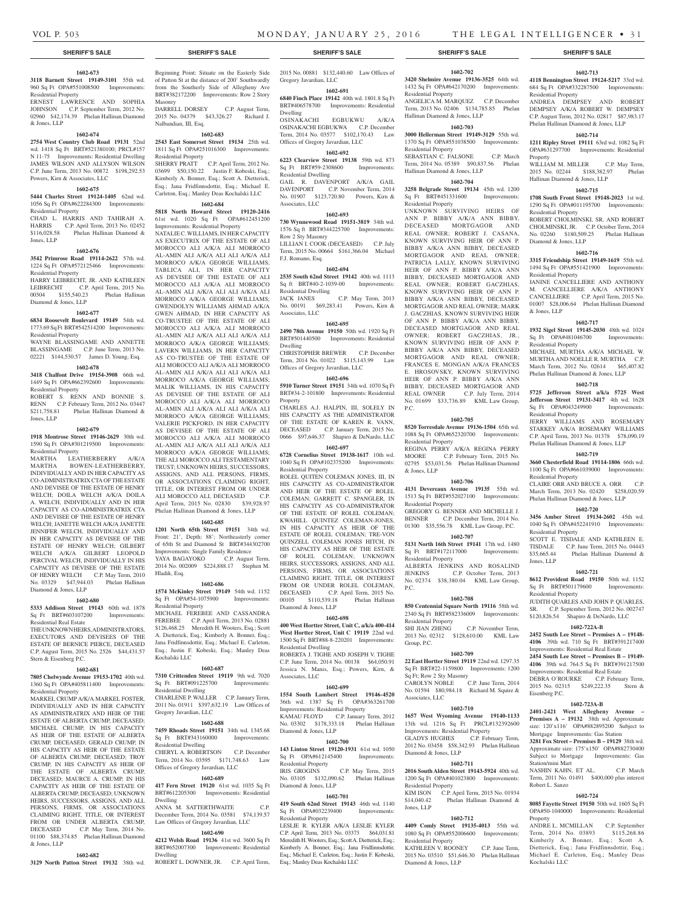## SHERIFF'S SALE

**1602-673**

**3118 Barnett Street 19149-3101** 55th wd. 960 Sq Ft OPA#551008500 Improvements: Residential Property

ERNEST LAWRENCE AND SOPHIA JOHNSON C.P. September Term, 2012 No. 02960 $42,174.39 Phelan Hallinan Diamond & Jones, LLP

**1602-674**

**2754 West Country Club Road 19131** 52nd wd. 1418 Sq Ft BRT#521380100; PRCL#157 N 11-75 Improvements: Residential Dwelling JAMES WILSON AND ALLYSON WILSON C.P. June Term, 2013 No. 00872 $198,292.53 Powers, Kirn & Associates, LLC

**1602-675**

**5444 Charles Street 19124-1405** 62nd wd. 1056 Sq Ft OPA#622284300 Improvements: Residential Property

CHAD L. HARRIS AND TAHIRAH A. HARRIS C.P. April Term, 2013 No. 02452 $116,028.58 Phelan Hallinan Diamond & Jones, LLP

**1602-676**

**3542 Primrose Road 19114-2622** 57th wd. 1224 Sq Ft OPA#572125466 Improvements: Residential Property

HARRY LEIBRECHT, JR. AND KATHLEEN LEIBRECHT C.P. April Term, 2015 No. 00304 $155,540.23 Phelan Hallinan Diamond & Jones, LLP

**1602-677**

**6834 Roosevelt Boulevard 19149** 54th wd. 1773.69 Sq Ft BRT#542514200 Improvements: Residential Property

WAYNE BLASSINGAME AND ANNETTE BLASSINGAME C.P. June Term, 2013 No. 02221 $144,530.57 James D. Young, Esq.

**1602-678**

**3418 Chalfont Drive 19154-3908** 66th wd. 1449 Sq Ft OPA#662392600 Improvements: Residential Property

ROBERT S. RENN AND BONNIE S. RENN C.P. February Term, 2012 No. 03447 $211,758.81 Phelan Hallinan Diamond & Jones, LLP

**1602-679**

**1918 Montrose Street 19146-2629** 30th wd. 1590 Sq Ft OPA#301219500 Improvements: Residential Property

MARTHA LEATHERBERRY A/K/A MARTHA BOWEN-LEATHERBERRY, INDIVIDUALLY AND IN HER CAPACITY AS CO-ADMINISTRATRIX CTA OF THE ESTATE AND DEVISEE OF THE ESTATE OF HENRY WELCH; DOILA WELCH A/K/A DOILA A. WELCH, INDIVIDUALLY AND IN HER CAPACITY AS CO-ADMINISTRATRIX CTA AND DEVISEE OF THE ESTATE OF HENRY WELCH; JANETTE WELCH A/K/A JANETTE JENNIFER WELCH, INDIVIDUALLY AND IN HER CAPACITY AS DEVISEE OF THE ESTATE OF HENRY WELCH; GILBERT WELCH A/K/A GILBERT LEOPOLD PERCIVAL WELCH, INDIVIDUALLY IN HIS CAPACITY AS DEVISEE OF THE ESTATE OF HENRY WELCH C.P. May Term, 2010 No. 03329 $47,944.03 Phelan Hallinan Diamond & Jones, LLP

**1602-680**

**5333 Addison Street 19143** 60th wd. 1878 Sq Ft BRT#603107200 Improvements: Residential Real Estate

THE UNKNOWN HEIRS, ADMINISTRATORS, EXECUTORS AND DEVISEES OF THE ESTATE OF BERNICE PIERCE, DECEASED C.P. August Term, 2015 No. 2526 $44,431.57 Stern & Eisenberg P.C.

**1602-681**

**7805 Chelwynde Avenue 19153-1702** 40th wd. 1360 Sq Ft OPA#405811400 Improvements: Residential Property

MARKEL CRUMP A/K/A MARKEL FOSTER, INDIVIDUALLY AND IN HER CAPACITY AS ADMINISTRATRIX AND HEIR OF THE ESTATE OF ALBERTA CRUMP, DECEASED; MICHAEL CRUMP, IN HIS CAPACITY AS HEIR OF THE ESTATE OF ALBERTA CRUMP, DECEASED; GERALD CRUMP, IN HIS CAPACITY AS HEIR OF THE ESTATE OF ALBERTA CRUMP, DECEASED; TROY CRUMP, IN HIS CAPACITY AS HEIR OF THE ESTATE OF ALBERTA CRUMP, DECEASED; MAURCE A. CRUMP, IN HIS CAPACITY AS HEIR OF THE ESTATE OF ALBERTA CRUMP, DECEASED; UNKNOWN HEIRS, SUCCESSORS, ASSIGNS, AND ALL PERSONS, FIRMS, OR ASSOCIATIONS CLAIMING RIGHT, TITLE, OR INTEREST FROM OR UNDER ALBERTA CRUMP, DECEASED C.P. May Term, 2014 No. 01100 $88,374.85 Phelan Hallinan Diamond & Jones, LLP

**1602-682**

**3129 North Patton Street 19132** 38th wd. Beginning Point: Situate on the Easterly Side of Patton St at the distance of 200' Southwardly from the Southerly Side of Allegheny Ave BRT#382172200 Improvements: Row 2 Story Masonry

DARRELL DORSEY C.P. August Term, 2015 No. 04379 $43,326.27 Richard J. Nalbandian, III, Esq.

**1602-683**

**2543 East Somerset Street 19134** 25th wd. 1811 Sq Ft OPA#251016300 Improvements: Residential Property

SHERRY PRATT C.P. April Term, 2012 No. 03699 $50,150.22 Justin F. Kobeski, Esq.; Kimberly A. Bonner, Esq.; Scott A. Dietterick, Esq.; Jana Fridfinnsdottir, Esq.; Michael E. Carleton, Esq.; Manley Deas Kochalski LLC

**1602-684**

**5818 North Howard Street 19120-2416** 61st wd. 1020 Sq Ft OPA#612451200 Improvements: Residential Property

NATALIE C. WILLIAMS, IN HER CAPACITY AS EXECUTRIX OF THE ESTATE OF ALI MOROCCO ALI A/K/A ALI MORROCO AL-AMIN ALI A/K/A ALI ALI A/K/A ALI MORROCO A/K/A GEORGE WILLIAMS; TABLICA ALI, IN HER CAPACITY AS DEVISEE OF THE ESTATE OF ALI MOROCCO ALI A/K/A ALI MORROCO AL-AMIN ALI A/K/A ALI ALI A/K/A ALI MORROCO A/K/A GEORGE WILLIAMS; GWENDOLYN WILLIAMS AHMAD A/K/A GWEN AHMAD, IN HER CAPACITY AS CO-TRUSTEE OF THE ESTATE OF ALI MOROCCO ALI A/K/A ALI MORROCO AL-AMIN ALI A/K/A ALI ALI A/K/A ALI MORROCO A/K/A GEORGE WILLIAMS; LAVERN WILLIAMS, IN HER CAPACITY AS CO-TRUSTEE OF THE ESTATE OF ALI MOROCCO ALI A/K/A ALI MORROCO AL-AMIN ALI A/K/A ALI ALI A/K/A ALI MORROCO A/K/A GEORGE WILLIAMS; MALIK WILLIAMS, IN HIS CAPACITY AS DEVISEE OF THE ESTATE OF ALI MOROCCO ALI A/K/A ALI MORROCO AL-AMIN ALI A/K/A ALI ALI A/K/A ALI MORROCO A/K/A GEORGE WILLIAMS; VALERIE PICKFORD, IN HER CAPACITY AS DEVISEE OF THE ESTATE OF ALI MOROCCO ALI A/K/A ALI MORROCO AL-AMIN ALI A/K/A ALI ALI A/K/A ALI MORROCO A/K/A GEORGE WILLIAMS; THE ALI MOROCCO ALI TESTAMENTARY TRUST; UNKNOWN HEIRS, SUCCESSORS, ASSIGNS, AND ALL PERSONS, FIRMS, OR ASSOCIATIONS CLAIMING RIGHT, TITLE, OR INTEREST FROM OR UNDER ALI MOROCCO ALI, DECEASED C.P. April Term, 2015 No. 02830 $39,928.97 Phelan Hallinan Diamond & Jones, LLP

**1602-685**

**1201 North 65th Street 19151** 34th wd. Front: 21', Depth: 88'; Northeasterly corner of 65th St and Diamond St BRT#344302700 Improvements: Single Family Residence

YAYA BAGAYOKO C.P. August Term, 2014 No. 002009 $224,888.17 Stephen M. Hladik, Esq.

**1602-686**

**1574 McKinley Street 19149** 54th wd. 1152 Sq Ft OPA#54-1075900 Improvements: Residential Property

MICHAEL FEREBEE AND CASSANDRA FEREBEE C.P. April Term, 2013 No. 02881 $126,468.25 Meredith H. Wooters, Esq.; Scott A. Dietterick, Esq.; Kimberly A. Bonner, Esq.; Jana Fridfinnsdottir, Esq.; Michael E. Carleton, Esq.; Justin F. Kobeski, Esq.; Manley Deas Kochalski LLC

**1602-687**

**7310 Crittenden Street 19119** 9th wd. 7020 Sq Ft BRT#091225700 Improvements: Residential Dwelling

CHARLENE P. WALLER C.P. January Term, 2011 No. 01911 $397,632.19 Law Offices of Gregory Javardian, LLC

**1602-688**

**7459 Rhoads Street 19151** 34th wd. 1345.68 Sq Ft BRT#343160000 Improvements: Residential Dwelling

CHERYL A. ROBERTSON C.P. December Term, 2014 No. 03595 $171,748.63 Law Offices of Gregory Javardian, LLC

**1602-689**

**417 Fern Street 19120** 61st wd. 1035 Sq Ft BRT#612205300 Improvements: Residential Dwelling

ANNA M. SATTERTHWAITE C.P. December Term, 2014 No. 03581 $74,139.57 Law Offices of Gregory Javardian, LLC

**1602-690**

**4212 Welsh Road 19136** 41st wd. 3600 Sq Ft BRT#652007300 Improvements: Residential Dwelling

ROBERT L. DOWNER, JR. C.P. April Term, 2015 No. 00881 $132,440.60 Law Offices of Gregory Javardian, LLC

**1602-691**

**6840 Finch Place 19142** 40th wd. 1801.8 Sq Ft BRT#406578700 Improvements: Residential Dwelling

OSINAKACHI EGBUKWU A/K/A OSINAKACHI EGBUKWA C.P. December Term, 2014 No. 03577 $102,170.43 Law Offices of Gregory Javardian, LLC

**1602-692**

**6223 Clearview Street 19138** 59th wd. 873 Sq Ft BRT#59-2308600 Improvements: Residential Dwelling

GAIL R. DAVENPORT A/K/A GAIL DAVENPORT C.P. November Term, 2014 No. 01907 $123,720.80 Powers, Kirn & Associates, LLC

**1602-693**

**730 Wynnewood Road 19151-3819** 34th wd. 1576 Sq Ft BRT#344225700 Improvements: Row 2 Sty Masonry

LILLIAN I. COOK (DECEASED) C.P. July Term, 2015 No. 00664 $161,366.04 Michael F.J. Romano, Esq.

**1602-694**

**2535 South 62nd Street 19142** 40th wd. 1113 Sq Ft BRT#40-2-1039-00 Improvements: Residential Dwelling

JACK JANES C.P. May Term, 2013 No. 00191 $69,283.41 Powers, Kirn & Associates, LLC

**1602-695**

**2490 78th Avenue 19150** 50th wd. 1920 Sq Ft BRT#501440500 Improvements: Residential Dwelling

CHRISTOPHER BREWER C.P. December Term, 2014 No. 01022 $115,143.99 Law Offices of Gregory Javardian, LLC

**1602-696**

**5910 Turner Street 19151** 34th wd. 1070 Sq Ft BRT#34-2-101800 Improvements: Residential Property

CHARLES A.J. HALPIN, III, SOLELY IN HIS CAPACITY AS THE ADMINISTRATOR OF THE ESTATE OF KAREN R. VANN, DECEASED C.P. January Term, 2015 No. 0666 $97,646.37 Shapiro & DeNardo, LLC

**1602-697**

**6728 Cornelius Street 19138-1617** 10th wd. 1040 Sq Ft OPA#102375200 Improvements: Residential Property

ROLEL QUITEN COLEMAN JONES, III, IN HIS CAPACITY AS CO-ADMINISTRATOR AND HEIR OF THE ESTATE OF ROLEL COLEMAN; GARRETT C. SPANGLER, IN HIS CAPACITY AS CO-ADMINISTRATOR OF THE ESTATE OF ROLEL COLEMAN; KWAHILL QUINTEZ COLEMAN-JONES, IN HIS CAPACITY AS HEIR OF THE ESTATE OF ROLEL COLEMAN; TRE-VON QUINZELL COLEMAN JONES HITCH, IN HIS CAPACITY AS HEIR OF THE ESTATE OF ROLEL COLEMAN; UNKNOWN HEIRS, SUCCESSORS, ASSIGNS, AND ALL PERSONS, FIRMS, OR ASSOCIATIONS CLAIMING RIGHT, TITLE, OR INTEREST FROM OR UNDER ROLEL COLEMAN, DECEASED C.P. April Term, 2015 No. 00105 $110,539.18 Phelan Hallinan Diamond & Jones, LLP

**1602-698**

**400 West Hortter Street, Unit C, a/k/a 400-414 West Hortter Street, Unit C 19119** 22nd wd. 1500 Sq Ft BRT#88-8-220201 Improvements: Residential Dwelling

ROBERTA J. TIGHE AND JOSEPH V. TIGHE C.P. June Term, 2014 No. 00138 $64,050.91 Jessica N. Manis, Esq.; Powers, Kirn, & Associates, LLC

**1602-699**

**1554 South Lambert Street 19146-4520** 36th wd. 1387 Sq Ft OPA#363261700 Improvements: Residential Property

KAMAU FLOYD C.P. January Term, 2012 No. 03302 $178,333.18 Phelan Hallinan Diamond & Jones, LLP

**1602-700**

**143 Linton Street 19120-1931** 61st wd. 1050 Sq Ft OPA#612145400 Improvements: Residential Property

IRIS GROGINS C.P. May Term, 2015 No. 03105 $132,090.62 Phelan Hallinan Diamond & Jones, LLP

**1602-701**

**419 South 62nd Street 19143** 46th wd. 1140 Sq Ft OPA#032239400 Improvements: Residential Property

LESLIE R. KYLER A/K/A LESLIE KYLER C.P. April Term, 2013 No. 03373 $64,031.81 Meredith H. Wooters, Esq.; Scott A. Dietterick, Esq.; Kimberly A. Bonner, Esq.; Jana Fridfinnsdottir, Esq.; Michael E. Carleton, Esq.; Justin F. Kobeski, Esq.; Manley Deas Kochalski LLC

**1602-702**

**3420 Shelmire Avenue 19136-3525** 64th wd. 1432 Sq Ft OPA#642170200 Improvements: Residential Property

ANGELICA M. MARQUEZ C.P. December Term, 2013 No. 02406 $134,785.85 Phelan Hallinan Diamond & Jones, LLP

**1602-703**

**3000 Hellerman Street 19149-3129** 55th wd. 1370 Sq Ft OPA#551038500 Improvements: Residential Property

SEBASTIAN C. FALSONE C.P. March Term, 2014 No. 05389 $90,837.56 Phelan Hallinan Diamond & Jones, LLP

**1602-704**

**3258 Belgrade Street 19134** 45th wd. 1200 Sq Ft BRT#451331600 Improvements: Residential Property

UNKNOWN SURVIVING HEIRS OF ANN P. BIBBY A/K/A ANN BIBBY, DECEASED MORTGAGOR AND REAL OWNER; ROBERT J. CASANA, KNOWN SURVIVING HEIR OF ANN P. BIBBY A/K/A ANN BIBBY, DECEASED MORTGAGOR AND REAL OWNER; PATRICIA LALLY, KNOWN SURVIVING HEIR OF ANN P. BIBBY A/K/A ANN BIBBY, DECEASED MORTGAGOR AND REAL OWNER; ROBERT GACZHIAS, KNOWN SURVIVING HEIR OF ANN P. BIBBY A/K/A ANN BIBBY, DECEASED MORTGAGOR AND REAL OWNER; MARK J. GACZHIAS, KNOWN SURVIVING HEIR OF ANN P. BIBBY A/K/A ANN BIBBY, DECEASED MORTGAGOR AND REAL OWNER; ROBERT GACZHIAS, JR., KNOWN SURVIVING HEIR OF ANN P. BIBBY A/K/A ANN BIBBY, DECEASED MORTGAGOR AND REAL OWNER; FRANCES E. MONGAN A/K/A FRANCES E. HROSOVSKY, KNOWN SURVIVING HEIR OF ANN P. BIBBY A/K/A ANN BIBBY, DECEASED MORTGAGOR AND REAL OWNER C.P. July Term, 2014 No. 01699 $33,736.89 KML Law Group, P.C.

**1602-705**

**8520 Torresdale Avenue 19136-1504** 65th wd. 1088 Sq Ft OPA#652320700 Improvements: Residential Property

REGINA PERRY A/K/A REGINA PERRY MOORE C.P. February Term, 2015 No. 02795 $53,031.56 Phelan Hallinan Diamond & Jones, LLP

**1602-706**

**4131 Devereaux Avenue 19135** 55th wd. 1513 Sq Ft BRT#552027100 Improvements: Residential Property

GREGORY G. BENNER AND MICHELLE J. BENNER C.P. December Term, 2014 No. 01300 $35,556.78 KML Law Group, P.C.

**1602-707**

**5131 North 16th Street 19141** 17th wd. 1480 Sq Ft BRT#172117000 Improvements: Residential Property

ALBERTA JENKINS AND ROSALIND JENKINS C.P. October Term, 2013 No. 02374 $38,380.04 KML Law Group, P.C.

**1602-708**

**850 Centennial Square North 19116** 58th wd. 2340 Sq Ft BRT#582336009 Improvements: Residential Property

SHI JIAN ZHENG C.P. November Term, 2013 No. 02312 $128,610.00 KML Law Group, P.C.

**1602-709**

**22 East Hortter Street 19119** 22nd wd. 1297.35 Sq Ft BRT#22-1159800 Improvements: 1200 Sq Ft; Row 2 Sty Masonry

CAROLYN NOBLE C.P. June Term, 2014 No. 01594 $80,984.18 Richard M. Squire & Associates, LLC

**1602-710**

**1657 West Wyoming Avenue 19140-1133** 13th wd. 1216 Sq Ft PRCL#132392600 Improvements: Residential Property

GLADYS HUGHES C.P. February Term, 2012 No. 03458 $58,342.93 Phelan Hallinan Diamond & Jones, LLP

**1602-711**

**2016 South Alden Street 19143-5924** 40th wd. 1200 Sq Ft OPA#401023800 Improvements: Residential Property

KIM ISON C.P. April Term, 2015 No. 01934 $14,040.42 Phelan Hallinan Diamond & Jones, LLP

**1602-712**

**4409 Comly Street 19135-4013** 55th wd. 1080 Sq Ft OPA#552006600 Improvements: Residential Property

KATHLEEN V. ROONEY C.P. June Term, 2015 No. 03510 $51,646.30 Phelan Hallinan Diamond & Jones, LLP

**1602-713**

**4118 Bennington Street 19124-5217** 33rd wd. 684 Sq Ft OPA#332287500 Improvements: Residential Property

ANDREA DEMPSEY AND ROBERT DEMPSEY A/K/A ROBERT W. DEMPSEY C.P. August Term, 2012 No. 02817 $87,983.17 Phelan Hallinan Diamond & Jones, LLP

**1602-714**

**1211 Ripley Street 19111** 63rd wd. 1082 Sq Ft OPA#631297700 Improvements: Residential Property

WILLIAM M. MILLER C.P. May Term, 2015 No. 02244 $188,382.97 Phelan Hallinan Diamond & Jones, LLP

**1602-715**

**1708 South Front Street 19148-2023** 1st wd. 1290 Sq Ft OPA#011195700 Improvements: Residential Property

ROBERT CHOLMINSKI, SR. AND ROBERT CHOLMINSKI, JR. C.P. October Term, 2014 No. 02260 $180,509.25 Phelan Hallinan Diamond & Jones, LLP

**1602-716**

**3315 Friendship Street 19149-1619** 55th wd. 1494 Sq Ft OPA#551421900 Improvements: Residential Property

JANINE CANCELLIERE AND ANTHONY M. CANCELLIERE A/K/A ANTHONY CANCELLIERE C.P. April Term, 2015 No. 01007 $28,006.64 Phelan Hallinan Diamond & Jones, LLP

**1602-717**

**1932 Sigel Street 19145-2030** 48th wd. 1024 Sq Ft OPA#481046700 Improvements: Residential Property

MICHAEL MURTHA A/K/A MICHAEL W. MURTHA AND NOELLE R. MURTHA C.P. March Term, 2012 No. 02614 $65,407.82 Phelan Hallinan Diamond & Jones, LLP

**1602-718**

**5725 Jefferson Street a/k/a 5725 West Jefferson Street 19131-3417** 4th wd. 1628 Sq Ft OPA#043249900 Improvements: Residential Property

JERRY WILLIAMS AND ROSEMARY STARKEY A/K/A ROSEMARY WILLIAMS C.P. April Term, 2013 No. 01378 $78,090.19 Phelan Hallinan Diamond & Jones, LLP

**1602-719**

**3660 Chesterfield Road 19114-1806** 66th wd. 1100 Sq Ft OPA#661039000 Improvements: Residential Property

CLAIRE ORR AND BRUCE A. ORR C.P. March Term, 2013 No. 02420 $258,020.59 Phelan Hallinan Diamond & Jones, LLP

**1602-720**

**3456 Amber Street 19134-2602** 45th wd. 1040 Sq Ft OPA#452241910 Improvements: Residential Property

SCOTT E. TISDALE AND KATHLEEN E. TISDALE C.P. June Term, 2015 No. 04443 $35,665.44 Phelan Hallinan Diamond & Jones, LLP

**1602-721**

**8612 Provident Road 19150** 50th wd. 1152 Sq Ft BRT#501179600 Improvements: Residential Property

JUDITH QUARLES AND JOHN P. QUARLES, SR. C.P. September Term, 2012 No. 002747 $120,826.54 Shapiro & DeNardo, LLC

**1602-722A-B**

**2452 South Lee Street – Premises A – 19148-4106** 39th wd. 710 Sq Ft BRT#391217400 Improvements: Residential Real Estate

**2454 South Lee Street – Premises B – 19149-4106** 39th wd. 764.5 Sq Ft BRT#391217500 Improvements: Residential Real Estate

DEBRA O'ROURKE C.P. February Term, 2015 No. 02315 $249,222.35 Stern & Eisenberg P.C.

**1602-723A-B**

**2401-2421 West Allegheny Avenue – Premises A – 19132** 38th wd. Approximate size: 120'x116' OPA#882895200 Subject to Mortgage Improvements: Gas Station

**3281 Fox Street – Premises B – 19129** 38th wd. Approximate size: 175'x150' OPA#882730400 Subject to Mortgage Improvements: Gas Station/mini Mart

NASHIN KAHN, ET AL. C.P. March Term, 2011 No. 01491 $400,000 plus interest Robert L. Sanzo

**1602-724**

**8085 Fayette Street 19150** 50th wd. 1605 Sq Ft OPA#50-1040000 Improvements: Residential Property

ANDRE L. MCMILLAN C.P. September Term, 2014 No. 03893 $115,268.86 Kimberly A. Bonner, Esq.; Scott A. Dietterick, Esq.; Jana Fridfinnsdottir, Esq.; Michael E. Carleton, Esq.; Manley Deas Kochalski LLC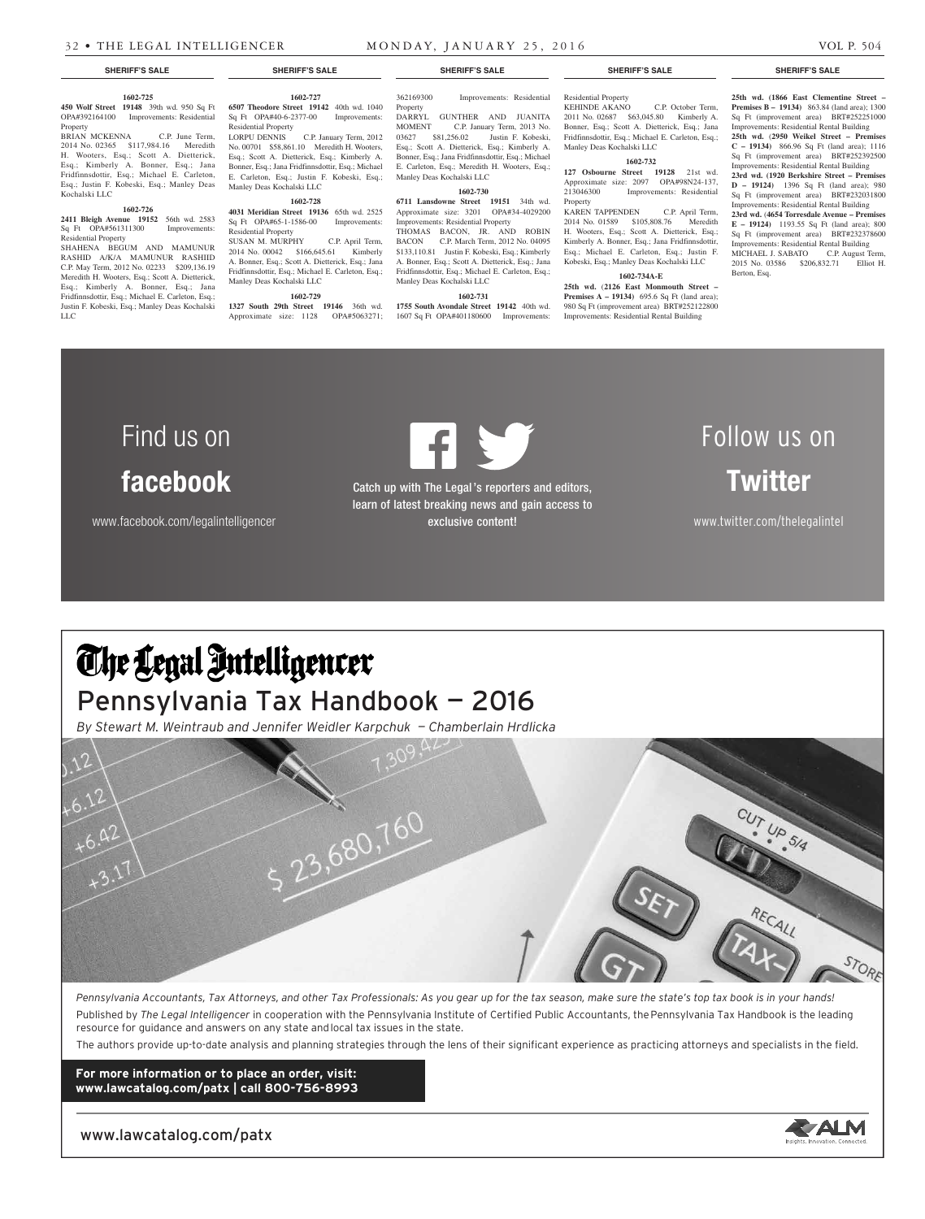## SHERIFF'S SALE

**1602-725**

**450 Wolf Street 19148** 39th wd. 950 Sq Ft OPA#392164100 Improvements: Residential Property
BRIAN MCKENNA C.P. June Term, 2014 No. 02365 $117,984.16 Meredith H. Wooters, Esq.; Scott A. Dietterick, Esq.; Kimberly A. Bonner, Esq.; Jana Fridfinnsdottir, Esq.; Michael E. Carleton, Esq.; Justin F. Kobeski, Esq.; Manley Deas Kochalski LLC

**1602-726**

**2411 Bleigh Avenue 19152** 56th wd. 2583 Sq Ft OPA#561311300 Improvements: Residential Property
SHAHENA BEGUM AND MAMUNUR RASHID A/K/A MAMUNUR RASHIID C.P. May Term, 2012 No. 02233 $209,136.19 Meredith H. Wooters, Esq.; Scott A. Dietterick, Esq.; Kimberly A. Bonner, Esq.; Jana Fridfinnsdottir, Esq.; Michael E. Carleton, Esq.; Justin F. Kobeski, Esq.; Manley Deas Kochalski LLC

**1602-727**

**6507 Theodore Street 19142** 40th wd. 1040 Sq Ft OPA#40-6-2377-00 Improvements: Residential Property
LORPU DENNIS C.P. January Term, 2012 No. 00701 $58,861.10 Meredith H. Wooters, Esq.; Scott A. Dietterick, Esq.; Kimberly A. Bonner, Esq.; Jana Fridfinnsdottir, Esq.; Michael E. Carleton, Esq.; Justin F. Kobeski, Esq.; Manley Deas Kochalski LLC

**1602-728**

**4031 Meridian Street 19136** 65th wd. 2525 Sq Ft OPA#65-1-1586-00 Improvements: Residential Property
SUSAN M. MURPHY C.P. April Term, 2014 No. 00042 $166,645.61 Kimberly A. Bonner, Esq.; Scott A. Dietterick, Esq.; Jana Fridfinnsdottir, Esq.; Michael E. Carleton, Esq.; Manley Deas Kochalski LLC

**1602-729**

**1327 South 29th Street 19146** 36th wd. Approximate size: 1128 OPA#5063271; 362169300 Improvements: Residential Property
DARRYL GUNTHER AND JUANITA MOMENT C.P. January Term, 2013 No. 03627 $81,256.02 Justin F. Kobeski, Esq.; Scott A. Dietterick, Esq.; Kimberly A. Bonner, Esq.; Jana Fridfinnsdottir, Esq.; Michael E. Carleton, Esq.; Meredith H. Wooters, Esq.; Manley Deas Kochalski LLC

**1602-730**

**6711 Lansdowne Street 19151** 34th wd. Approximate size: 3201 OPA#34-4029200 Improvements: Residential Property
THOMAS BACON, JR. AND ROBIN BACON C.P. March Term, 2012 No. 04095 $133,110.81 Justin F. Kobeski, Esq.; Kimberly A. Bonner, Esq.; Scott A. Dietterick, Esq.; Jana Fridfinnsdottir, Esq.; Michael E. Carleton, Esq.; Manley Deas Kochalski LLC

**1602-731**

**1755 South Avondale Street 19142** 40th wd. 1607 Sq Ft OPA#401180600 Improvements: Residential Property
KEHINDE AKANO C.P. October Term, 2011 No. 02687 $63,045.80 Kimberly A. Bonner, Esq.; Scott A. Dietterick, Esq.; Jana Fridfinnsdottir, Esq.; Michael E. Carleton, Esq.; Manley Deas Kochalski LLC

**1602-732**

**127 Osbourne Street 19128** 21st wd. Approximate size: 2097 OPA#98N24-137, 213046300 Improvements: Residential Property
KAREN TAPPENDEN C.P. April Term, 2014 No. 01589 $105,808.76 Meredith H. Wooters, Esq.; Scott A. Dietterick, Esq.; Kimberly A. Bonner, Esq.; Jana Fridfinnsdottir, Esq.; Michael E. Carleton, Esq.; Justin F. Kobeski, Esq.; Manley Deas Kochalski LLC

**1602-734A-E**

**25th wd. (2126 East Monmouth Street – Premises A – 19134)** 695.6 Sq Ft (land area); 980 Sq Ft (improvement area) BRT#252122800 Improvements: Residential Rental Building
**25th wd. (1866 East Clementine Street – Premises B – 19134)** 863.84 (land area); 1300 Sq Ft (improvement area) BRT#252251000 Improvements: Residential Rental Building
**25th wd. (2950 Weikel Street – Premises C – 19134)** 866.96 Sq Ft (land area); 1116 Sq Ft (improvement area) BRT#252392500 Improvements: Residential Rental Building
**23rd wd. (1920 Berkshire Street – Premises D – 19124)** 1396 Sq Ft (land area); 980 Sq Ft (improvement area) BRT#232031800 Improvements: Residential Rental Building
**23rd wd. (4654 Torresdale Avenue – Premises E – 19124)** 1193.55 Sq Ft (land area); 800 Sq Ft (improvement area) BRT#232378600 Improvements: Residential Rental Building
MICHAEL J. SABATO C.P. August Term, 2015 No. 03586 $206,832.71 Elliot H. Berton, Esq.

---

Find us on **facebook**
www.facebook.com/legalintelligencer

Catch up with The Legal's reporters and editors, learn of latest breaking news and gain access to exclusive content!

Follow us on **Twitter**
www.twitter.com/thelegalintel

---

# The Legal Intelligencer
## Pennsylvania Tax Handbook — 2016

*By Stewart M. Weintraub and Jennifer Weidler Karpchuk — Chamberlain Hrdlicka*

*Pennsylvania Accountants, Tax Attorneys, and other Tax Professionals: As you gear up for the tax season, make sure the state's top tax book is in your hands!*

Published by *The Legal Intelligencer* in cooperation with the Pennsylvania Institute of Certified Public Accountants, the Pennsylvania Tax Handbook is the leading resource for guidance and answers on any state and local tax issues in the state.

The authors provide up-to-date analysis and planning strategies through the lens of their significant experience as practicing attorneys and specialists in the field.

**For more information or to place an order, visit: www.lawcatalog.com/patx | call 800-756-8993**

www.lawcatalog.com/patx

ALM — Insights. Innovation. Connected.